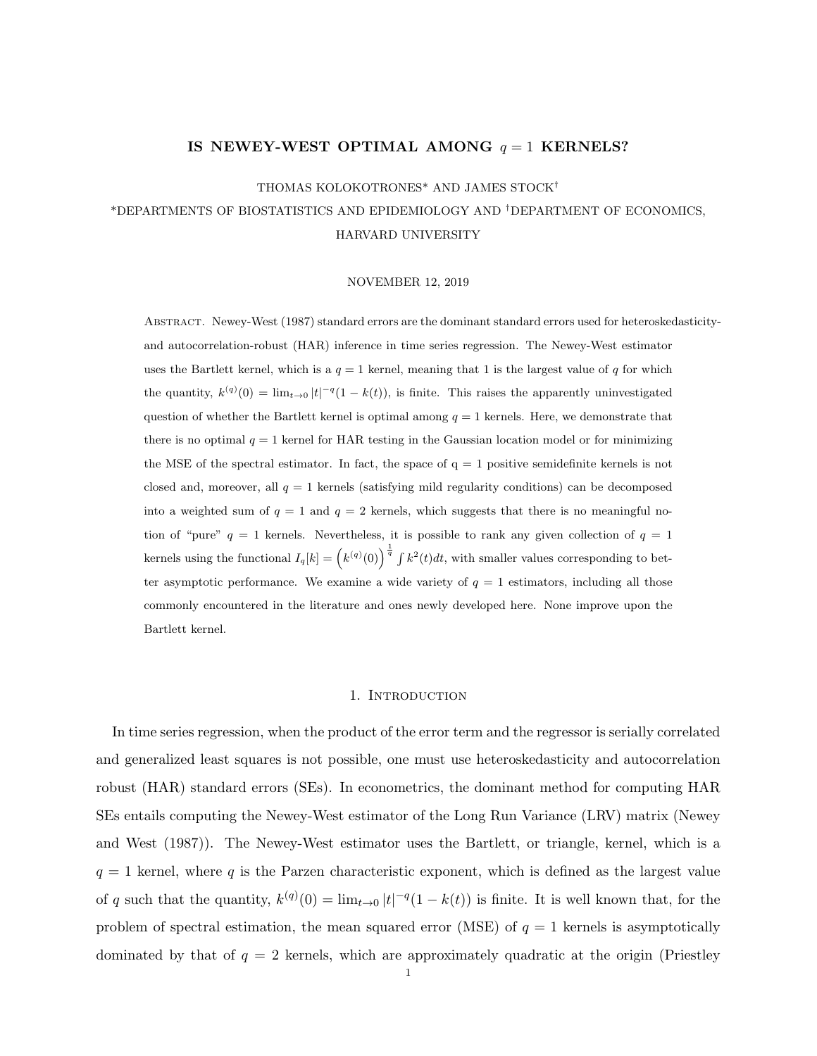# IS NEWEY-WEST OPTIMAL AMONG $q = 1$ KERNELS?

THOMAS KOLOKOTRONES* AND JAMES STOCK†

*DEPARTMENTS OF BIOSTATISTICS AND EPIDEMIOLOGY AND †DEPARTMENT OF ECONOMICS, HARVARD UNIVERSITY

NOVEMBER 12, 2019

Abstract. Newey-West (1987) standard errors are the dominant standard errors used for heteroskedasticity- and autocorrelation-robust (HAR) inference in time series regression. The Newey-West estimator uses the Bartlett kernel, which is a $q = 1$ kernel, meaning that 1 is the largest value of $q$ for which the quantity, $k^{(q)}(0) = \lim_{t\to 0} |t|^{-q}(1 - k(t))$, is finite. This raises the apparently uninvestigated question of whether the Bartlett kernel is optimal among $q = 1$ kernels. Here, we demonstrate that there is no optimal $q = 1$ kernel for HAR testing in the Gaussian location model or for minimizing the MSE of the spectral estimator. In fact, the space of q = 1 positive semidefinite kernels is not closed and, moreover, all $q = 1$ kernels (satisfying mild regularity conditions) can be decomposed into a weighted sum of $q = 1$ and $q = 2$ kernels, which suggests that there is no meaningful notion of "pure" $q = 1$ kernels. Nevertheless, it is possible to rank any given collection of $q = 1$ kernels using the functional $I_q[k] = \left(k^{(q)}(0)\right)^{\frac{1}{q}} \int k^2(t)dt$, with smaller values corresponding to better asymptotic performance. We examine a wide variety of $q = 1$ estimators, including all those commonly encountered in the literature and ones newly developed here. None improve upon the Bartlett kernel.

## 1. Introduction

In time series regression, when the product of the error term and the regressor is serially correlated and generalized least squares is not possible, one must use heteroskedasticity and autocorrelation robust (HAR) standard errors (SEs). In econometrics, the dominant method for computing HAR SEs entails computing the Newey-West estimator of the Long Run Variance (LRV) matrix (Newey and West (1987)). The Newey-West estimator uses the Bartlett, or triangle, kernel, which is a $q = 1$ kernel, where $q$ is the Parzen characteristic exponent, which is defined as the largest value of $q$ such that the quantity, $k^{(q)}(0) = \lim_{t\to 0} |t|^{-q}(1 - k(t))$ is finite. It is well known that, for the problem of spectral estimation, the mean squared error (MSE) of $q = 1$ kernels is asymptotically dominated by that of $q = 2$ kernels, which are approximately quadratic at the origin (Priestley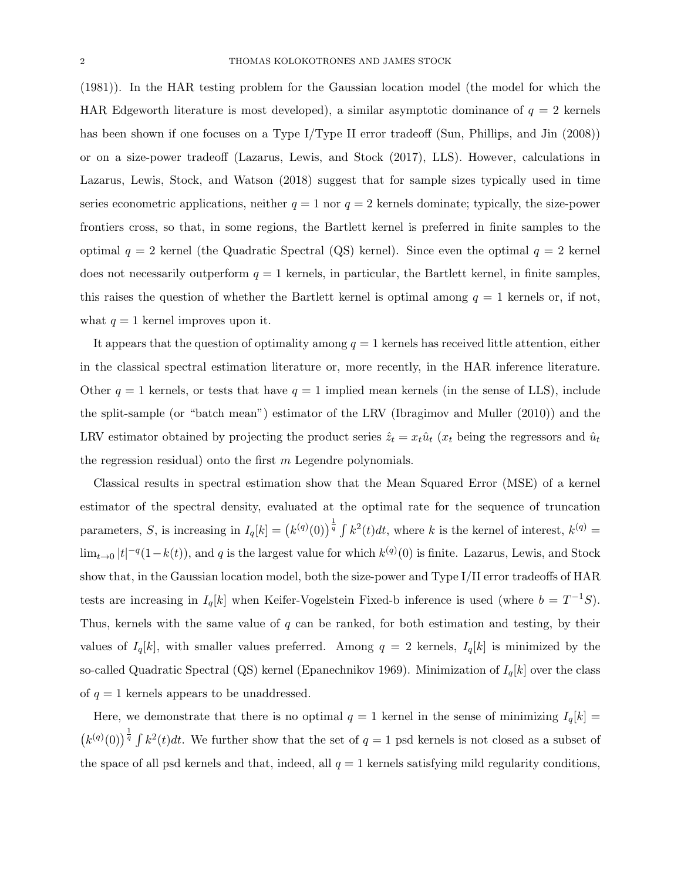(1981)). In the HAR testing problem for the Gaussian location model (the model for which the HAR Edgeworth literature is most developed), a similar asymptotic dominance of $q = 2$ kernels has been shown if one focuses on a Type I/Type II error tradeoff (Sun, Phillips, and Jin (2008)) or on a size-power tradeoff (Lazarus, Lewis, and Stock (2017), LLS). However, calculations in Lazarus, Lewis, Stock, and Watson (2018) suggest that for sample sizes typically used in time series econometric applications, neither $q = 1$ nor $q = 2$ kernels dominate; typically, the size-power frontiers cross, so that, in some regions, the Bartlett kernel is preferred in finite samples to the optimal $q = 2$ kernel (the Quadratic Spectral (QS) kernel). Since even the optimal $q = 2$ kernel does not necessarily outperform $q = 1$ kernels, in particular, the Bartlett kernel, in finite samples, this raises the question of whether the Bartlett kernel is optimal among $q = 1$ kernels or, if not, what $q = 1$ kernel improves upon it.

It appears that the question of optimality among $q = 1$ kernels has received little attention, either in the classical spectral estimation literature or, more recently, in the HAR inference literature. Other $q = 1$ kernels, or tests that have $q = 1$ implied mean kernels (in the sense of LLS), include the split-sample (or "batch mean") estimator of the LRV (Ibragimov and Muller (2010)) and the LRV estimator obtained by projecting the product series $\hat{z}_t = x_t \hat{u}_t$ ($x_t$ being the regressors and $\hat{u}_t$ the regression residual) onto the first $m$ Legendre polynomials.

Classical results in spectral estimation show that the Mean Squared Error (MSE) of a kernel estimator of the spectral density, evaluated at the optimal rate for the sequence of truncation parameters, $S$, is increasing in $I_q[k] = \left(k^{(q)}(0)\right)^{\frac{1}{q}} \int k^2(t)dt$, where $k$ is the kernel of interest, $k^{(q)} = \lim_{t \to 0} |t|^{-q}(1 - k(t))$, and $q$ is the largest value for which $k^{(q)}(0)$ is finite. Lazarus, Lewis, and Stock show that, in the Gaussian location model, both the size-power and Type I/II error tradeoffs of HAR tests are increasing in $I_q[k]$ when Keifer-Vogelstein Fixed-b inference is used (where $b = T^{-1}S$). Thus, kernels with the same value of $q$ can be ranked, for both estimation and testing, by their values of $I_q[k]$, with smaller values preferred. Among $q = 2$ kernels, $I_q[k]$ is minimized by the so-called Quadratic Spectral (QS) kernel (Epanechnikov 1969). Minimization of $I_q[k]$ over the class of $q = 1$ kernels appears to be unaddressed.

Here, we demonstrate that there is no optimal $q = 1$ kernel in the sense of minimizing $I_q[k] = \left(k^{(q)}(0)\right)^{\frac{1}{q}} \int k^2(t)dt$. We further show that the set of $q = 1$ psd kernels is not closed as a subset of the space of all psd kernels and that, indeed, all $q = 1$ kernels satisfying mild regularity conditions,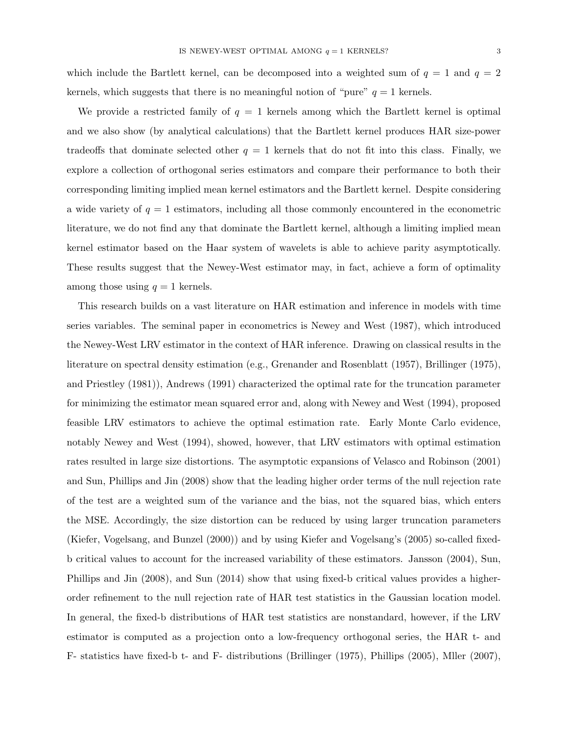which include the Bartlett kernel, can be decomposed into a weighted sum of $q = 1$ and $q = 2$ kernels, which suggests that there is no meaningful notion of "pure" $q = 1$ kernels.

We provide a restricted family of $q = 1$ kernels among which the Bartlett kernel is optimal and we also show (by analytical calculations) that the Bartlett kernel produces HAR size-power tradeoffs that dominate selected other $q = 1$ kernels that do not fit into this class. Finally, we explore a collection of orthogonal series estimators and compare their performance to both their corresponding limiting implied mean kernel estimators and the Bartlett kernel. Despite considering a wide variety of $q = 1$ estimators, including all those commonly encountered in the econometric literature, we do not find any that dominate the Bartlett kernel, although a limiting implied mean kernel estimator based on the Haar system of wavelets is able to achieve parity asymptotically. These results suggest that the Newey-West estimator may, in fact, achieve a form of optimality among those using $q = 1$ kernels.

This research builds on a vast literature on HAR estimation and inference in models with time series variables. The seminal paper in econometrics is Newey and West (1987), which introduced the Newey-West LRV estimator in the context of HAR inference. Drawing on classical results in the literature on spectral density estimation (e.g., Grenander and Rosenblatt (1957), Brillinger (1975), and Priestley (1981)), Andrews (1991) characterized the optimal rate for the truncation parameter for minimizing the estimator mean squared error and, along with Newey and West (1994), proposed feasible LRV estimators to achieve the optimal estimation rate. Early Monte Carlo evidence, notably Newey and West (1994), showed, however, that LRV estimators with optimal estimation rates resulted in large size distortions. The asymptotic expansions of Velasco and Robinson (2001) and Sun, Phillips and Jin (2008) show that the leading higher order terms of the null rejection rate of the test are a weighted sum of the variance and the bias, not the squared bias, which enters the MSE. Accordingly, the size distortion can be reduced by using larger truncation parameters (Kiefer, Vogelsang, and Bunzel (2000)) and by using Kiefer and Vogelsang's (2005) so-called fixed-b critical values to account for the increased variability of these estimators. Jansson (2004), Sun, Phillips and Jin (2008), and Sun (2014) show that using fixed-b critical values provides a higher-order refinement to the null rejection rate of HAR test statistics in the Gaussian location model. In general, the fixed-b distributions of HAR test statistics are nonstandard, however, if the LRV estimator is computed as a projection onto a low-frequency orthogonal series, the HAR t- and F- statistics have fixed-b t- and F- distributions (Brillinger (1975), Phillips (2005), Mller (2007),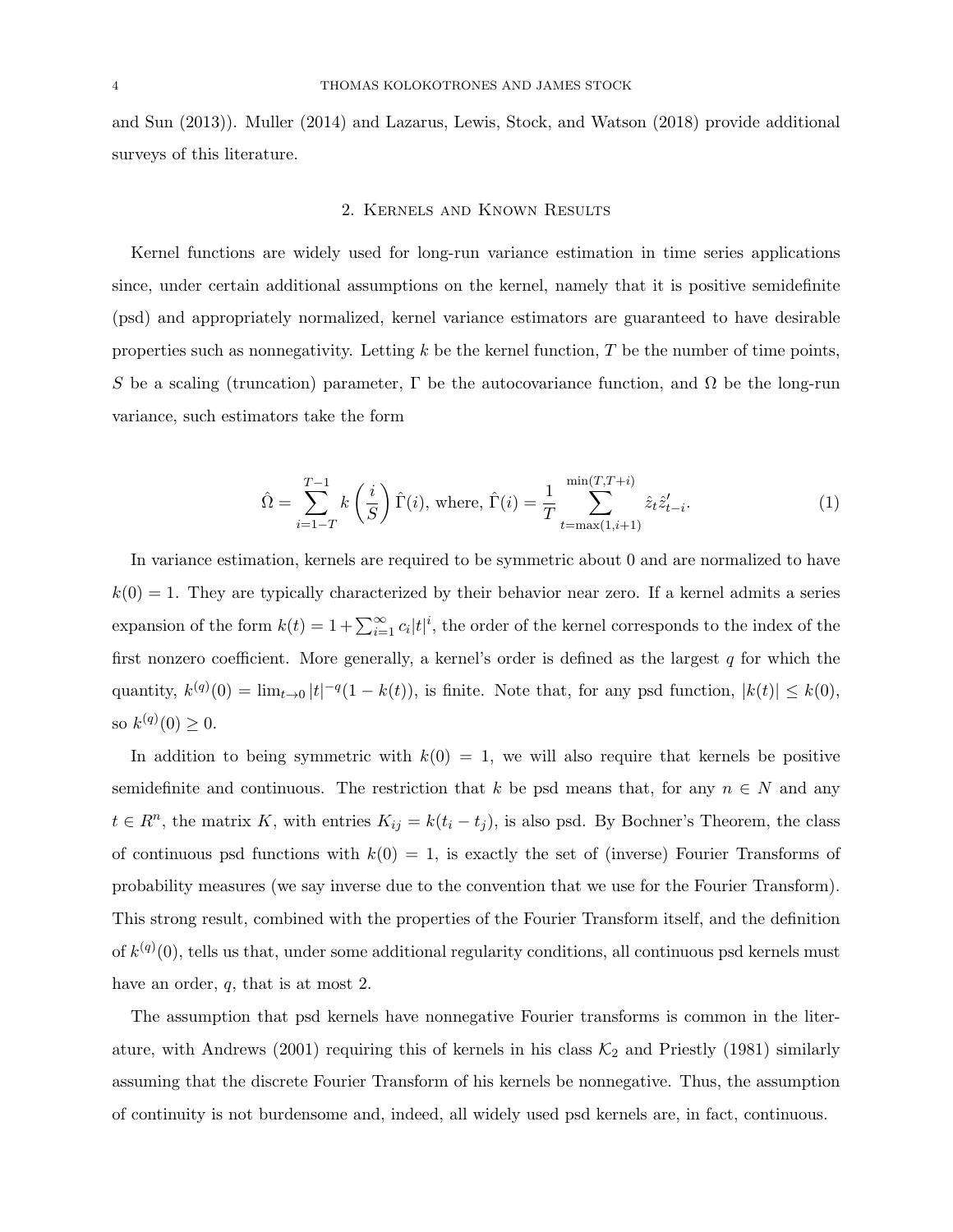and Sun (2013)). Muller (2014) and Lazarus, Lewis, Stock, and Watson (2018) provide additional surveys of this literature.

## 2. Kernels and Known Results

Kernel functions are widely used for long-run variance estimation in time series applications since, under certain additional assumptions on the kernel, namely that it is positive semidefinite (psd) and appropriately normalized, kernel variance estimators are guaranteed to have desirable properties such as nonnegativity. Letting $k$ be the kernel function, $T$ be the number of time points, $S$ be a scaling (truncation) parameter, $\Gamma$ be the autocovariance function, and $\Omega$ be the long-run variance, such estimators take the form

$$\hat{\Omega} = \sum_{i=1-T}^{T-1} k\left(\frac{i}{S}\right)\hat{\Gamma}(i), \text{ where, } \hat{\Gamma}(i) = \frac{1}{T}\sum_{t=\max(1,i+1)}^{\min(T,T+i)} \hat{z}_t\hat{z}_{t-i}'. \tag{1}$$

In variance estimation, kernels are required to be symmetric about 0 and are normalized to have $k(0) = 1$. They are typically characterized by their behavior near zero. If a kernel admits a series expansion of the form $k(t) = 1 + \sum_{i=1}^{\infty} c_i|t|^i$, the order of the kernel corresponds to the index of the first nonzero coefficient. More generally, a kernel's order is defined as the largest $q$ for which the quantity, $k^{(q)}(0) = \lim_{t\to 0} |t|^{-q}(1 - k(t))$, is finite. Note that, for any psd function, $|k(t)| \le k(0)$, so $k^{(q)}(0) \ge 0$.

In addition to being symmetric with $k(0) = 1$, we will also require that kernels be positive semidefinite and continuous. The restriction that $k$ be psd means that, for any $n \in N$ and any $t \in R^n$, the matrix $K$, with entries $K_{ij} = k(t_i - t_j)$, is also psd. By Bochner's Theorem, the class of continuous psd functions with $k(0) = 1$, is exactly the set of (inverse) Fourier Transforms of probability measures (we say inverse due to the convention that we use for the Fourier Transform). This strong result, combined with the properties of the Fourier Transform itself, and the definition of $k^{(q)}(0)$, tells us that, under some additional regularity conditions, all continuous psd kernels must have an order, $q$, that is at most 2.

The assumption that psd kernels have nonnegative Fourier transforms is common in the literature, with Andrews (2001) requiring this of kernels in his class $\mathcal{K}_2$ and Priestly (1981) similarly assuming that the discrete Fourier Transform of his kernels be nonnegative. Thus, the assumption of continuity is not burdensome and, indeed, all widely used psd kernels are, in fact, continuous.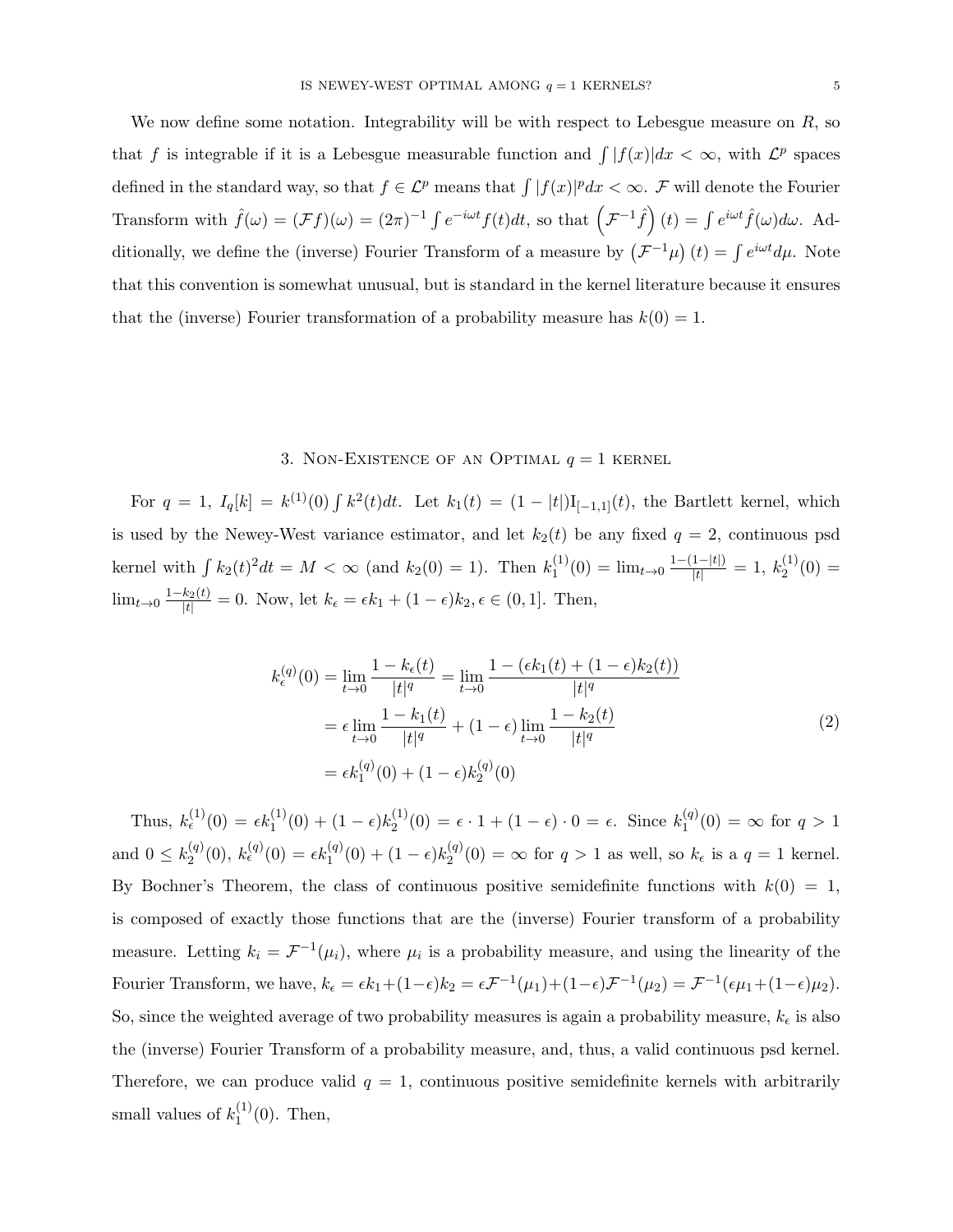We now define some notation. Integrability will be with respect to Lebesgue measure on $R$, so that $f$ is integrable if it is a Lebesgue measurable function and $\int |f(x)|dx < \infty$, with $\mathcal{L}^p$ spaces defined in the standard way, so that $f \in \mathcal{L}^p$ means that $\int |f(x)|^p dx < \infty$. $\mathcal{F}$ will denote the Fourier Transform with $\hat{f}(\omega) = (\mathcal{F}f)(\omega) = (2\pi)^{-1} \int e^{-i\omega t} f(t)dt$, so that $\left(\mathcal{F}^{-1}\hat{f}\right)(t) = \int e^{i\omega t}\hat{f}(\omega)d\omega$. Additionally, we define the (inverse) Fourier Transform of a measure by $\left(\mathcal{F}^{-1}\mu\right)(t) = \int e^{i\omega t}d\mu$. Note that this convention is somewhat unusual, but is standard in the kernel literature because it ensures that the (inverse) Fourier transformation of a probability measure has $k(0) = 1$.

## 3. Non-Existence of an Optimal $q = 1$ kernel

For $q = 1$, $I_q[k] = k^{(1)}(0)\int k^2(t)dt$. Let $k_1(t) = (1 - |t|)\mathrm{I}_{[-1,1]}(t)$, the Bartlett kernel, which is used by the Newey-West variance estimator, and let $k_2(t)$ be any fixed $q = 2$, continuous psd kernel with $\int k_2(t)^2 dt = M < \infty$ (and $k_2(0) = 1$). Then $k_1^{(1)}(0) = \lim_{t \to 0} \frac{1-(1-|t|)}{|t|} = 1$, $k_2^{(1)}(0) = \lim_{t\to 0} \frac{1-k_2(t)}{|t|} = 0$. Now, let $k_\epsilon = \epsilon k_1 + (1-\epsilon)k_2, \epsilon \in (0, 1]$. Then,

$$
\begin{aligned}
k_\epsilon^{(q)}(0) &= \lim_{t\to 0} \frac{1 - k_\epsilon(t)}{|t|^q} = \lim_{t\to 0} \frac{1 - (\epsilon k_1(t) + (1-\epsilon)k_2(t))}{|t|^q} \\
&= \epsilon \lim_{t\to 0} \frac{1 - k_1(t)}{|t|^q} + (1-\epsilon) \lim_{t\to 0} \frac{1 - k_2(t)}{|t|^q} \\
&= \epsilon k_1^{(q)}(0) + (1-\epsilon)k_2^{(q)}(0)
\end{aligned}
\tag{2}
$$

Thus, $k_\epsilon^{(1)}(0) = \epsilon k_1^{(1)}(0) + (1-\epsilon)k_2^{(1)}(0) = \epsilon \cdot 1 + (1-\epsilon)\cdot 0 = \epsilon$. Since $k_1^{(q)}(0) = \infty$ for $q > 1$ and $0 \le k_2^{(q)}(0)$, $k_\epsilon^{(q)}(0) = \epsilon k_1^{(q)}(0) + (1-\epsilon)k_2^{(q)}(0) = \infty$ for $q > 1$ as well, so $k_\epsilon$ is a $q = 1$ kernel. By Bochner's Theorem, the class of continuous positive semidefinite functions with $k(0) = 1$, is composed of exactly those functions that are the (inverse) Fourier transform of a probability measure. Letting $k_i = \mathcal{F}^{-1}(\mu_i)$, where $\mu_i$ is a probability measure, and using the linearity of the Fourier Transform, we have, $k_\epsilon = \epsilon k_1 + (1-\epsilon)k_2 = \epsilon\mathcal{F}^{-1}(\mu_1) + (1-\epsilon)\mathcal{F}^{-1}(\mu_2) = \mathcal{F}^{-1}(\epsilon\mu_1 + (1-\epsilon)\mu_2)$. So, since the weighted average of two probability measures is again a probability measure, $k_\epsilon$ is also the (inverse) Fourier Transform of a probability measure, and, thus, a valid continuous psd kernel. Therefore, we can produce valid $q = 1$, continuous positive semidefinite kernels with arbitrarily small values of $k_1^{(1)}(0)$. Then,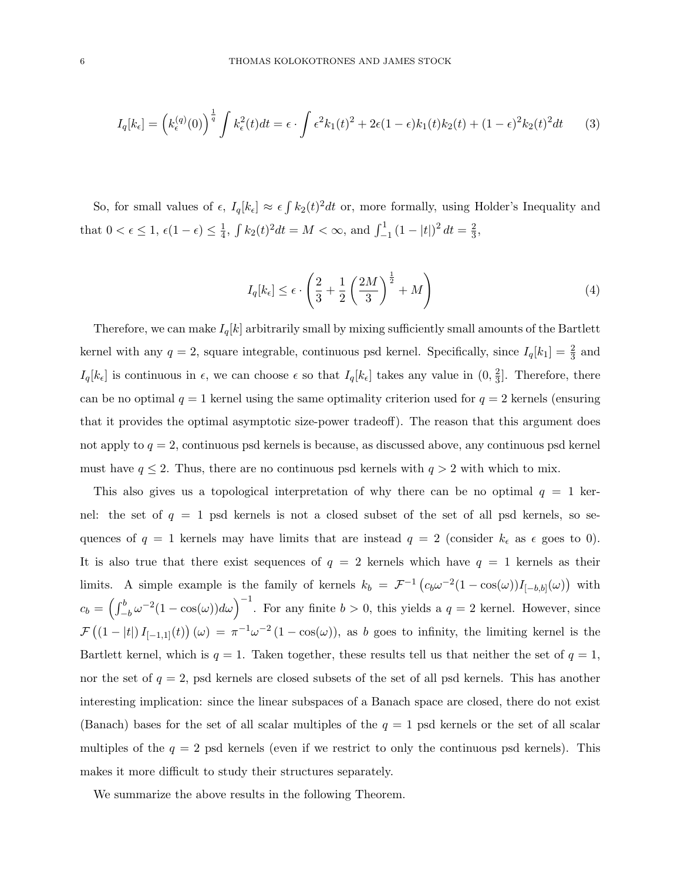$$I_q[k_\epsilon] = \left(k_\epsilon^{(q)}(0)\right)^{\frac{1}{q}} \int k_\epsilon^2(t)dt = \epsilon \cdot \int \epsilon^2 k_1(t)^2 + 2\epsilon(1-\epsilon)k_1(t)k_2(t) + (1-\epsilon)^2 k_2(t)^2 dt \tag{3}$$

So, for small values of $\epsilon$, $I_q[k_\epsilon] \approx \epsilon \int k_2(t)^2 dt$ or, more formally, using Holder's Inequality and that $0 < \epsilon \leq 1$, $\epsilon(1-\epsilon) \leq \frac{1}{4}$, $\int k_2(t)^2 dt = M < \infty$, and $\int_{-1}^{1} (1-|t|)^2 \, dt = \frac{2}{3}$,

$$I_q[k_\epsilon] \leq \epsilon \cdot \left(\frac{2}{3} + \frac{1}{2}\left(\frac{2M}{3}\right)^{\frac{1}{2}} + M\right) \tag{4}$$

Therefore, we can make $I_q[k]$ arbitrarily small by mixing sufficiently small amounts of the Bartlett kernel with any $q = 2$, square integrable, continuous psd kernel. Specifically, since $I_q[k_1] = \frac{2}{3}$ and $I_q[k_\epsilon]$ is continuous in $\epsilon$, we can choose $\epsilon$ so that $I_q[k_\epsilon]$ takes any value in $(0, \frac{2}{3}]$. Therefore, there can be no optimal $q = 1$ kernel using the same optimality criterion used for $q = 2$ kernels (ensuring that it provides the optimal asymptotic size-power tradeoff). The reason that this argument does not apply to $q = 2$, continuous psd kernels is because, as discussed above, any continuous psd kernel must have $q \leq 2$. Thus, there are no continuous psd kernels with $q > 2$ with which to mix.

This also gives us a topological interpretation of why there can be no optimal $q = 1$ kernel: the set of $q = 1$ psd kernels is not a closed subset of the set of all psd kernels, so sequences of $q = 1$ kernels may have limits that are instead $q = 2$ (consider $k_\epsilon$ as $\epsilon$ goes to 0). It is also true that there exist sequences of $q = 2$ kernels which have $q = 1$ kernels as their limits. A simple example is the family of kernels $k_b = \mathcal{F}^{-1}\left(c_b \omega^{-2}(1-\cos(\omega)) I_{[-b,b]}(\omega)\right)$ with $c_b = \left(\int_{-b}^{b} \omega^{-2}(1-\cos(\omega))d\omega\right)^{-1}$. For any finite $b > 0$, this yields a $q = 2$ kernel. However, since $\mathcal{F}\left((1-|t|)\, I_{[-1,1]}(t)\right)(\omega) = \pi^{-1}\omega^{-2}\left(1-\cos(\omega)\right)$, as $b$ goes to infinity, the limiting kernel is the Bartlett kernel, which is $q = 1$. Taken together, these results tell us that neither the set of $q = 1$, nor the set of $q = 2$, psd kernels are closed subsets of the set of all psd kernels. This has another interesting implication: since the linear subspaces of a Banach space are closed, there do not exist (Banach) bases for the set of all scalar multiples of the $q = 1$ psd kernels or the set of all scalar multiples of the $q = 2$ psd kernels (even if we restrict to only the continuous psd kernels). This makes it more difficult to study their structures separately.

We summarize the above results in the following Theorem.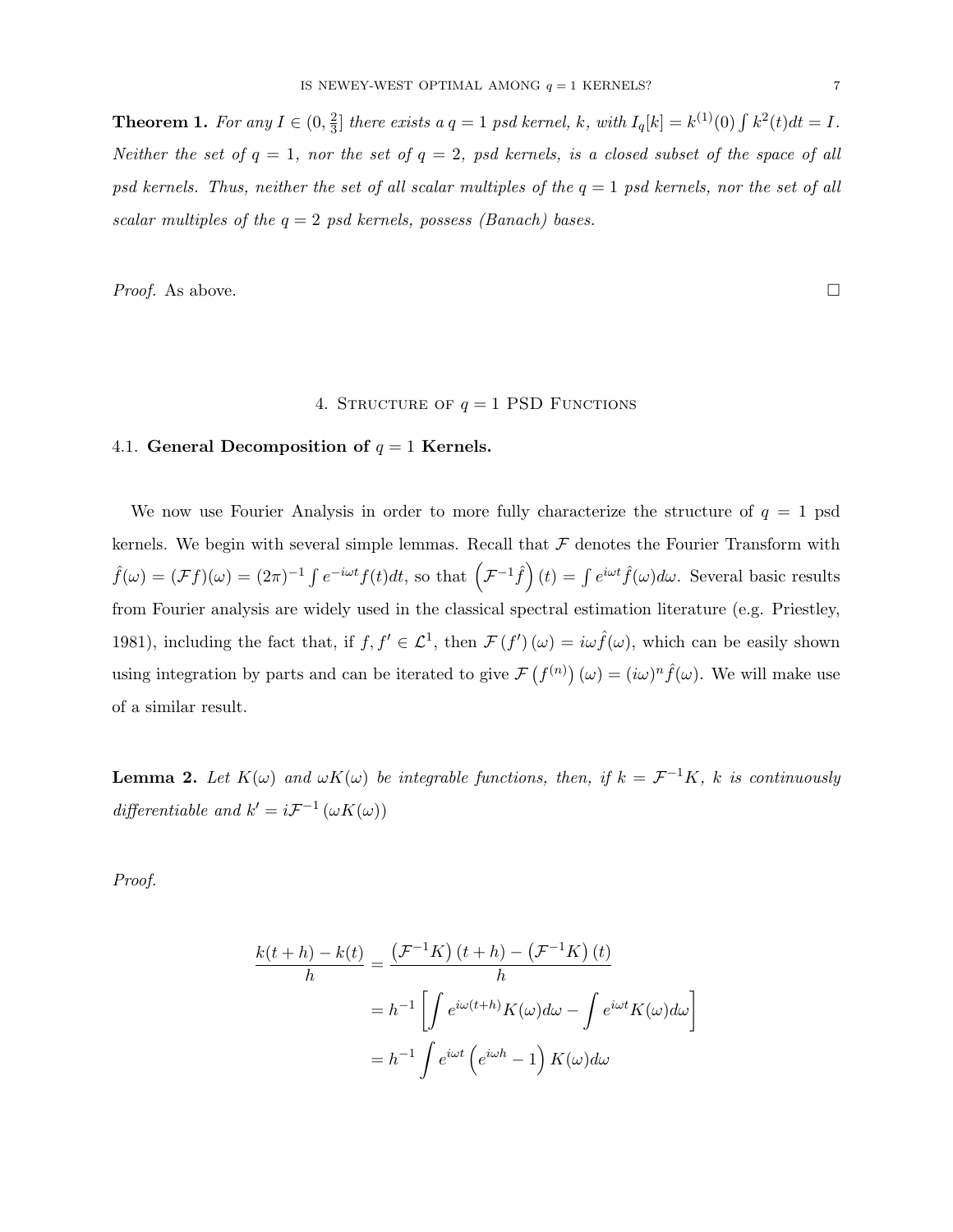**Theorem 1.** *For any $I \in (0, \frac{2}{3}]$ there exists a $q = 1$ psd kernel, $k$, with $I_q[k] = k^{(1)}(0) \int k^2(t)dt = I$. Neither the set of $q = 1$, nor the set of $q = 2$, psd kernels, is a closed subset of the space of all psd kernels. Thus, neither the set of all scalar multiples of the $q = 1$ psd kernels, nor the set of all scalar multiples of the $q = 2$ psd kernels, possess (Banach) bases.*

*Proof.* As above. □

## 4. Structure of $q = 1$ PSD Functions

### 4.1. General Decomposition of $q = 1$ Kernels.

We now use Fourier Analysis in order to more fully characterize the structure of $q = 1$ psd kernels. We begin with several simple lemmas. Recall that $\mathcal{F}$ denotes the Fourier Transform with $\hat{f}(\omega) = (\mathcal{F}f)(\omega) = (2\pi)^{-1} \int e^{-i\omega t} f(t)dt$, so that $\left(\mathcal{F}^{-1}\hat{f}\right)(t) = \int e^{i\omega t}\hat{f}(\omega)d\omega$. Several basic results from Fourier analysis are widely used in the classical spectral estimation literature (e.g. Priestley, 1981), including the fact that, if $f, f' \in \mathcal{L}^1$, then $\mathcal{F}(f')(\omega) = i\omega\hat{f}(\omega)$, which can be easily shown using integration by parts and can be iterated to give $\mathcal{F}\left(f^{(n)}\right)(\omega) = (i\omega)^n \hat{f}(\omega)$. We will make use of a similar result.

**Lemma 2.** *Let $K(\omega)$ and $\omega K(\omega)$ be integrable functions, then, if $k = \mathcal{F}^{-1}K$, $k$ is continuously differentiable and $k' = i\mathcal{F}^{-1}(\omega K(\omega))$*

*Proof.*

$$
\begin{aligned}
\frac{k(t+h) - k(t)}{h} &= \frac{\left(\mathcal{F}^{-1}K\right)(t+h) - \left(\mathcal{F}^{-1}K\right)(t)}{h} \\
&= h^{-1}\left[\int e^{i\omega(t+h)}K(\omega)d\omega - \int e^{i\omega t}K(\omega)d\omega\right] \\
&= h^{-1}\int e^{i\omega t}\left(e^{i\omega h} - 1\right)K(\omega)d\omega
\end{aligned}
$$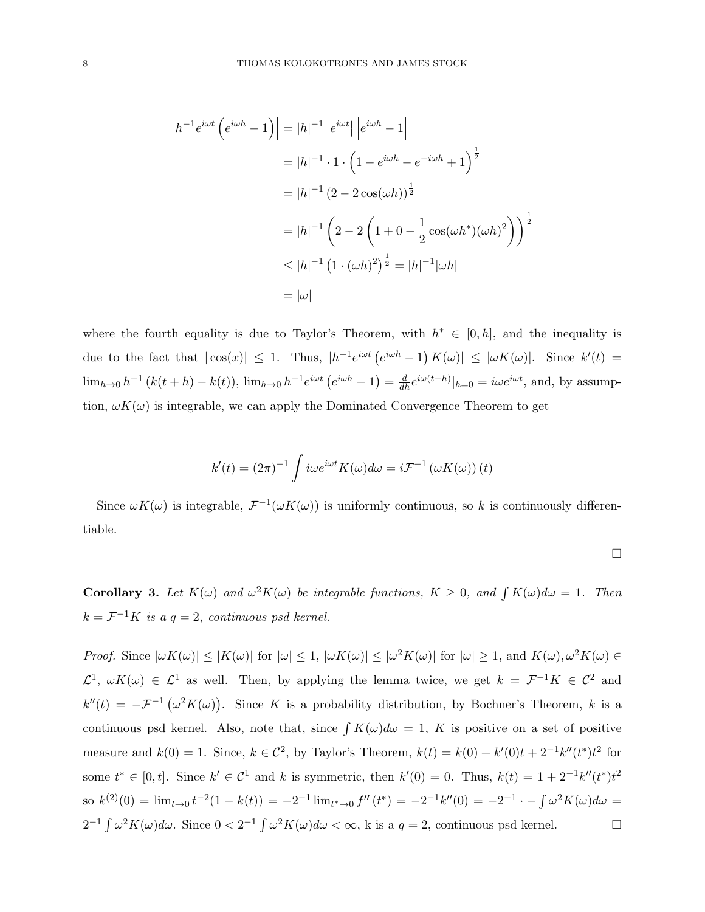$$
\begin{aligned}
\left|h^{-1}e^{i\omega t}\left(e^{i\omega h}-1\right)\right| &= |h|^{-1}\left|e^{i\omega t}\right|\left|e^{i\omega h}-1\right| \\
&= |h|^{-1}\cdot 1\cdot\left(1-e^{i\omega h}-e^{-i\omega h}+1\right)^{\frac{1}{2}} \\
&= |h|^{-1}\left(2-2\cos(\omega h)\right)^{\frac{1}{2}} \\
&= |h|^{-1}\left(2-2\left(1+0-\frac{1}{2}\cos(\omega h^*)(\omega h)^2\right)\right)^{\frac{1}{2}} \\
&\leq |h|^{-1}\left(1\cdot(\omega h)^2\right)^{\frac{1}{2}} = |h|^{-1}|\omega h| \\
&= |\omega|
\end{aligned}
$$

where the fourth equality is due to Taylor's Theorem, with $h^* \in [0, h]$, and the inequality is due to the fact that $|\cos(x)| \leq 1$. Thus, $|h^{-1}e^{i\omega t}\left(e^{i\omega h}-1\right)K(\omega)| \leq |\omega K(\omega)|$. Since $k'(t) = \lim_{h\to 0} h^{-1}\left(k(t+h)-k(t)\right)$, $\lim_{h\to 0} h^{-1}e^{i\omega t}\left(e^{i\omega h}-1\right) = \frac{d}{dh}e^{i\omega(t+h)}|_{h=0} = i\omega e^{i\omega t}$, and, by assumption, $\omega K(\omega)$ is integrable, we can apply the Dominated Convergence Theorem to get

$$
k'(t) = (2\pi)^{-1}\int i\omega e^{i\omega t}K(\omega)d\omega = i\mathcal{F}^{-1}\left(\omega K(\omega)\right)(t)
$$

Since $\omega K(\omega)$ is integrable, $\mathcal{F}^{-1}(\omega K(\omega))$ is uniformly continuous, so $k$ is continuously differentiable.

□

**Corollary 3.** *Let $K(\omega)$ and $\omega^2 K(\omega)$ be integrable functions, $K \geq 0$, and $\int K(\omega)d\omega = 1$. Then $k = \mathcal{F}^{-1}K$ is a $q = 2$, continuous psd kernel.*

*Proof.* Since $|\omega K(\omega)| \leq |K(\omega)|$ for $|\omega| \leq 1$, $|\omega K(\omega)| \leq |\omega^2 K(\omega)|$ for $|\omega| \geq 1$, and $K(\omega), \omega^2 K(\omega) \in \mathcal{L}^1$, $\omega K(\omega) \in \mathcal{L}^1$ as well. Then, by applying the lemma twice, we get $k = \mathcal{F}^{-1}K \in \mathcal{C}^2$ and $k''(t) = -\mathcal{F}^{-1}\left(\omega^2 K(\omega)\right)$. Since $K$ is a probability distribution, by Bochner's Theorem, $k$ is a continuous psd kernel. Also, note that, since $\int K(\omega)d\omega = 1$, $K$ is positive on a set of positive measure and $k(0) = 1$. Since, $k \in \mathcal{C}^2$, by Taylor's Theorem, $k(t) = k(0) + k'(0)t + 2^{-1}k''(t^*)t^2$ for some $t^* \in [0, t]$. Since $k' \in \mathcal{C}^1$ and $k$ is symmetric, then $k'(0) = 0$. Thus, $k(t) = 1 + 2^{-1}k''(t^*)t^2$ so $k^{(2)}(0) = \lim_{t\to 0} t^{-2}(1-k(t)) = -2^{-1}\lim_{t^*\to 0} f''(t^*) = -2^{-1}k''(0) = -2^{-1}\cdot - \int \omega^2 K(\omega)d\omega = 2^{-1}\int \omega^2 K(\omega)d\omega$. Since $0 < 2^{-1}\int \omega^2 K(\omega)d\omega < \infty$, k is a $q = 2$, continuous psd kernel. □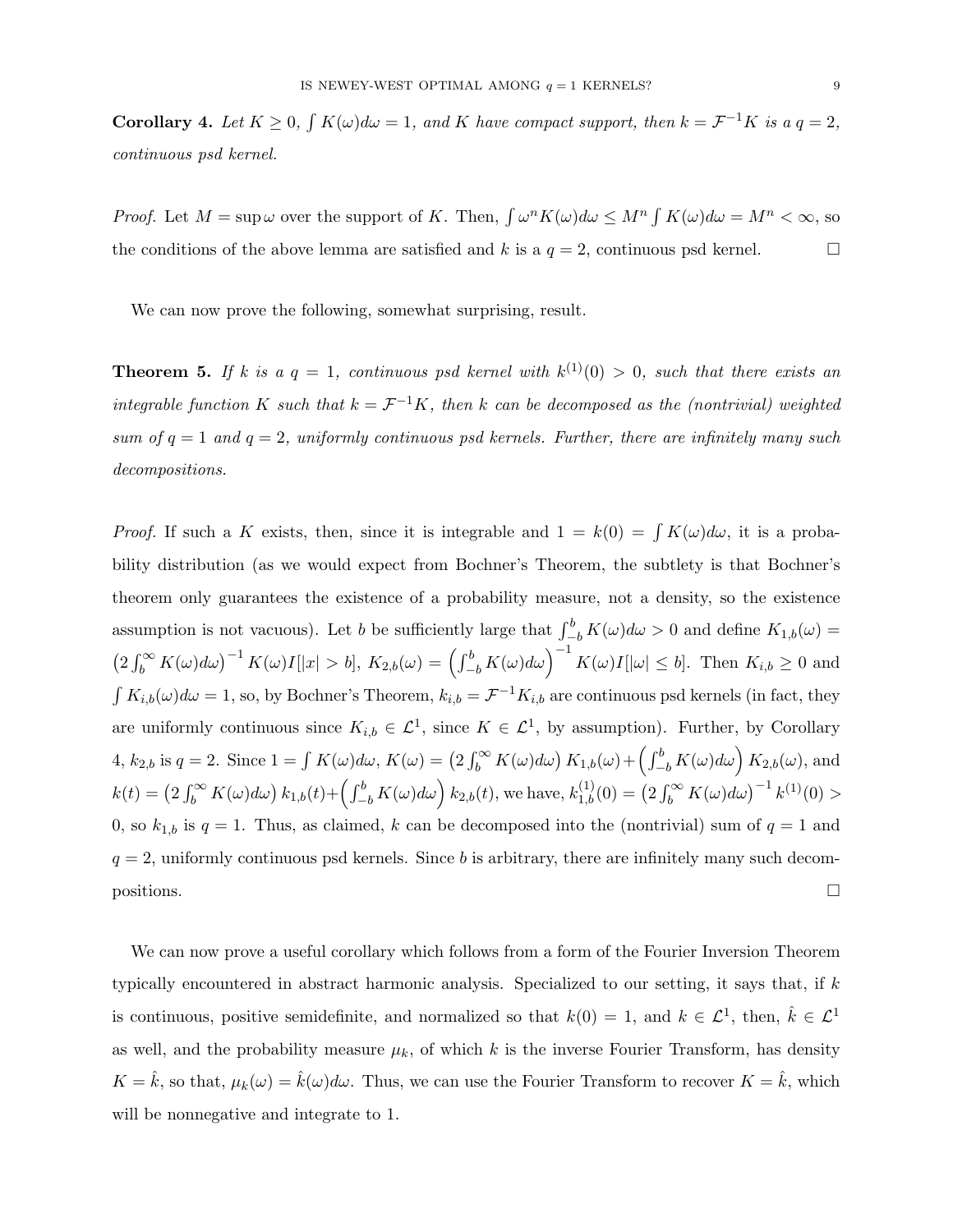**Corollary 4.** *Let $K \geq 0$, $\int K(\omega)d\omega = 1$, and $K$ have compact support, then $k = \mathcal{F}^{-1}K$ is a $q = 2$, continuous psd kernel.*

*Proof.* Let $M = \sup \omega$ over the support of $K$. Then, $\int \omega^n K(\omega)d\omega \leq M^n \int K(\omega)d\omega = M^n < \infty$, so the conditions of the above lemma are satisfied and $k$ is a $q = 2$, continuous psd kernel. $\square$

We can now prove the following, somewhat surprising, result.

**Theorem 5.** *If $k$ is a $q = 1$, continuous psd kernel with $k^{(1)}(0) > 0$, such that there exists an integrable function $K$ such that $k = \mathcal{F}^{-1}K$, then $k$ can be decomposed as the (nontrivial) weighted sum of $q = 1$ and $q = 2$, uniformly continuous psd kernels. Further, there are infinitely many such decompositions.*

*Proof.* If such a $K$ exists, then, since it is integrable and $1 = k(0) = \int K(\omega)d\omega$, it is a probability distribution (as we would expect from Bochner's Theorem, the subtlety is that Bochner's theorem only guarantees the existence of a probability measure, not a density, so the existence assumption is not vacuous). Let $b$ be sufficiently large that $\int_{-b}^{b} K(\omega)d\omega > 0$ and define $K_{1,b}(\omega) = \left(2\int_b^\infty K(\omega)d\omega\right)^{-1} K(\omega)I[|x| > b]$, $K_{2,b}(\omega) = \left(\int_{-b}^{b} K(\omega)d\omega\right)^{-1} K(\omega)I[|\omega| \leq b]$. Then $K_{i,b} \geq 0$ and $\int K_{i,b}(\omega)d\omega = 1$, so, by Bochner's Theorem, $k_{i,b} = \mathcal{F}^{-1}K_{i,b}$ are continuous psd kernels (in fact, they are uniformly continuous since $K_{i,b} \in \mathcal{L}^1$, since $K \in \mathcal{L}^1$, by assumption). Further, by Corollary 4, $k_{2,b}$ is $q = 2$. Since $1 = \int K(\omega)d\omega$, $K(\omega) = \left(2\int_b^\infty K(\omega)d\omega\right) K_{1,b}(\omega) + \left(\int_{-b}^{b} K(\omega)d\omega\right) K_{2,b}(\omega)$, and $k(t) = \left(2\int_b^\infty K(\omega)d\omega\right) k_{1,b}(t) + \left(\int_{-b}^{b} K(\omega)d\omega\right) k_{2,b}(t)$, we have, $k_{1,b}^{(1)}(0) = \left(2\int_b^\infty K(\omega)d\omega\right)^{-1} k^{(1)}(0) > 0$, so $k_{1,b}$ is $q = 1$. Thus, as claimed, $k$ can be decomposed into the (nontrivial) sum of $q = 1$ and $q = 2$, uniformly continuous psd kernels. Since $b$ is arbitrary, there are infinitely many such decompositions. $\square$

We can now prove a useful corollary which follows from a form of the Fourier Inversion Theorem typically encountered in abstract harmonic analysis. Specialized to our setting, it says that, if $k$ is continuous, positive semidefinite, and normalized so that $k(0) = 1$, and $k \in \mathcal{L}^1$, then, $\hat{k} \in \mathcal{L}^1$ as well, and the probability measure $\mu_k$, of which $k$ is the inverse Fourier Transform, has density $K = \hat{k}$, so that, $\mu_k(\omega) = \hat{k}(\omega)d\omega$. Thus, we can use the Fourier Transform to recover $K = \hat{k}$, which will be nonnegative and integrate to 1.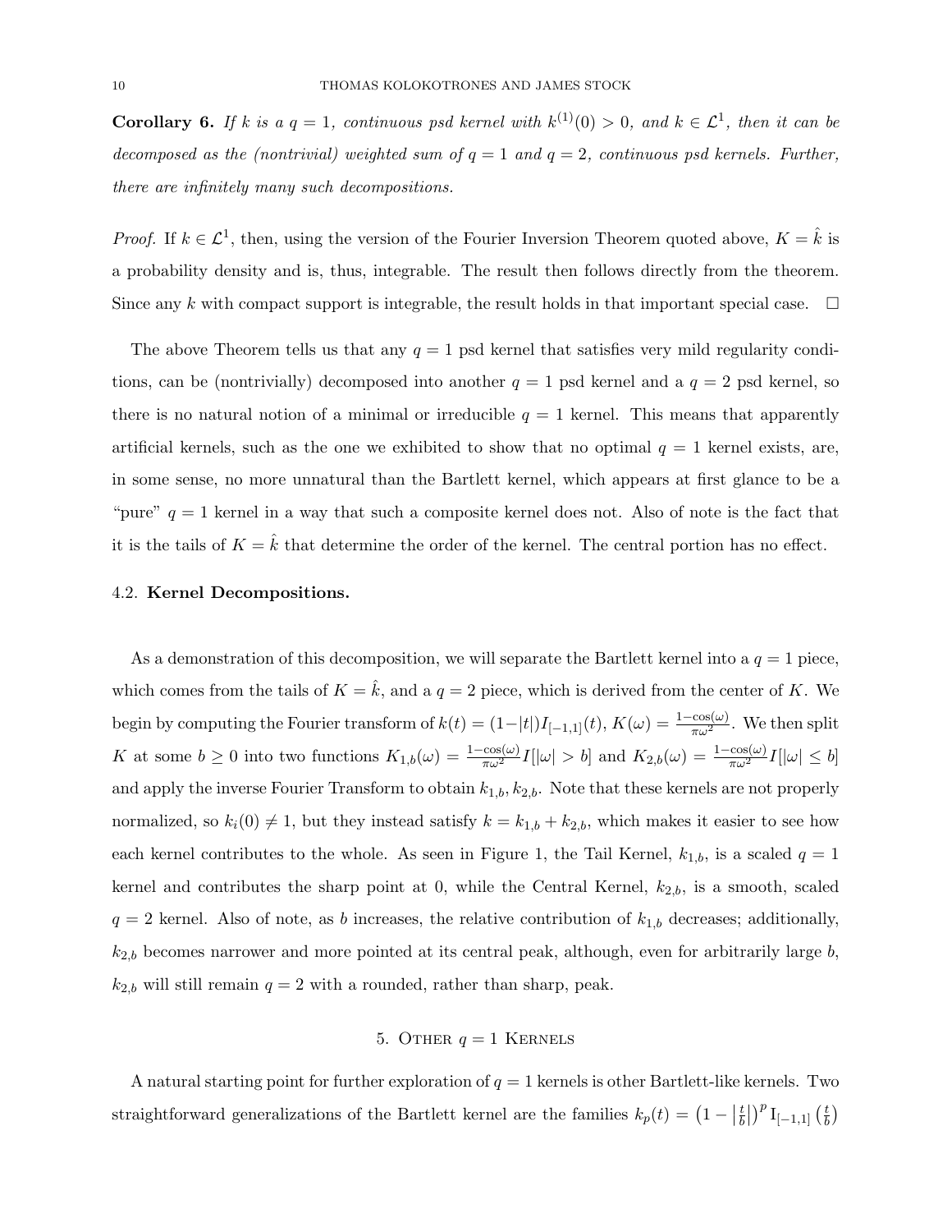**Corollary 6.** *If $k$ is a $q = 1$, continuous psd kernel with $k^{(1)}(0) > 0$, and $k \in \mathcal{L}^1$, then it can be decomposed as the (nontrivial) weighted sum of $q = 1$ and $q = 2$, continuous psd kernels. Further, there are infinitely many such decompositions.*

*Proof.* If $k \in \mathcal{L}^1$, then, using the version of the Fourier Inversion Theorem quoted above, $K = \hat{k}$ is a probability density and is, thus, integrable. The result then follows directly from the theorem. Since any $k$ with compact support is integrable, the result holds in that important special case. $\square$

The above Theorem tells us that any $q = 1$ psd kernel that satisfies very mild regularity conditions, can be (nontrivially) decomposed into another $q = 1$ psd kernel and a $q = 2$ psd kernel, so there is no natural notion of a minimal or irreducible $q = 1$ kernel. This means that apparently artificial kernels, such as the one we exhibited to show that no optimal $q = 1$ kernel exists, are, in some sense, no more unnatural than the Bartlett kernel, which appears at first glance to be a "pure" $q = 1$ kernel in a way that such a composite kernel does not. Also of note is the fact that it is the tails of $K = \hat{k}$ that determine the order of the kernel. The central portion has no effect.

### 4.2. **Kernel Decompositions.**

As a demonstration of this decomposition, we will separate the Bartlett kernel into a $q = 1$ piece, which comes from the tails of $K = \hat{k}$, and a $q = 2$ piece, which is derived from the center of $K$. We begin by computing the Fourier transform of $k(t) = (1-|t|)I_{[-1,1]}(t)$, $K(\omega) = \frac{1-\cos(\omega)}{\pi\omega^2}$. We then split $K$ at some $b \geq 0$ into two functions $K_{1,b}(\omega) = \frac{1-\cos(\omega)}{\pi\omega^2} I[|\omega| > b]$ and $K_{2,b}(\omega) = \frac{1-\cos(\omega)}{\pi\omega^2} I[|\omega| \leq b]$ and apply the inverse Fourier Transform to obtain $k_{1,b}, k_{2,b}$. Note that these kernels are not properly normalized, so $k_i(0) \neq 1$, but they instead satisfy $k = k_{1,b} + k_{2,b}$, which makes it easier to see how each kernel contributes to the whole. As seen in Figure 1, the Tail Kernel, $k_{1,b}$, is a scaled $q = 1$ kernel and contributes the sharp point at 0, while the Central Kernel, $k_{2,b}$, is a smooth, scaled $q = 2$ kernel. Also of note, as $b$ increases, the relative contribution of $k_{1,b}$ decreases; additionally, $k_{2,b}$ becomes narrower and more pointed at its central peak, although, even for arbitrarily large $b$, $k_{2,b}$ will still remain $q = 2$ with a rounded, rather than sharp, peak.

## 5. Other $q = 1$ Kernels

A natural starting point for further exploration of $q = 1$ kernels is other Bartlett-like kernels. Two straightforward generalizations of the Bartlett kernel are the families $k_p(t) = \left(1 - \left|\frac{t}{b}\right|\right)^p \mathrm{I}_{[-1,1]}\left(\frac{t}{b}\right)$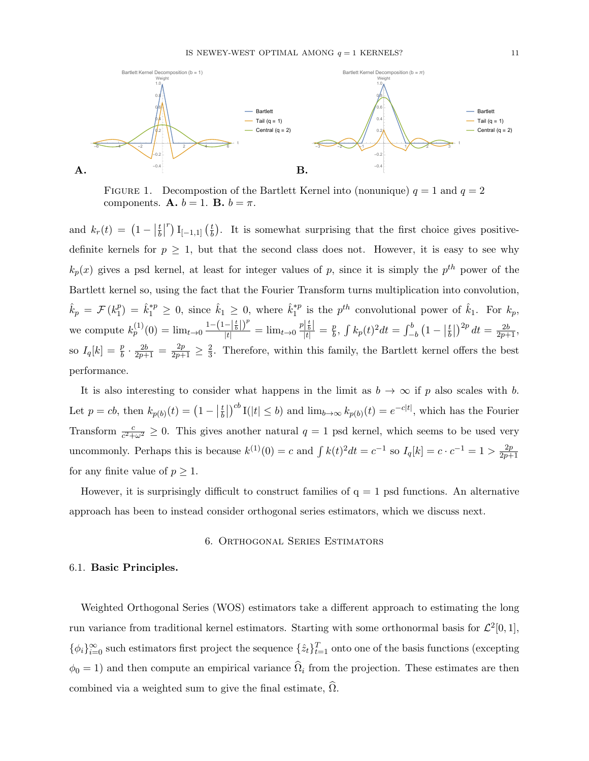FIGURE 1. Decompostion of the Bartlett Kernel into (nonunique) $q = 1$ and $q = 2$ components. **A.** $b = 1$. **B.** $b = \pi$.

and $k_r(t) = \left(1 - \left|\frac{t}{b}\right|^r\right) \mathrm{I}_{[-1,1]}\left(\frac{t}{b}\right)$. It is somewhat surprising that the first choice gives positive-definite kernels for $p \geq 1$, but that the second class does not. However, it is easy to see why $k_p(x)$ gives a psd kernel, at least for integer values of $p$, since it is simply the $p^{th}$ power of the Bartlett kernel so, using the fact that the Fourier Transform turns multiplication into convolution, $\hat{k}_p = \mathcal{F}\left(k_1^p\right) = \hat{k}_1^{*p} \geq 0$, since $\hat{k}_1 \geq 0$, where $\hat{k}_1^{*p}$ is the $p^{th}$ convolutional power of $\hat{k}_1$. For $k_p$, we compute $k_p^{(1)}(0) = \lim_{t \to 0} \frac{1 - \left(1 - \left|\frac{t}{b}\right|\right)^p}{|t|} = \lim_{t \to 0} \frac{p\left|\frac{t}{b}\right|}{|t|} = \frac{p}{b}$, $\int k_p(t)^2 dt = \int_{-b}^{b} \left(1 - \left|\frac{t}{b}\right|\right)^{2p} dt = \frac{2b}{2p+1}$, so $I_q[k] = \frac{p}{b} \cdot \frac{2b}{2p+1} = \frac{2p}{2p+1} \geq \frac{2}{3}$. Therefore, within this family, the Bartlett kernel offers the best performance.

It is also interesting to consider what happens in the limit as $b \to \infty$ if $p$ also scales with $b$. Let $p = cb$, then $k_{p(b)}(t) = \left(1 - \left|\frac{t}{b}\right|\right)^{cb} \mathrm{I}(|t| \leq b)$ and $\lim_{b \to \infty} k_{p(b)}(t) = e^{-c|t|}$, which has the Fourier Transform $\frac{c}{c^2 + \omega^2} \geq 0$. This gives another natural $q = 1$ psd kernel, which seems to be used very uncommonly. Perhaps this is because $k^{(1)}(0) = c$ and $\int k(t)^2 dt = c^{-1}$ so $I_q[k] = c \cdot c^{-1} = 1 > \frac{2p}{2p+1}$ for any finite value of $p \geq 1$.

However, it is surprisingly difficult to construct families of q = 1 psd functions. An alternative approach has been to instead consider orthogonal series estimators, which we discuss next.

## 6. Orthogonal Series Estimators

### 6.1. Basic Principles.

Weighted Orthogonal Series (WOS) estimators take a different approach to estimating the long run variance from traditional kernel estimators. Starting with some orthonormal basis for $\mathcal{L}^2[0, 1]$, $\{\phi_i\}_{i=0}^{\infty}$ such estimators first project the sequence $\{\hat{z}_t\}_{t=1}^{T}$ onto one of the basis functions (excepting $\phi_0 = 1$) and then compute an empirical variance $\widehat{\Omega}_i$ from the projection. These estimates are then combined via a weighted sum to give the final estimate, $\widehat{\Omega}$.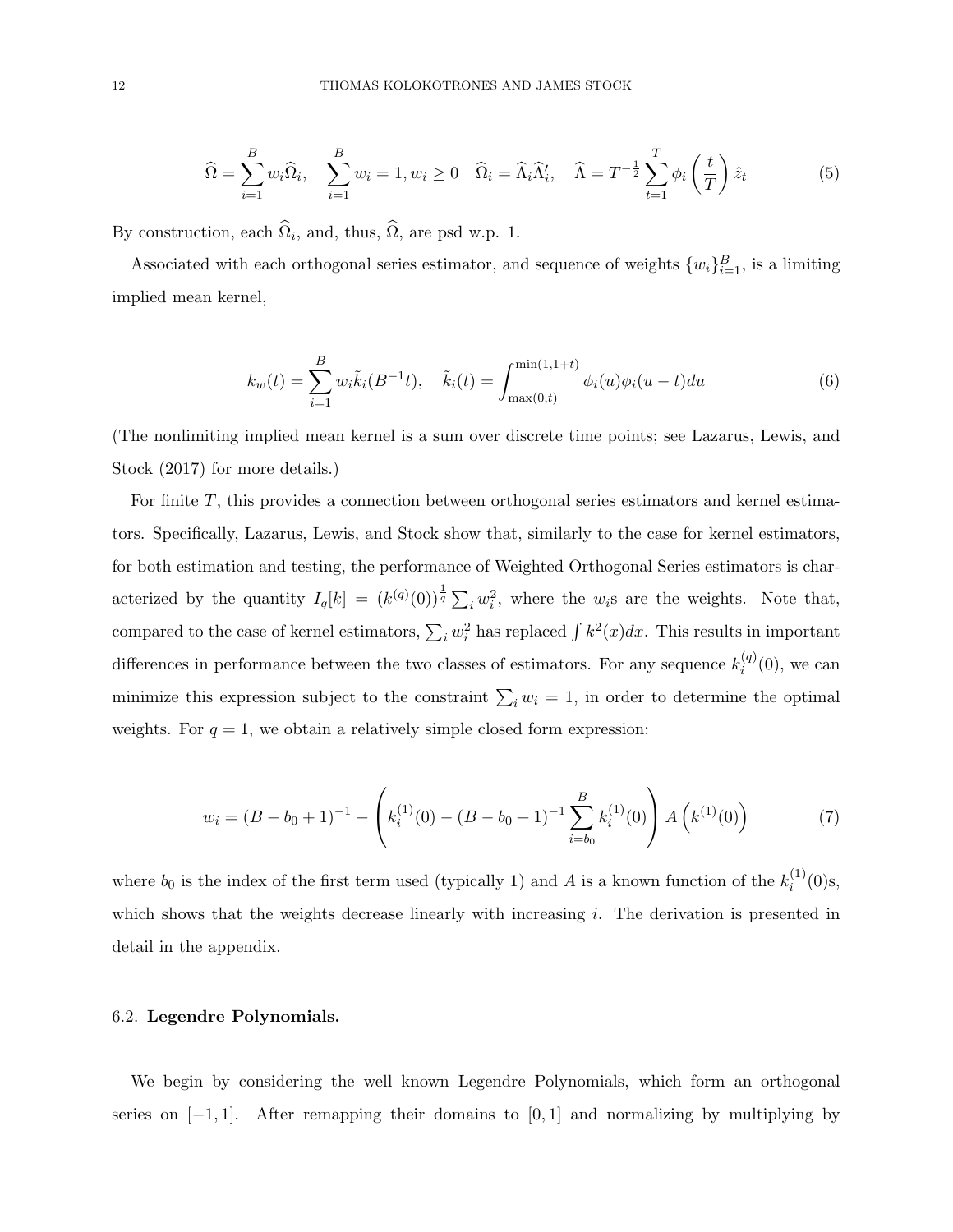$$
\widehat{\Omega} = \sum_{i=1}^{B} w_i \widehat{\Omega}_i, \quad \sum_{i=1}^{B} w_i = 1, w_i \geq 0 \quad \widehat{\Omega}_i = \widehat{\Lambda}_i \widehat{\Lambda}_i', \quad \widehat{\Lambda} = T^{-\frac{1}{2}} \sum_{t=1}^{T} \phi_i \left( \frac{t}{T} \right) \hat{z}_t \tag{5}
$$

By construction, each $\widehat{\Omega}_i$, and, thus, $\widehat{\Omega}$, are psd w.p. 1.

Associated with each orthogonal series estimator, and sequence of weights $\{w_i\}_{i=1}^{B}$, is a limiting implied mean kernel,

$$
k_w(t) = \sum_{i=1}^{B} w_i \tilde{k}_i(B^{-1}t), \quad \tilde{k}_i(t) = \int_{\max(0,t)}^{\min(1,1+t)} \phi_i(u)\phi_i(u-t)du \tag{6}
$$

(The nonlimiting implied mean kernel is a sum over discrete time points; see Lazarus, Lewis, and Stock (2017) for more details.)

For finite $T$, this provides a connection between orthogonal series estimators and kernel estimators. Specifically, Lazarus, Lewis, and Stock show that, similarly to the case for kernel estimators, for both estimation and testing, the performance of Weighted Orthogonal Series estimators is characterized by the quantity $I_q[k] = (k^{(q)}(0))^{\frac{1}{q}} \sum_i w_i^2$, where the $w_i$s are the weights. Note that, compared to the case of kernel estimators, $\sum_i w_i^2$ has replaced $\int k^2(x)dx$. This results in important differences in performance between the two classes of estimators. For any sequence $k_i^{(q)}(0)$, we can minimize this expression subject to the constraint $\sum_i w_i = 1$, in order to determine the optimal weights. For $q = 1$, we obtain a relatively simple closed form expression:

$$
w_i = (B - b_0 + 1)^{-1} - \left( k_i^{(1)}(0) - (B - b_0 + 1)^{-1} \sum_{i=b_0}^{B} k_i^{(1)}(0) \right) A\left(k^{(1)}(0)\right) \tag{7}
$$

where $b_0$ is the index of the first term used (typically 1) and $A$ is a known function of the $k_i^{(1)}(0)$s, which shows that the weights decrease linearly with increasing $i$. The derivation is presented in detail in the appendix.

### 6.2. **Legendre Polynomials.**

We begin by considering the well known Legendre Polynomials, which form an orthogonal series on $[-1, 1]$. After remapping their domains to $[0, 1]$ and normalizing by multiplying by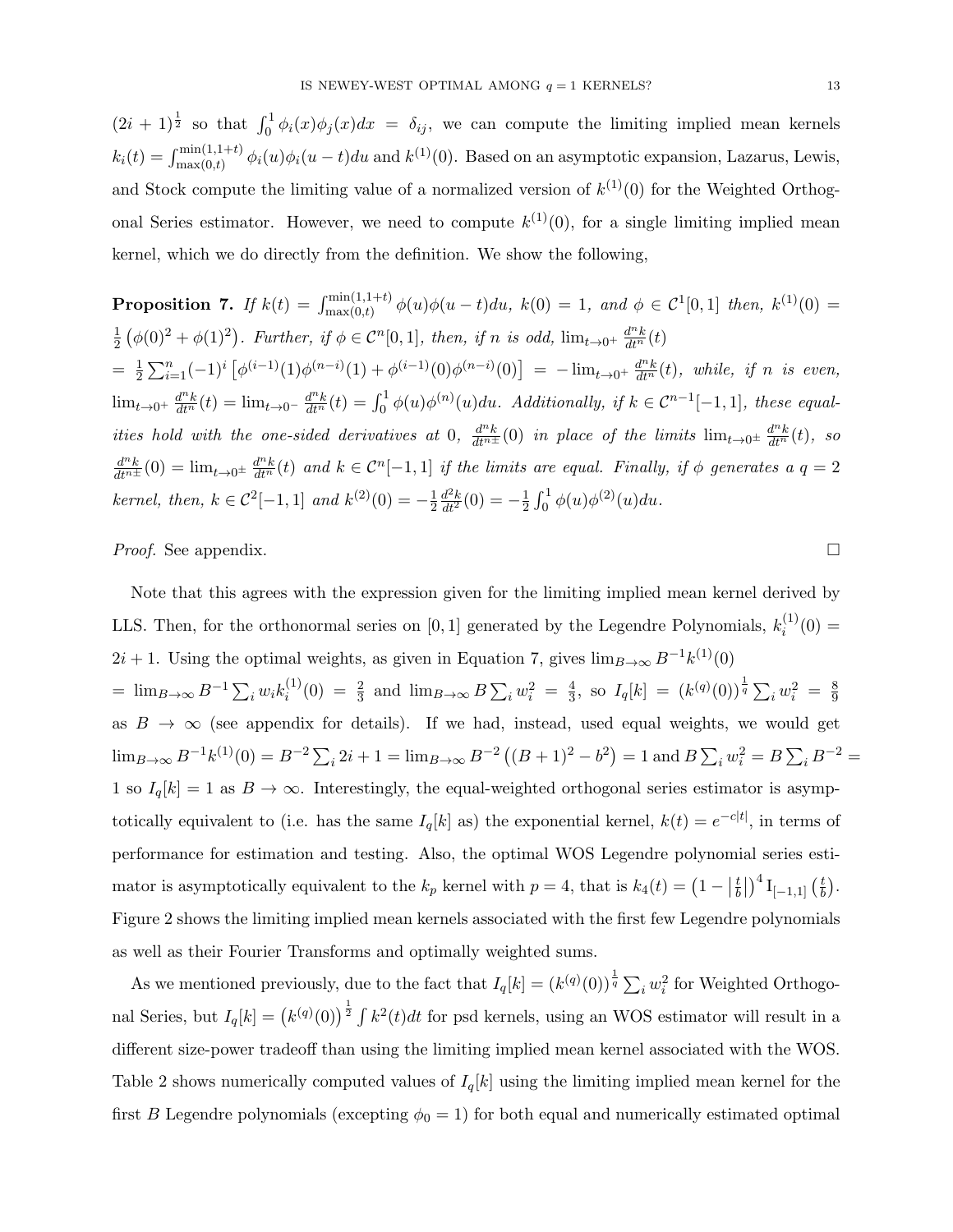$(2i+1)^{\frac{1}{2}}$ so that $\int_0^1 \phi_i(x)\phi_j(x)dx = \delta_{ij}$, we can compute the limiting implied mean kernels $k_i(t) = \int_{\max(0,t)}^{\min(1,1+t)} \phi_i(u)\phi_i(u-t)du$ and $k^{(1)}(0)$. Based on an asymptotic expansion, Lazarus, Lewis, and Stock compute the limiting value of a normalized version of $k^{(1)}(0)$ for the Weighted Orthogonal Series estimator. However, we need to compute $k^{(1)}(0)$, for a single limiting implied mean kernel, which we do directly from the definition. We show the following,

**Proposition 7.** *If $k(t) = \int_{\max(0,t)}^{\min(1,1+t)} \phi(u)\phi(u-t)du$, $k(0) = 1$, and $\phi \in \mathcal{C}^1[0,1]$ then, $k^{(1)}(0) = \frac{1}{2}\left(\phi(0)^2 + \phi(1)^2\right)$. Further, if $\phi \in \mathcal{C}^n[0,1]$, then, if $n$ is odd, $\lim_{t\to 0^+} \frac{d^n k}{dt^n}(t)$ $= \frac{1}{2}\sum_{i=1}^n (-1)^i \left[\phi^{(i-1)}(1)\phi^{(n-i)}(1) + \phi^{(i-1)}(0)\phi^{(n-i)}(0)\right] = -\lim_{t\to 0^+} \frac{d^n k}{dt^n}(t)$, while, if $n$ is even, $\lim_{t\to 0^+} \frac{d^n k}{dt^n}(t) = \lim_{t\to 0^-} \frac{d^n k}{dt^n}(t) = \int_0^1 \phi(u)\phi^{(n)}(u)du$. Additionally, if $k \in \mathcal{C}^{n-1}[-1,1]$, these equalities hold with the one-sided derivatives at 0, $\frac{d^n k}{dt^{n\pm}}(0)$ in place of the limits $\lim_{t\to 0^\pm} \frac{d^n k}{dt^n}(t)$, so $\frac{d^n k}{dt^{n\pm}}(0) = \lim_{t\to 0^\pm} \frac{d^n k}{dt^n}(t)$ and $k \in \mathcal{C}^n[-1,1]$ if the limits are equal. Finally, if $\phi$ generates a $q=2$ kernel, then, $k \in \mathcal{C}^2[-1,1]$ and $k^{(2)}(0) = -\frac{1}{2}\frac{d^2k}{dt^2}(0) = -\frac{1}{2}\int_0^1 \phi(u)\phi^{(2)}(u)du$.*

*Proof.* See appendix. □

Note that this agrees with the expression given for the limiting implied mean kernel derived by LLS. Then, for the orthonormal series on $[0,1]$ generated by the Legendre Polynomials, $k_i^{(1)}(0) = 2i+1$. Using the optimal weights, as given in Equation 7, gives $\lim_{B\to\infty} B^{-1}k^{(1)}(0)$ $= \lim_{B\to\infty} B^{-1}\sum_i w_i k_i^{(1)}(0) = \frac{2}{3}$ and $\lim_{B\to\infty} B\sum_i w_i^2 = \frac{4}{3}$, so $I_q[k] = (k^{(q)}(0))^{\frac{1}{q}} \sum_i w_i^2 = \frac{8}{9}$ as $B \to \infty$ (see appendix for details). If we had, instead, used equal weights, we would get $\lim_{B\to\infty} B^{-1}k^{(1)}(0) = B^{-2}\sum_i 2i+1 = \lim_{B\to\infty} B^{-2}\left((B+1)^2 - b^2\right) = 1$ and $B\sum_i w_i^2 = B\sum_i B^{-2} = 1$ so $I_q[k] = 1$ as $B \to \infty$. Interestingly, the equal-weighted orthogonal series estimator is asymptotically equivalent to (i.e. has the same $I_q[k]$ as) the exponential kernel, $k(t) = e^{-c|t|}$, in terms of performance for estimation and testing. Also, the optimal WOS Legendre polynomial series estimator is asymptotically equivalent to the $k_p$ kernel with $p = 4$, that is $k_4(t) = \left(1 - \left|\frac{t}{b}\right|\right)^4 \mathrm{I}_{[-1,1]}\left(\frac{t}{b}\right)$. Figure 2 shows the limiting implied mean kernels associated with the first few Legendre polynomials as well as their Fourier Transforms and optimally weighted sums.

As we mentioned previously, due to the fact that $I_q[k] = (k^{(q)}(0))^{\frac{1}{q}} \sum_i w_i^2$ for Weighted Orthogonal Series, but $I_q[k] = \left(k^{(q)}(0)\right)^{\frac{1}{2}} \int k^2(t)dt$ for psd kernels, using an WOS estimator will result in a different size-power tradeoff than using the limiting implied mean kernel associated with the WOS. Table 2 shows numerically computed values of $I_q[k]$ using the limiting implied mean kernel for the first $B$ Legendre polynomials (excepting $\phi_0 = 1$) for both equal and numerically estimated optimal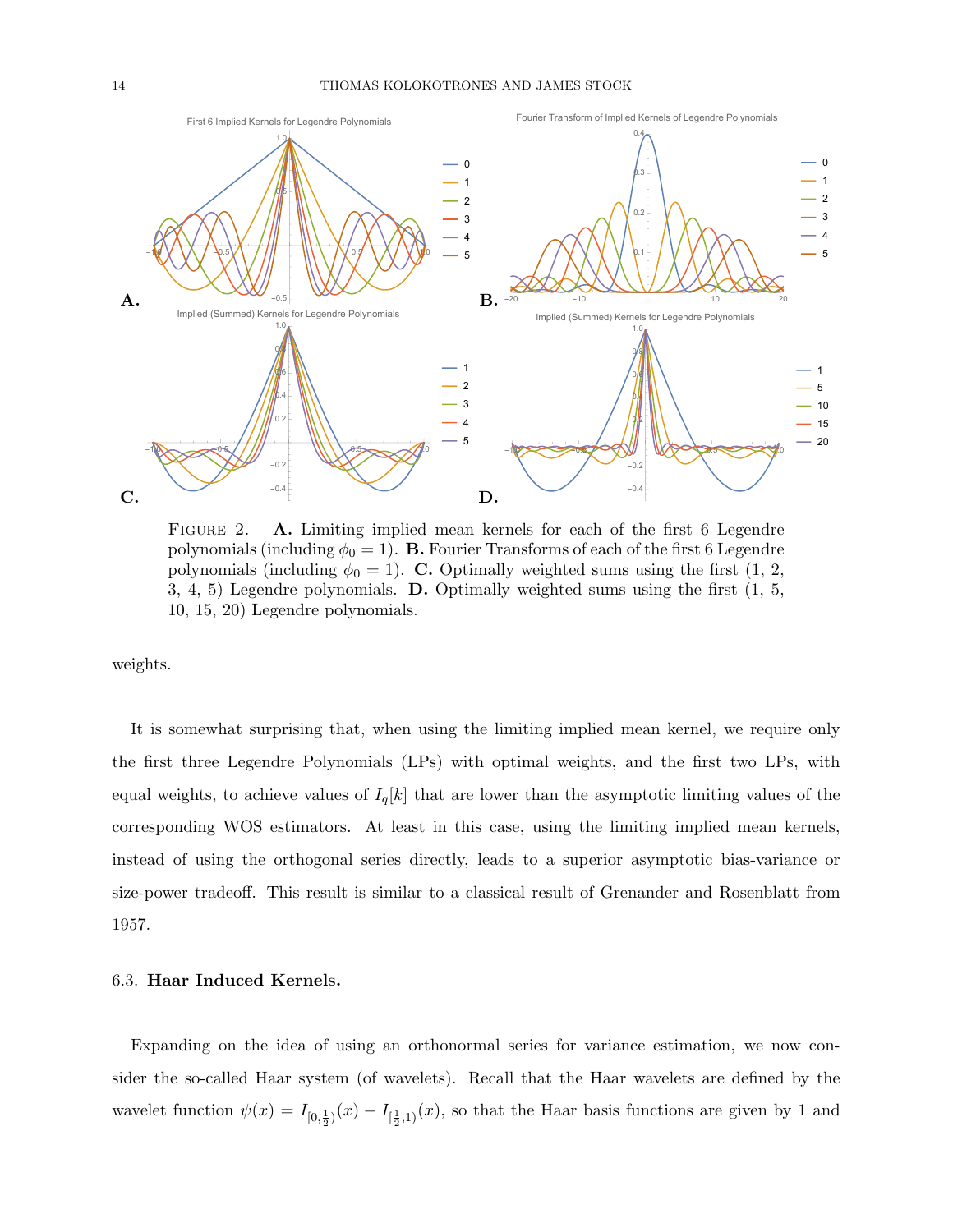FIGURE 2. **A.** Limiting implied mean kernels for each of the first 6 Legendre polynomials (including $\phi_0 = 1$). **B.** Fourier Transforms of each of the first 6 Legendre polynomials (including $\phi_0 = 1$). **C.** Optimally weighted sums using the first (1, 2, 3, 4, 5) Legendre polynomials. **D.** Optimally weighted sums using the first (1, 5, 10, 15, 20) Legendre polynomials.

weights.

It is somewhat surprising that, when using the limiting implied mean kernel, we require only the first three Legendre Polynomials (LPs) with optimal weights, and the first two LPs, with equal weights, to achieve values of $I_q[k]$ that are lower than the asymptotic limiting values of the corresponding WOS estimators. At least in this case, using the limiting implied mean kernels, instead of using the orthogonal series directly, leads to a superior asymptotic bias-variance or size-power tradeoff. This result is similar to a classical result of Grenander and Rosenblatt from 1957.

### 6.3. **Haar Induced Kernels.**

Expanding on the idea of using an orthonormal series for variance estimation, we now consider the so-called Haar system (of wavelets). Recall that the Haar wavelets are defined by the wavelet function $\psi(x) = I_{[0,\frac{1}{2})}(x) - I_{[\frac{1}{2},1)}(x)$, so that the Haar basis functions are given by 1 and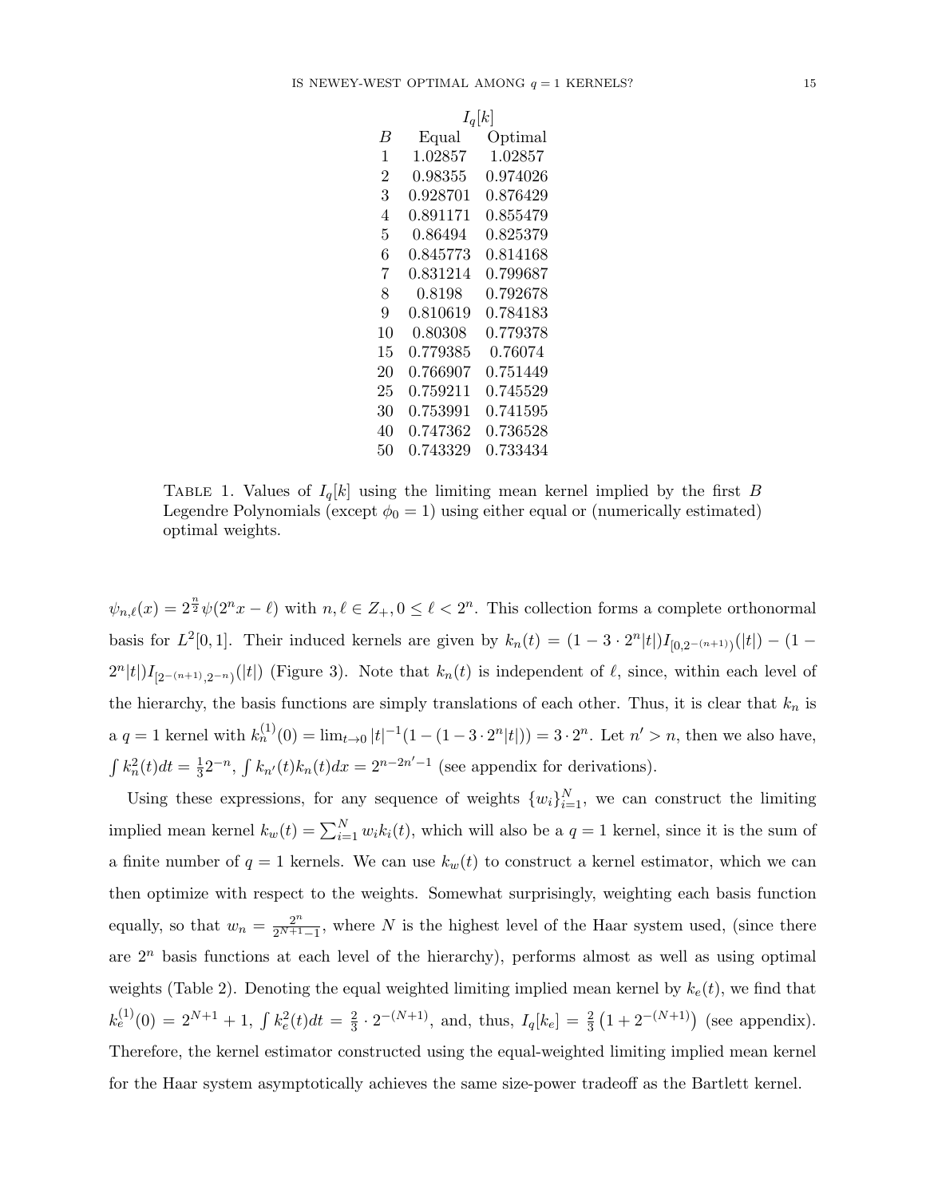| | $I_q[k]$ | |
|---|---|---|
| $B$ | Equal | Optimal |
| 1 | 1.02857 | 1.02857 |
| 2 | 0.98355 | 0.974026 |
| 3 | 0.928701 | 0.876429 |
| 4 | 0.891171 | 0.855479 |
| 5 | 0.86494 | 0.825379 |
| 6 | 0.845773 | 0.814168 |
| 7 | 0.831214 | 0.799687 |
| 8 | 0.8198 | 0.792678 |
| 9 | 0.810619 | 0.784183 |
| 10 | 0.80308 | 0.779378 |
| 15 | 0.779385 | 0.76074 |
| 20 | 0.766907 | 0.751449 |
| 25 | 0.759211 | 0.745529 |
| 30 | 0.753991 | 0.741595 |
| 40 | 0.747362 | 0.736528 |
| 50 | 0.743329 | 0.733434 |

Table 1. Values of $I_q[k]$ using the limiting mean kernel implied by the first $B$ Legendre Polynomials (except $\phi_0 = 1$) using either equal or (numerically estimated) optimal weights.

$\psi_{n,\ell}(x) = 2^{\frac{n}{2}}\psi(2^n x - \ell)$ with $n, \ell \in Z_+, 0 \leq \ell < 2^n$. This collection forms a complete orthonormal basis for $L^2[0,1]$. Their induced kernels are given by $k_n(t) = (1 - 3 \cdot 2^n|t|)I_{[0,2^{-(n+1)})}(|t|) - (1 - 2^n|t|)I_{[2^{-(n+1)},2^{-n})}(|t|)$ (Figure 3). Note that $k_n(t)$ is independent of $\ell$, since, within each level of the hierarchy, the basis functions are simply translations of each other. Thus, it is clear that $k_n$ is a $q = 1$ kernel with $k_n^{(1)}(0) = \lim_{t\to 0}|t|^{-1}(1 - (1 - 3 \cdot 2^n|t|)) = 3 \cdot 2^n$. Let $n' > n$, then we also have, $\int k_n^2(t)dt = \frac{1}{3}2^{-n}$, $\int k_{n'}(t)k_n(t)dx = 2^{n-2n'-1}$ (see appendix for derivations).

Using these expressions, for any sequence of weights $\{w_i\}_{i=1}^N$, we can construct the limiting implied mean kernel $k_w(t) = \sum_{i=1}^N w_i k_i(t)$, which will also be a $q = 1$ kernel, since it is the sum of a finite number of $q = 1$ kernels. We can use $k_w(t)$ to construct a kernel estimator, which we can then optimize with respect to the weights. Somewhat surprisingly, weighting each basis function equally, so that $w_n = \frac{2^n}{2^{N+1}-1}$, where $N$ is the highest level of the Haar system used, (since there are $2^n$ basis functions at each level of the hierarchy), performs almost as well as using optimal weights (Table 2). Denoting the equal weighted limiting implied mean kernel by $k_e(t)$, we find that $k_e^{(1)}(0) = 2^{N+1} + 1$, $\int k_e^2(t)dt = \frac{2}{3} \cdot 2^{-(N+1)}$, and, thus, $I_q[k_e] = \frac{2}{3}\left(1 + 2^{-(N+1)}\right)$ (see appendix). Therefore, the kernel estimator constructed using the equal-weighted limiting implied mean kernel for the Haar system asymptotically achieves the same size-power tradeoff as the Bartlett kernel.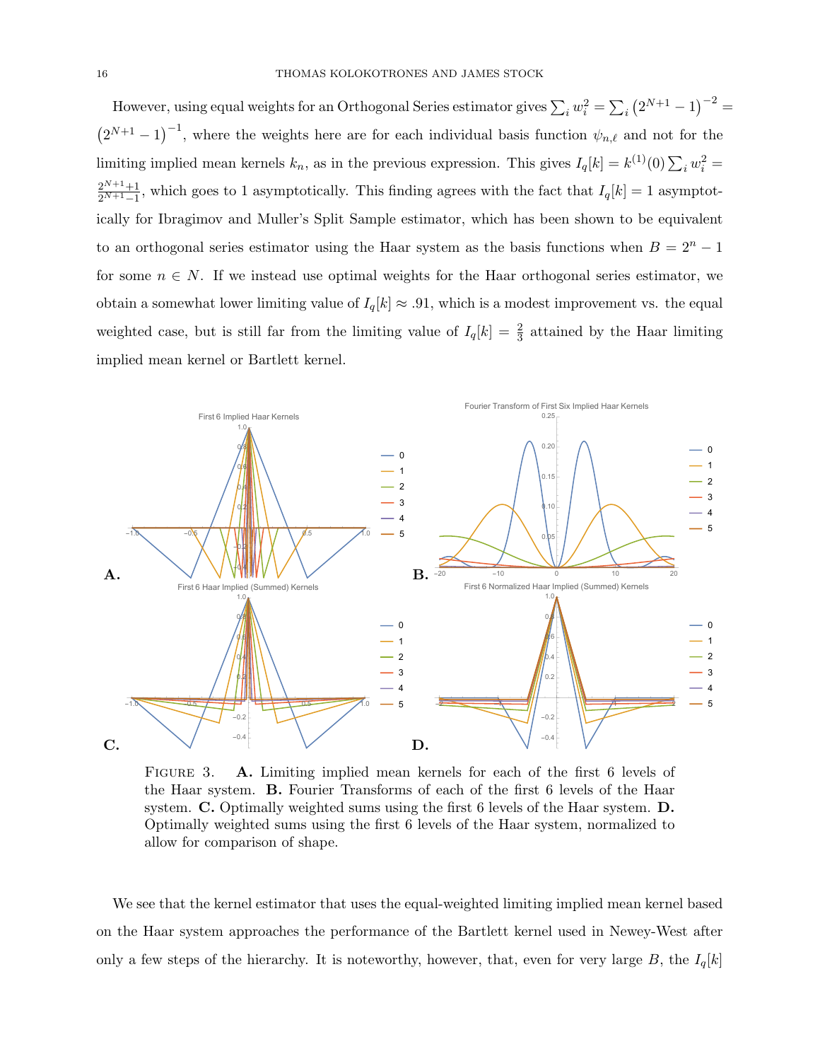However, using equal weights for an Orthogonal Series estimator gives $\sum_i w_i^2 = \sum_i \left(2^{N+1} - 1\right)^{-2} = \left(2^{N+1} - 1\right)^{-1}$, where the weights here are for each individual basis function $\psi_{n,\ell}$ and not for the limiting implied mean kernels $k_n$, as in the previous expression. This gives $I_q[k] = k^{(1)}(0) \sum_i w_i^2 = \frac{2^{N+1}+1}{2^{N+1}-1}$, which goes to 1 asymptotically. This finding agrees with the fact that $I_q[k] = 1$ asymptotically for Ibragimov and Muller's Split Sample estimator, which has been shown to be equivalent to an orthogonal series estimator using the Haar system as the basis functions when $B = 2^n - 1$ for some $n \in N$. If we instead use optimal weights for the Haar orthogonal series estimator, we obtain a somewhat lower limiting value of $I_q[k] \approx .91$, which is a modest improvement vs. the equal weighted case, but is still far from the limiting value of $I_q[k] = \frac{2}{3}$ attained by the Haar limiting implied mean kernel or Bartlett kernel.

Figure 3. **A.** Limiting implied mean kernels for each of the first 6 levels of the Haar system. **B.** Fourier Transforms of each of the first 6 levels of the Haar system. **C.** Optimally weighted sums using the first 6 levels of the Haar system. **D.** Optimally weighted sums using the first 6 levels of the Haar system, normalized to allow for comparison of shape.

We see that the kernel estimator that uses the equal-weighted limiting implied mean kernel based on the Haar system approaches the performance of the Bartlett kernel used in Newey-West after only a few steps of the hierarchy. It is noteworthy, however, that, even for very large $B$, the $I_q[k]$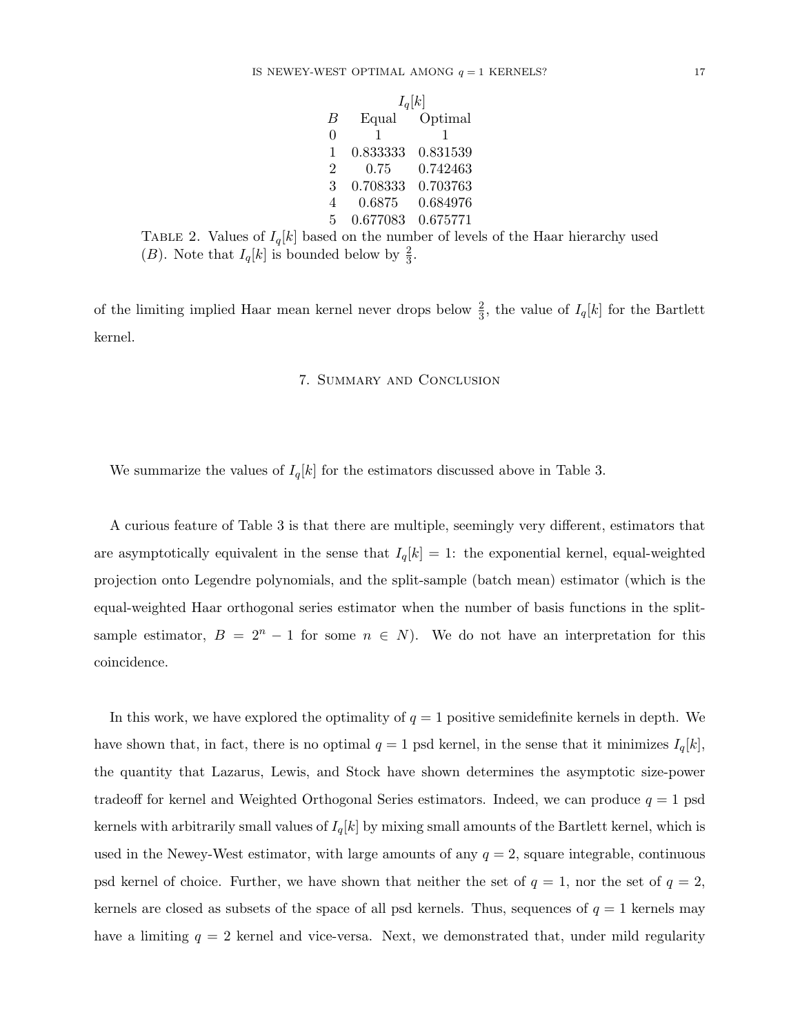| | $I_q[k]$ | |
|---|---|---|
| $B$ | Equal | Optimal |
| 0 | 1 | 1 |
| 1 | 0.833333 | 0.831539 |
| 2 | 0.75 | 0.742463 |
| 3 | 0.708333 | 0.703763 |
| 4 | 0.6875 | 0.684976 |
| 5 | 0.677083 | 0.675771 |

TABLE 2. Values of $I_q[k]$ based on the number of levels of the Haar hierarchy used ($B$). Note that $I_q[k]$ is bounded below by $\frac{2}{3}$.

of the limiting implied Haar mean kernel never drops below $\frac{2}{3}$, the value of $I_q[k]$ for the Bartlett kernel.

## 7. Summary and Conclusion

We summarize the values of $I_q[k]$ for the estimators discussed above in Table 3.

A curious feature of Table 3 is that there are multiple, seemingly very different, estimators that are asymptotically equivalent in the sense that $I_q[k] = 1$: the exponential kernel, equal-weighted projection onto Legendre polynomials, and the split-sample (batch mean) estimator (which is the equal-weighted Haar orthogonal series estimator when the number of basis functions in the split-sample estimator, $B = 2^n - 1$ for some $n \in N$). We do not have an interpretation for this coincidence.

In this work, we have explored the optimality of $q = 1$ positive semidefinite kernels in depth. We have shown that, in fact, there is no optimal $q = 1$ psd kernel, in the sense that it minimizes $I_q[k]$, the quantity that Lazarus, Lewis, and Stock have shown determines the asymptotic size-power tradeoff for kernel and Weighted Orthogonal Series estimators. Indeed, we can produce $q = 1$ psd kernels with arbitrarily small values of $I_q[k]$ by mixing small amounts of the Bartlett kernel, which is used in the Newey-West estimator, with large amounts of any $q = 2$, square integrable, continuous psd kernel of choice. Further, we have shown that neither the set of $q = 1$, nor the set of $q = 2$, kernels are closed as subsets of the space of all psd kernels. Thus, sequences of $q = 1$ kernels may have a limiting $q = 2$ kernel and vice-versa. Next, we demonstrated that, under mild regularity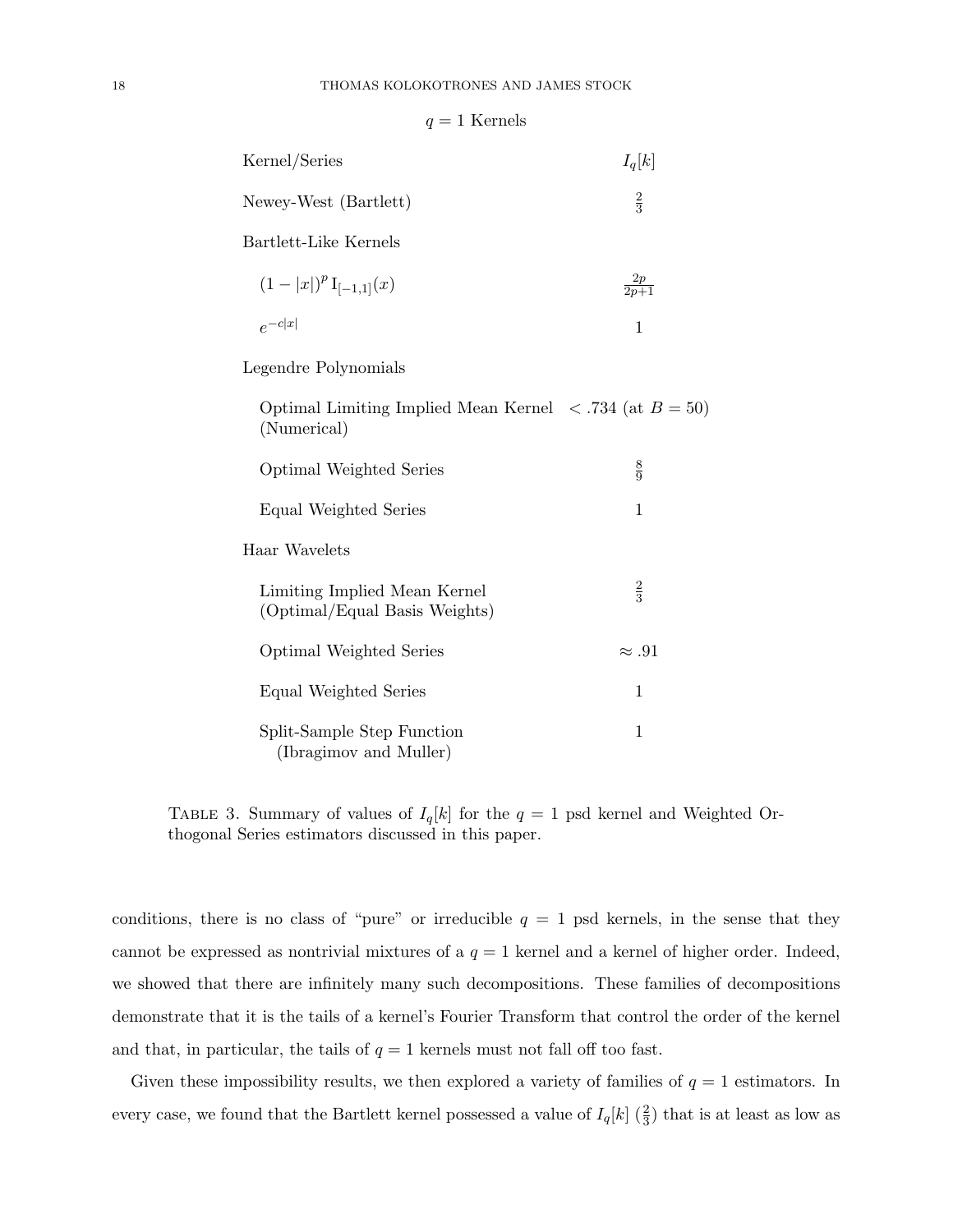$q = 1$ Kernels

| Kernel/Series | $I_q[k]$ |
|---|---|
| Newey-West (Bartlett) | $\frac{2}{3}$ |
| Bartlett-Like Kernels | |
| $(1-\|x\|)^p \, \mathrm{I}_{[-1,1]}(x)$ | $\frac{2p}{2p+1}$ |
| $e^{-c\|x\|}$ | 1 |
| Legendre Polynomials | |
| Optimal Limiting Implied Mean Kernel (Numerical) | $< .734$ (at $B = 50$) |
| Optimal Weighted Series | $\frac{8}{9}$ |
| Equal Weighted Series | 1 |
| Haar Wavelets | |
| Limiting Implied Mean Kernel (Optimal/Equal Basis Weights) | $\frac{2}{3}$ |
| Optimal Weighted Series | $\approx .91$ |
| Equal Weighted Series | 1 |
| Split-Sample Step Function (Ibragimov and Muller) | 1 |

TABLE 3. Summary of values of $I_q[k]$ for the $q = 1$ psd kernel and Weighted Orthogonal Series estimators discussed in this paper.

conditions, there is no class of "pure" or irreducible $q = 1$ psd kernels, in the sense that they cannot be expressed as nontrivial mixtures of a $q = 1$ kernel and a kernel of higher order. Indeed, we showed that there are infinitely many such decompositions. These families of decompositions demonstrate that it is the tails of a kernel's Fourier Transform that control the order of the kernel and that, in particular, the tails of $q = 1$ kernels must not fall off too fast.

Given these impossibility results, we then explored a variety of families of $q = 1$ estimators. In every case, we found that the Bartlett kernel possessed a value of $I_q[k]$ ($\frac{2}{3}$) that is at least as low as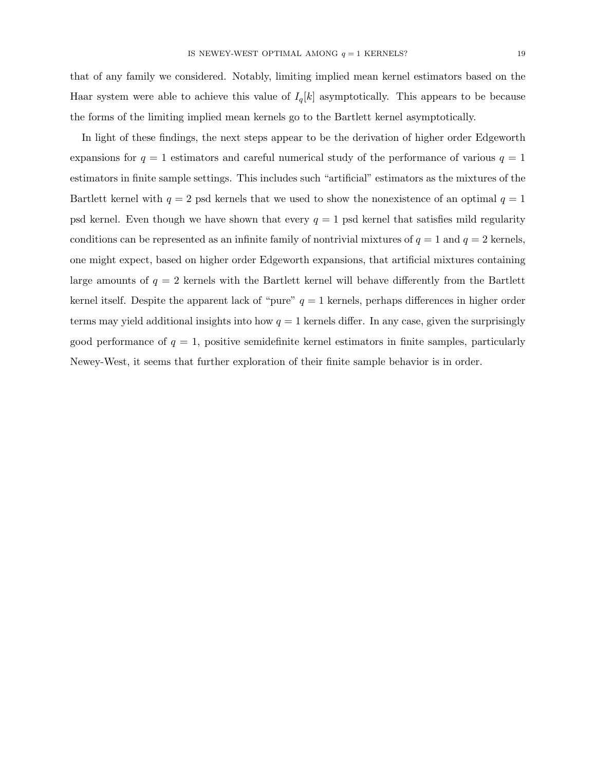that of any family we considered. Notably, limiting implied mean kernel estimators based on the Haar system were able to achieve this value of $I_q[k]$ asymptotically. This appears to be because the forms of the limiting implied mean kernels go to the Bartlett kernel asymptotically.

In light of these findings, the next steps appear to be the derivation of higher order Edgeworth expansions for $q = 1$ estimators and careful numerical study of the performance of various $q = 1$ estimators in finite sample settings. This includes such "artificial" estimators as the mixtures of the Bartlett kernel with $q = 2$ psd kernels that we used to show the nonexistence of an optimal $q = 1$ psd kernel. Even though we have shown that every $q = 1$ psd kernel that satisfies mild regularity conditions can be represented as an infinite family of nontrivial mixtures of $q = 1$ and $q = 2$ kernels, one might expect, based on higher order Edgeworth expansions, that artificial mixtures containing large amounts of $q = 2$ kernels with the Bartlett kernel will behave differently from the Bartlett kernel itself. Despite the apparent lack of "pure" $q = 1$ kernels, perhaps differences in higher order terms may yield additional insights into how $q = 1$ kernels differ. In any case, given the surprisingly good performance of $q = 1$, positive semidefinite kernel estimators in finite samples, particularly Newey-West, it seems that further exploration of their finite sample behavior is in order.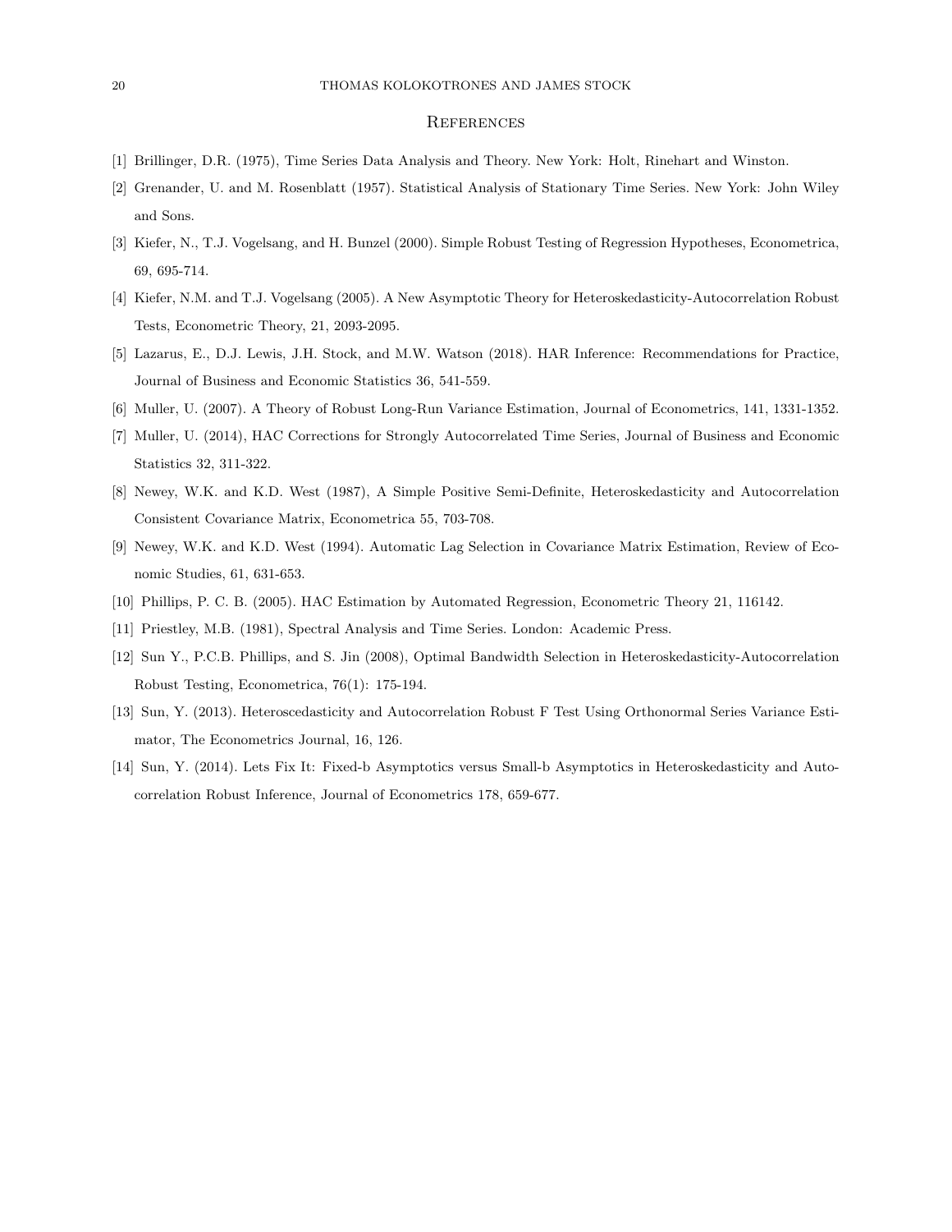# References

[1] Brillinger, D.R. (1975), Time Series Data Analysis and Theory. New York: Holt, Rinehart and Winston.

[2] Grenander, U. and M. Rosenblatt (1957). Statistical Analysis of Stationary Time Series. New York: John Wiley and Sons.

[3] Kiefer, N., T.J. Vogelsang, and H. Bunzel (2000). Simple Robust Testing of Regression Hypotheses, Econometrica, 69, 695-714.

[4] Kiefer, N.M. and T.J. Vogelsang (2005). A New Asymptotic Theory for Heteroskedasticity-Autocorrelation Robust Tests, Econometric Theory, 21, 2093-2095.

[5] Lazarus, E., D.J. Lewis, J.H. Stock, and M.W. Watson (2018). HAR Inference: Recommendations for Practice, Journal of Business and Economic Statistics 36, 541-559.

[6] Muller, U. (2007). A Theory of Robust Long-Run Variance Estimation, Journal of Econometrics, 141, 1331-1352.

[7] Muller, U. (2014), HAC Corrections for Strongly Autocorrelated Time Series, Journal of Business and Economic Statistics 32, 311-322.

[8] Newey, W.K. and K.D. West (1987), A Simple Positive Semi-Definite, Heteroskedasticity and Autocorrelation Consistent Covariance Matrix, Econometrica 55, 703-708.

[9] Newey, W.K. and K.D. West (1994). Automatic Lag Selection in Covariance Matrix Estimation, Review of Economic Studies, 61, 631-653.

[10] Phillips, P. C. B. (2005). HAC Estimation by Automated Regression, Econometric Theory 21, 116142.

[11] Priestley, M.B. (1981), Spectral Analysis and Time Series. London: Academic Press.

[12] Sun Y., P.C.B. Phillips, and S. Jin (2008), Optimal Bandwidth Selection in Heteroskedasticity-Autocorrelation Robust Testing, Econometrica, 76(1): 175-194.

[13] Sun, Y. (2013). Heteroscedasticity and Autocorrelation Robust F Test Using Orthonormal Series Variance Estimator, The Econometrics Journal, 16, 126.

[14] Sun, Y. (2014). Lets Fix It: Fixed-b Asymptotics versus Small-b Asymptotics in Heteroskedasticity and Autocorrelation Robust Inference, Journal of Econometrics 178, 659-677.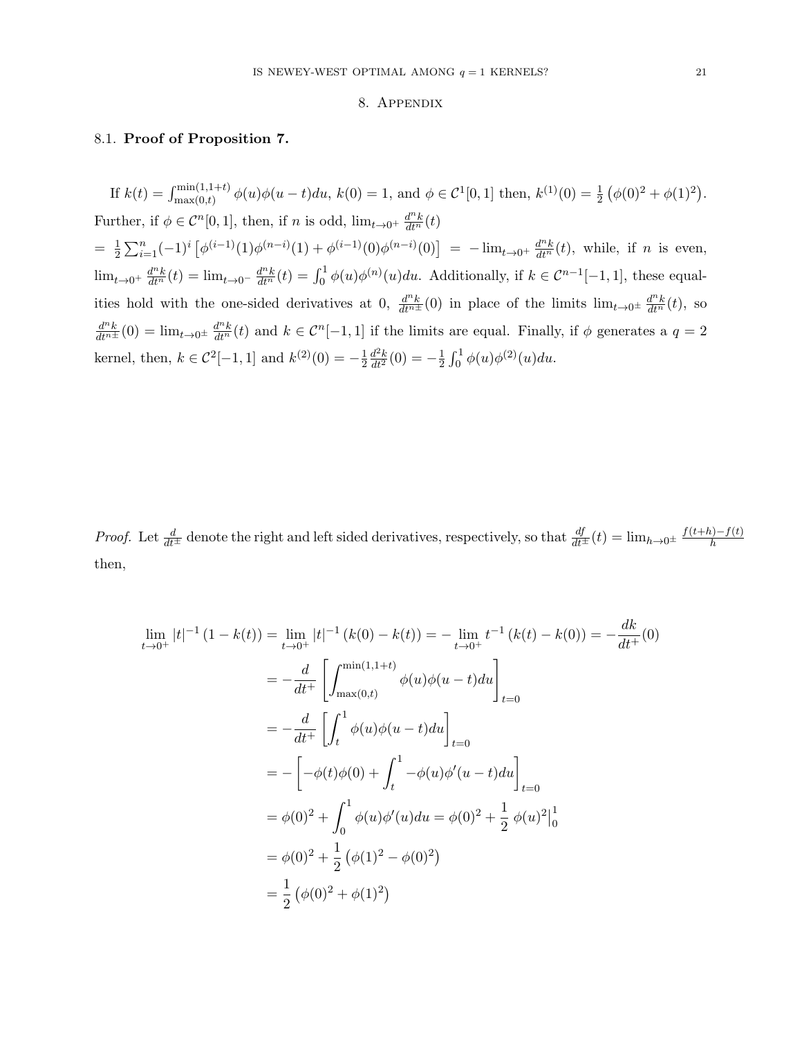# 8. Appendix

## 8.1. Proof of Proposition 7.

If $k(t) = \int_{\max(0,t)}^{\min(1,1+t)} \phi(u)\phi(u-t)du$, $k(0) = 1$, and $\phi \in \mathcal{C}^1[0,1]$ then, $k^{(1)}(0) = \frac{1}{2}\left(\phi(0)^2 + \phi(1)^2\right)$. Further, if $\phi \in \mathcal{C}^n[0,1]$, then, if $n$ is odd, $\lim_{t\to 0^+} \frac{d^n k}{dt^n}(t)$ $= \frac{1}{2}\sum_{i=1}^{n}(-1)^i \left[\phi^{(i-1)}(1)\phi^{(n-i)}(1) + \phi^{(i-1)}(0)\phi^{(n-i)}(0)\right] = -\lim_{t\to 0^+} \frac{d^n k}{dt^n}(t)$, while, if $n$ is even, $\lim_{t\to 0^+} \frac{d^n k}{dt^n}(t) = \lim_{t\to 0^-} \frac{d^n k}{dt^n}(t) = \int_0^1 \phi(u)\phi^{(n)}(u)du$. Additionally, if $k \in \mathcal{C}^{n-1}[-1,1]$, these equalities hold with the one-sided derivatives at 0, $\frac{d^n k}{dt^{n\pm}}(0)$ in place of the limits $\lim_{t\to 0^\pm} \frac{d^n k}{dt^n}(t)$, so $\frac{d^n k}{dt^{n\pm}}(0) = \lim_{t\to 0^\pm} \frac{d^n k}{dt^n}(t)$ and $k \in \mathcal{C}^n[-1,1]$ if the limits are equal. Finally, if $\phi$ generates a $q=2$ kernel, then, $k \in \mathcal{C}^2[-1,1]$ and $k^{(2)}(0) = -\frac{1}{2}\frac{d^2 k}{dt^2}(0) = -\frac{1}{2}\int_0^1 \phi(u)\phi^{(2)}(u)du$.

*Proof.* Let $\frac{d}{dt^\pm}$ denote the right and left sided derivatives, respectively, so that $\frac{df}{dt^\pm}(t) = \lim_{h\to 0^\pm} \frac{f(t+h)-f(t)}{h}$ then,

$$
\begin{aligned}
\lim_{t\to 0^+} |t|^{-1}(1-k(t)) &= \lim_{t\to 0^+} |t|^{-1}(k(0)-k(t)) = -\lim_{t\to 0^+} t^{-1}(k(t)-k(0)) = -\frac{dk}{dt^+}(0) \\
&= -\frac{d}{dt^+}\left[\int_{\max(0,t)}^{\min(1,1+t)} \phi(u)\phi(u-t)du\right]_{t=0} \\
&= -\frac{d}{dt^+}\left[\int_t^1 \phi(u)\phi(u-t)du\right]_{t=0} \\
&= -\left[-\phi(t)\phi(0) + \int_t^1 -\phi(u)\phi'(u-t)du\right]_{t=0} \\
&= \phi(0)^2 + \int_0^1 \phi(u)\phi'(u)du = \phi(0)^2 + \frac{1}{2}\left.\phi(u)^2\right|_0^1 \\
&= \phi(0)^2 + \frac{1}{2}\left(\phi(1)^2 - \phi(0)^2\right) \\
&= \frac{1}{2}\left(\phi(0)^2 + \phi(1)^2\right)
\end{aligned}
$$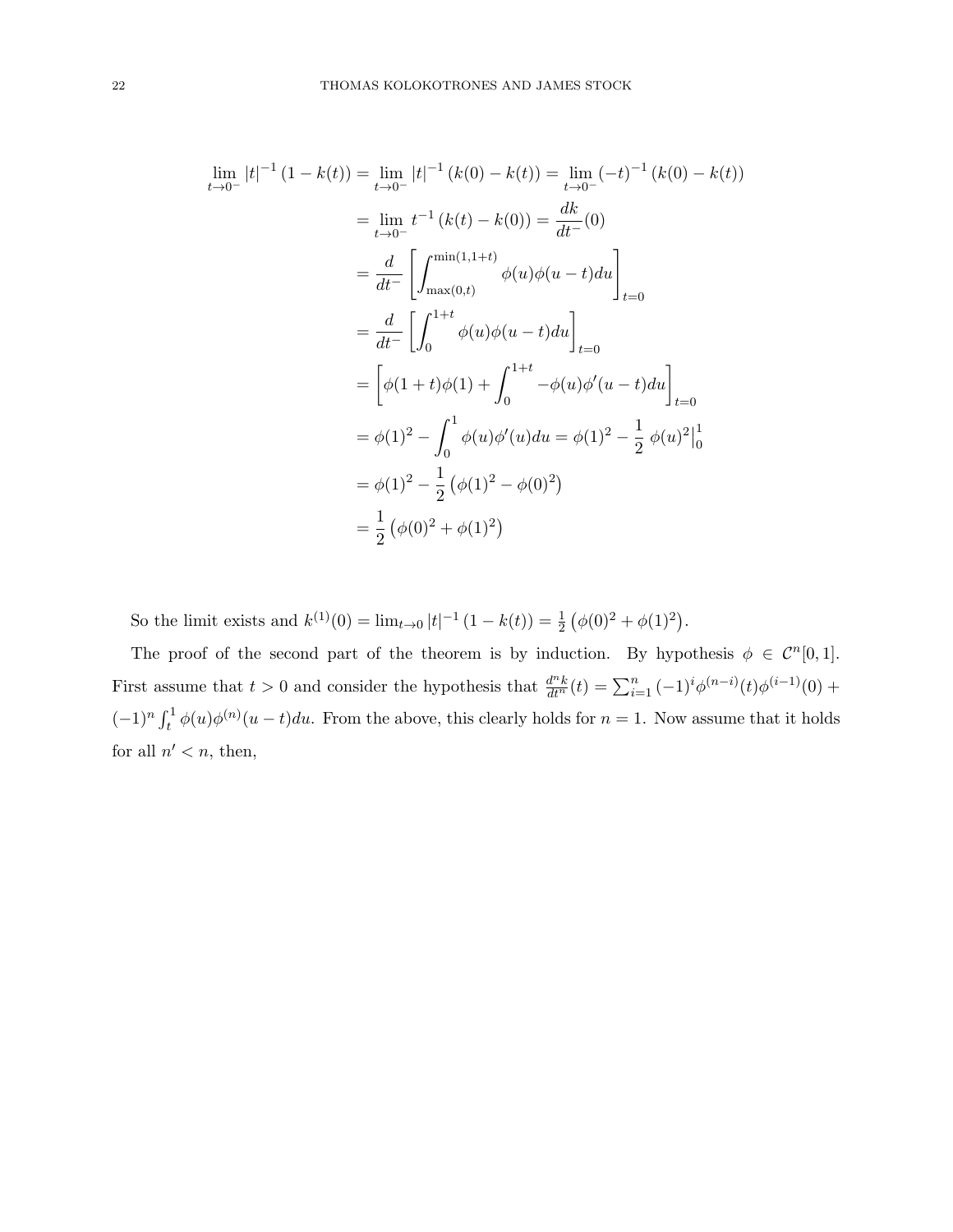$$
\begin{aligned}
\lim_{t\to 0^-} |t|^{-1}\left(1-k(t)\right) &= \lim_{t\to 0^-} |t|^{-1}\left(k(0)-k(t)\right) = \lim_{t\to 0^-} (-t)^{-1}\left(k(0)-k(t)\right) \\
&= \lim_{t\to 0^-} t^{-1}\left(k(t)-k(0)\right) = \frac{dk}{dt^-}(0) \\
&= \frac{d}{dt^-}\left[\int_{\max(0,t)}^{\min(1,1+t)} \phi(u)\phi(u-t)du\right]_{t=0} \\
&= \frac{d}{dt^-}\left[\int_{0}^{1+t} \phi(u)\phi(u-t)du\right]_{t=0} \\
&= \left[\phi(1+t)\phi(1) + \int_0^{1+t} -\phi(u)\phi'(u-t)du\right]_{t=0} \\
&= \phi(1)^2 - \int_0^1 \phi(u)\phi'(u)du = \phi(1)^2 - \frac{1}{2}\left.\phi(u)^2\right|_0^1 \\
&= \phi(1)^2 - \frac{1}{2}\left(\phi(1)^2 - \phi(0)^2\right) \\
&= \frac{1}{2}\left(\phi(0)^2 + \phi(1)^2\right)
\end{aligned}
$$

So the limit exists and $k^{(1)}(0) = \lim_{t\to 0} |t|^{-1}\left(1-k(t)\right) = \frac{1}{2}\left(\phi(0)^2 + \phi(1)^2\right)$.

The proof of the second part of the theorem is by induction. By hypothesis $\phi \in \mathcal{C}^n[0,1]$. First assume that $t > 0$ and consider the hypothesis that $\frac{d^n k}{dt^n}(t) = \sum_{i=1}^{n} (-1)^i \phi^{(n-i)}(t)\phi^{(i-1)}(0) + (-1)^n \int_t^1 \phi(u)\phi^{(n)}(u-t)du$. From the above, this clearly holds for $n = 1$. Now assume that it holds for all $n' < n$, then,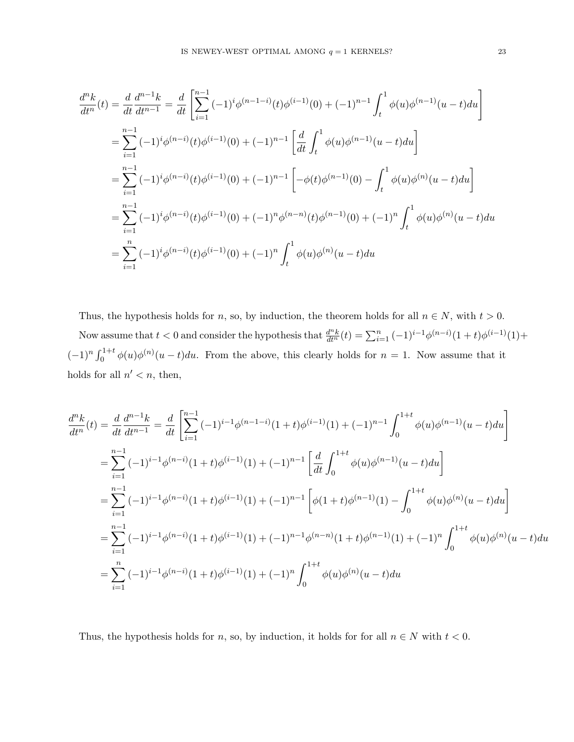$$
\begin{aligned}
\frac{d^n k}{dt^n}(t) = \frac{d}{dt}\frac{d^{n-1}k}{dt^{n-1}} &= \frac{d}{dt}\left[\sum_{i=1}^{n-1}(-1)^i \phi^{(n-1-i)}(t)\phi^{(i-1)}(0) + (-1)^{n-1}\int_t^1 \phi(u)\phi^{(n-1)}(u-t)du\right] \\
&= \sum_{i=1}^{n-1}(-1)^i \phi^{(n-i)}(t)\phi^{(i-1)}(0) + (-1)^{n-1}\left[\frac{d}{dt}\int_t^1 \phi(u)\phi^{(n-1)}(u-t)du\right] \\
&= \sum_{i=1}^{n-1}(-1)^i \phi^{(n-i)}(t)\phi^{(i-1)}(0) + (-1)^{n-1}\left[-\phi(t)\phi^{(n-1)}(0) - \int_t^1 \phi(u)\phi^{(n)}(u-t)du\right] \\
&= \sum_{i=1}^{n-1}(-1)^i \phi^{(n-i)}(t)\phi^{(i-1)}(0) + (-1)^n\phi^{(n-n)}(t)\phi^{(n-1)}(0) + (-1)^n\int_t^1 \phi(u)\phi^{(n)}(u-t)du \\
&= \sum_{i=1}^{n}(-1)^i \phi^{(n-i)}(t)\phi^{(i-1)}(0) + (-1)^n\int_t^1 \phi(u)\phi^{(n)}(u-t)du
\end{aligned}
$$

Thus, the hypothesis holds for $n$, so, by induction, the theorem holds for all $n \in N$, with $t > 0$.

Now assume that $t < 0$ and consider the hypothesis that $\frac{d^n k}{dt^n}(t) = \sum_{i=1}^{n}(-1)^{i-1}\phi^{(n-i)}(1+t)\phi^{(i-1)}(1) + (-1)^n\int_0^{1+t}\phi(u)\phi^{(n)}(u-t)du$. From the above, this clearly holds for $n = 1$. Now assume that it holds for all $n' < n$, then,

$$
\begin{aligned}
\frac{d^n k}{dt^n}(t) = \frac{d}{dt}\frac{d^{n-1}k}{dt^{n-1}} &= \frac{d}{dt}\left[\sum_{i=1}^{n-1}(-1)^{i-1}\phi^{(n-1-i)}(1+t)\phi^{(i-1)}(1) + (-1)^{n-1}\int_0^{1+t}\phi(u)\phi^{(n-1)}(u-t)du\right] \\
&= \sum_{i=1}^{n-1}(-1)^{i-1}\phi^{(n-i)}(1+t)\phi^{(i-1)}(1) + (-1)^{n-1}\left[\frac{d}{dt}\int_0^{1+t}\phi(u)\phi^{(n-1)}(u-t)du\right] \\
&= \sum_{i=1}^{n-1}(-1)^{i-1}\phi^{(n-i)}(1+t)\phi^{(i-1)}(1) + (-1)^{n-1}\left[\phi(1+t)\phi^{(n-1)}(1) - \int_0^{1+t}\phi(u)\phi^{(n)}(u-t)du\right] \\
&= \sum_{i=1}^{n-1}(-1)^{i-1}\phi^{(n-i)}(1+t)\phi^{(i-1)}(1) + (-1)^{n-1}\phi^{(n-n)}(1+t)\phi^{(n-1)}(1) + (-1)^n\int_0^{1+t}\phi(u)\phi^{(n)}(u-t)du \\
&= \sum_{i=1}^{n}(-1)^{i-1}\phi^{(n-i)}(1+t)\phi^{(i-1)}(1) + (-1)^n\int_0^{1+t}\phi(u)\phi^{(n)}(u-t)du
\end{aligned}
$$

Thus, the hypothesis holds for $n$, so, by induction, it holds for for all $n \in N$ with $t < 0$.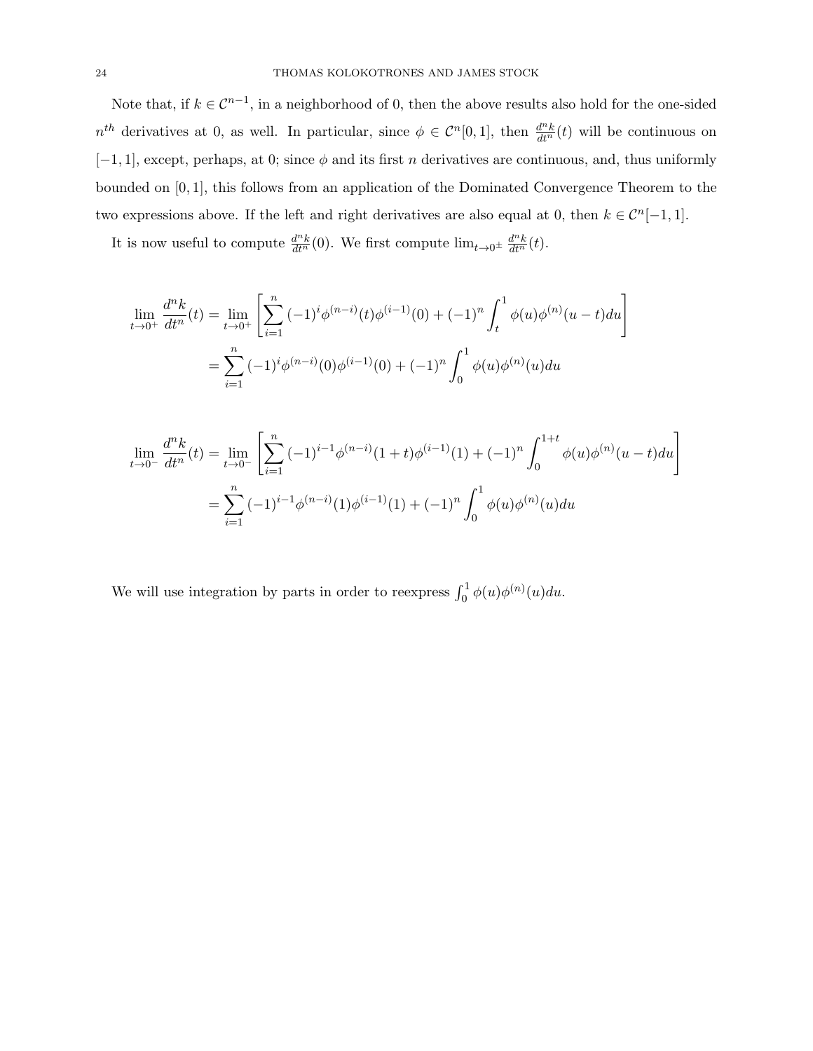Note that, if $k \in \mathcal{C}^{n-1}$, in a neighborhood of 0, then the above results also hold for the one-sided $n^{th}$ derivatives at 0, as well. In particular, since $\phi \in \mathcal{C}^n[0,1]$, then $\frac{d^n k}{dt^n}(t)$ will be continuous on $[-1,1]$, except, perhaps, at 0; since $\phi$ and its first $n$ derivatives are continuous, and, thus uniformly bounded on $[0,1]$, this follows from an application of the Dominated Convergence Theorem to the two expressions above. If the left and right derivatives are also equal at 0, then $k \in \mathcal{C}^n[-1,1]$.

It is now useful to compute $\frac{d^n k}{dt^n}(0)$. We first compute $\lim_{t\to 0^\pm} \frac{d^n k}{dt^n}(t)$.

$$
\begin{aligned}
\lim_{t\to 0^+} \frac{d^n k}{dt^n}(t) &= \lim_{t\to 0^+} \left[ \sum_{i=1}^{n} (-1)^i \phi^{(n-i)}(t)\phi^{(i-1)}(0) + (-1)^n \int_t^1 \phi(u)\phi^{(n)}(u-t)du \right] \\
&= \sum_{i=1}^{n} (-1)^i \phi^{(n-i)}(0)\phi^{(i-1)}(0) + (-1)^n \int_0^1 \phi(u)\phi^{(n)}(u)du
\end{aligned}
$$

$$
\begin{aligned}
\lim_{t\to 0^-} \frac{d^n k}{dt^n}(t) &= \lim_{t\to 0^-} \left[ \sum_{i=1}^{n} (-1)^{i-1} \phi^{(n-i)}(1+t)\phi^{(i-1)}(1) + (-1)^n \int_0^{1+t} \phi(u)\phi^{(n)}(u-t)du \right] \\
&= \sum_{i=1}^{n} (-1)^{i-1} \phi^{(n-i)}(1)\phi^{(i-1)}(1) + (-1)^n \int_0^1 \phi(u)\phi^{(n)}(u)du
\end{aligned}
$$

We will use integration by parts in order to reexpress $\int_0^1 \phi(u)\phi^{(n)}(u)du$.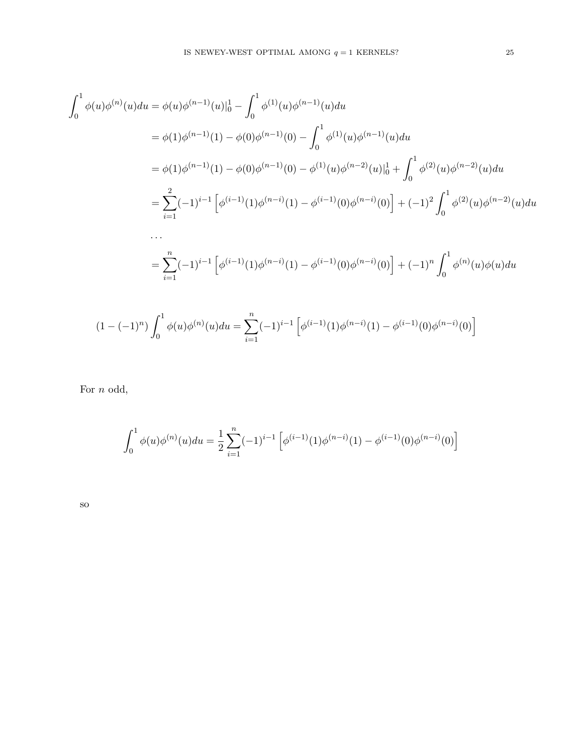$$
\begin{aligned}
\int_0^1 \phi(u)\phi^{(n)}(u)du &= \phi(u)\phi^{(n-1)}(u)|_0^1 - \int_0^1 \phi^{(1)}(u)\phi^{(n-1)}(u)du \\
&= \phi(1)\phi^{(n-1)}(1) - \phi(0)\phi^{(n-1)}(0) - \int_0^1 \phi^{(1)}(u)\phi^{(n-1)}(u)du \\
&= \phi(1)\phi^{(n-1)}(1) - \phi(0)\phi^{(n-1)}(0) - \phi^{(1)}(u)\phi^{(n-2)}(u)|_0^1 + \int_0^1 \phi^{(2)}(u)\phi^{(n-2)}(u)du \\
&= \sum_{i=1}^{2}(-1)^{i-1}\left[\phi^{(i-1)}(1)\phi^{(n-i)}(1) - \phi^{(i-1)}(0)\phi^{(n-i)}(0)\right] + (-1)^2\int_0^1 \phi^{(2)}(u)\phi^{(n-2)}(u)du \\
&\dots \\
&= \sum_{i=1}^{n}(-1)^{i-1}\left[\phi^{(i-1)}(1)\phi^{(n-i)}(1) - \phi^{(i-1)}(0)\phi^{(n-i)}(0)\right] + (-1)^n\int_0^1 \phi^{(n)}(u)\phi(u)du
\end{aligned}
$$

$$
(1-(-1)^n)\int_0^1 \phi(u)\phi^{(n)}(u)du = \sum_{i=1}^{n}(-1)^{i-1}\left[\phi^{(i-1)}(1)\phi^{(n-i)}(1) - \phi^{(i-1)}(0)\phi^{(n-i)}(0)\right]
$$

For $n$ odd,

$$
\int_0^1 \phi(u)\phi^{(n)}(u)du = \frac{1}{2}\sum_{i=1}^{n}(-1)^{i-1}\left[\phi^{(i-1)}(1)\phi^{(n-i)}(1) - \phi^{(i-1)}(0)\phi^{(n-i)}(0)\right]
$$

so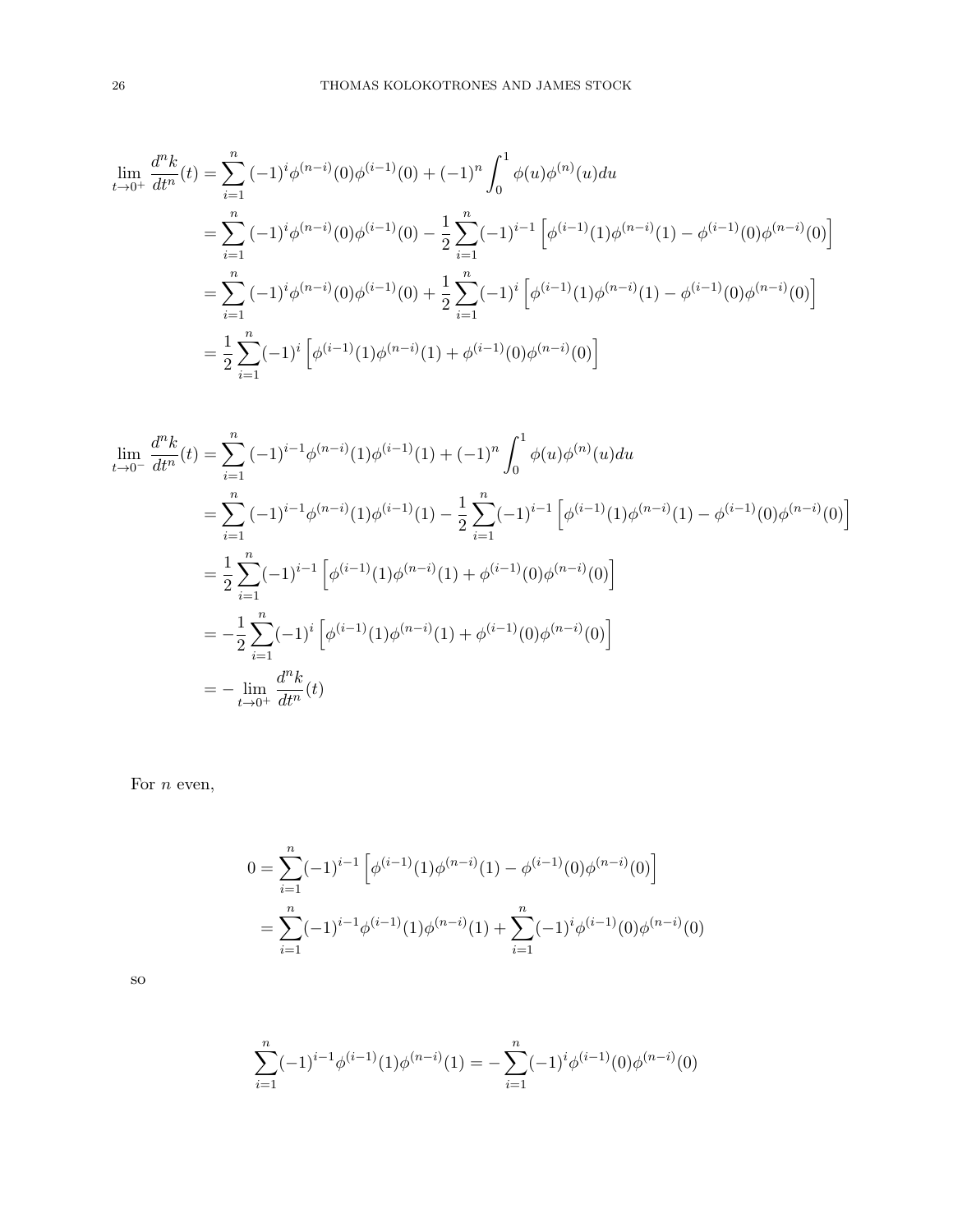$$
\begin{aligned}
\lim_{t\to 0^+} \frac{d^n k}{dt^n}(t) &= \sum_{i=1}^{n} (-1)^i \phi^{(n-i)}(0)\phi^{(i-1)}(0) + (-1)^n \int_0^1 \phi(u)\phi^{(n)}(u)du \\
&= \sum_{i=1}^{n} (-1)^i \phi^{(n-i)}(0)\phi^{(i-1)}(0) - \frac{1}{2}\sum_{i=1}^{n}(-1)^{i-1}\left[\phi^{(i-1)}(1)\phi^{(n-i)}(1) - \phi^{(i-1)}(0)\phi^{(n-i)}(0)\right] \\
&= \sum_{i=1}^{n} (-1)^i \phi^{(n-i)}(0)\phi^{(i-1)}(0) + \frac{1}{2}\sum_{i=1}^{n}(-1)^{i}\left[\phi^{(i-1)}(1)\phi^{(n-i)}(1) - \phi^{(i-1)}(0)\phi^{(n-i)}(0)\right] \\
&= \frac{1}{2}\sum_{i=1}^{n}(-1)^{i}\left[\phi^{(i-1)}(1)\phi^{(n-i)}(1) + \phi^{(i-1)}(0)\phi^{(n-i)}(0)\right]
\end{aligned}
$$

$$
\begin{aligned}
\lim_{t\to 0^-} \frac{d^n k}{dt^n}(t) &= \sum_{i=1}^{n} (-1)^{i-1} \phi^{(n-i)}(1)\phi^{(i-1)}(1) + (-1)^n \int_0^1 \phi(u)\phi^{(n)}(u)du \\
&= \sum_{i=1}^{n} (-1)^{i-1} \phi^{(n-i)}(1)\phi^{(i-1)}(1) - \frac{1}{2}\sum_{i=1}^{n}(-1)^{i-1}\left[\phi^{(i-1)}(1)\phi^{(n-i)}(1) - \phi^{(i-1)}(0)\phi^{(n-i)}(0)\right] \\
&= \frac{1}{2}\sum_{i=1}^{n}(-1)^{i-1}\left[\phi^{(i-1)}(1)\phi^{(n-i)}(1) + \phi^{(i-1)}(0)\phi^{(n-i)}(0)\right] \\
&= -\frac{1}{2}\sum_{i=1}^{n}(-1)^{i}\left[\phi^{(i-1)}(1)\phi^{(n-i)}(1) + \phi^{(i-1)}(0)\phi^{(n-i)}(0)\right] \\
&= -\lim_{t\to 0^+} \frac{d^n k}{dt^n}(t)
\end{aligned}
$$

For $n$ even,

$$
\begin{aligned}
0 &= \sum_{i=1}^{n}(-1)^{i-1}\left[\phi^{(i-1)}(1)\phi^{(n-i)}(1) - \phi^{(i-1)}(0)\phi^{(n-i)}(0)\right] \\
&= \sum_{i=1}^{n}(-1)^{i-1}\phi^{(i-1)}(1)\phi^{(n-i)}(1) + \sum_{i=1}^{n}(-1)^{i}\phi^{(i-1)}(0)\phi^{(n-i)}(0)
\end{aligned}
$$

so

$$
\sum_{i=1}^{n}(-1)^{i-1}\phi^{(i-1)}(1)\phi^{(n-i)}(1) = -\sum_{i=1}^{n}(-1)^{i}\phi^{(i-1)}(0)\phi^{(n-i)}(0)
$$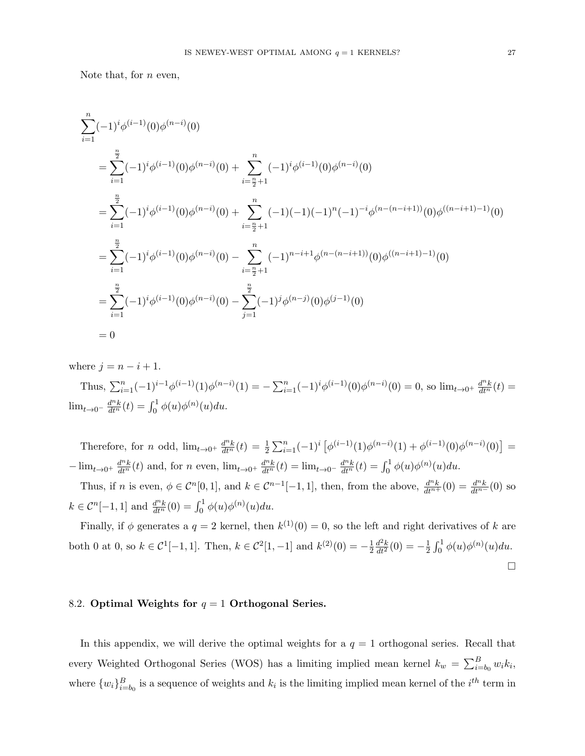Note that, for $n$ even,

$$
\begin{aligned}
&\sum_{i=1}^{n}(-1)^i\phi^{(i-1)}(0)\phi^{(n-i)}(0) \\
&= \sum_{i=1}^{\frac{n}{2}}(-1)^i\phi^{(i-1)}(0)\phi^{(n-i)}(0) + \sum_{i=\frac{n}{2}+1}^{n}(-1)^i\phi^{(i-1)}(0)\phi^{(n-i)}(0) \\
&= \sum_{i=1}^{\frac{n}{2}}(-1)^i\phi^{(i-1)}(0)\phi^{(n-i)}(0) + \sum_{i=\frac{n}{2}+1}^{n}(-1)(-1)(-1)^n(-1)^{-i}\phi^{(n-(n-i+1))}(0)\phi^{((n-i+1)-1)}(0) \\
&= \sum_{i=1}^{\frac{n}{2}}(-1)^i\phi^{(i-1)}(0)\phi^{(n-i)}(0) - \sum_{i=\frac{n}{2}+1}^{n}(-1)^{n-i+1}\phi^{(n-(n-i+1))}(0)\phi^{((n-i+1)-1)}(0) \\
&= \sum_{i=1}^{\frac{n}{2}}(-1)^i\phi^{(i-1)}(0)\phi^{(n-i)}(0) - \sum_{j=1}^{\frac{n}{2}}(-1)^j\phi^{(n-j)}(0)\phi^{(j-1)}(0) \\
&= 0
\end{aligned}
$$

where $j = n - i + 1$.

Thus, $\sum_{i=1}^{n}(-1)^{i-1}\phi^{(i-1)}(1)\phi^{(n-i)}(1) = -\sum_{i=1}^{n}(-1)^i\phi^{(i-1)}(0)\phi^{(n-i)}(0) = 0$, so $\lim_{t\to 0^+}\frac{d^n k}{dt^n}(t) = \lim_{t\to 0^-}\frac{d^n k}{dt^n}(t) = \int_0^1 \phi(u)\phi^{(n)}(u)du$.

Therefore, for $n$ odd, $\lim_{t\to 0^+}\frac{d^n k}{dt^n}(t) = \frac{1}{2}\sum_{i=1}^{n}(-1)^i\left[\phi^{(i-1)}(1)\phi^{(n-i)}(1) + \phi^{(i-1)}(0)\phi^{(n-i)}(0)\right] = -\lim_{t\to 0^+}\frac{d^n k}{dt^n}(t)$ and, for $n$ even, $\lim_{t\to 0^+}\frac{d^n k}{dt^n}(t) = \lim_{t\to 0^-}\frac{d^n k}{dt^n}(t) = \int_0^1 \phi(u)\phi^{(n)}(u)du$.

Thus, if $n$ is even, $\phi \in \mathcal{C}^n[0,1]$, and $k \in \mathcal{C}^{n-1}[-1,1]$, then, from the above, $\frac{d^n k}{dt^{n+}}(0) = \frac{d^n k}{dt^{n-}}(0)$ so $k \in \mathcal{C}^n[-1,1]$ and $\frac{d^n k}{dt^n}(0) = \int_0^1 \phi(u)\phi^{(n)}(u)du$.

Finally, if $\phi$ generates a $q = 2$ kernel, then $k^{(1)}(0) = 0$, so the left and right derivatives of $k$ are both 0 at 0, so $k \in \mathcal{C}^1[-1,1]$. Then, $k \in \mathcal{C}^2[1,-1]$ and $k^{(2)}(0) = -\frac{1}{2}\frac{d^2 k}{dt^2}(0) = -\frac{1}{2}\int_0^1 \phi(u)\phi^{(n)}(u)du$. $\square$

## 8.2. Optimal Weights for $q = 1$ Orthogonal Series.

In this appendix, we will derive the optimal weights for a $q = 1$ orthogonal series. Recall that every Weighted Orthogonal Series (WOS) has a limiting implied mean kernel $k_w = \sum_{i=b_0}^{B} w_i k_i$, where $\{w_i\}_{i=b_0}^{B}$ is a sequence of weights and $k_i$ is the limiting implied mean kernel of the $i^{th}$ term in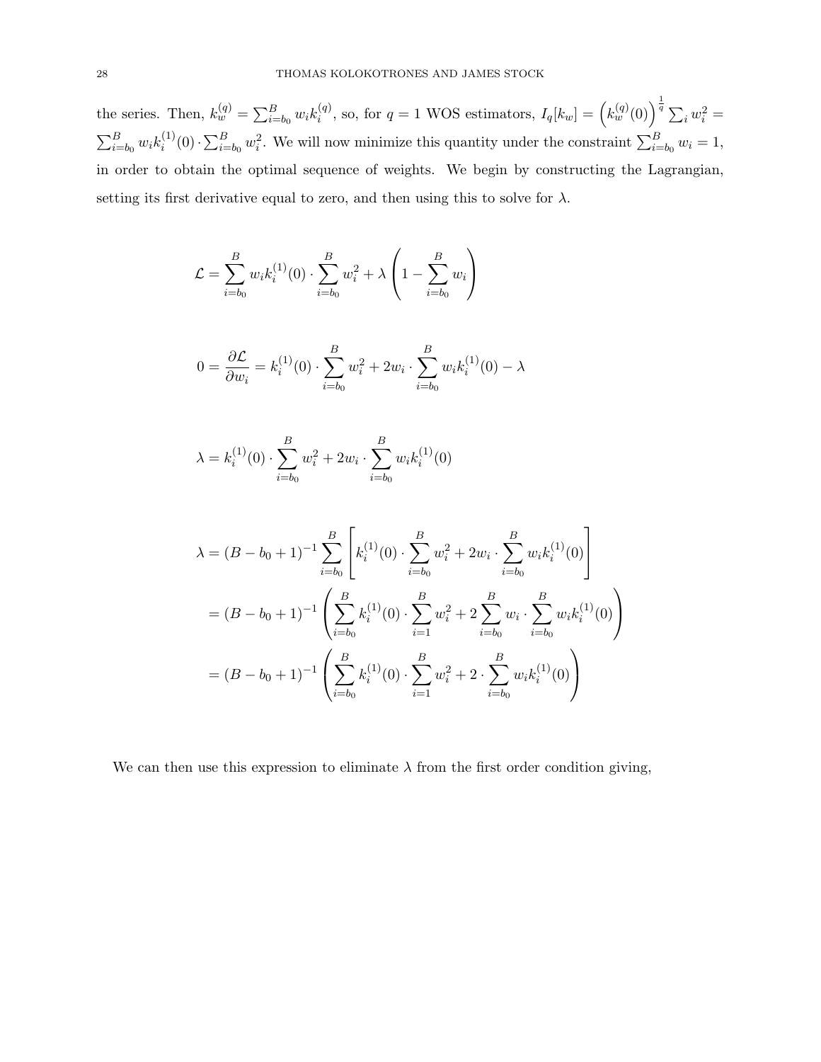the series. Then, $k_w^{(q)} = \sum_{i=b_0}^{B} w_i k_i^{(q)}$, so, for $q = 1$ WOS estimators, $I_q[k_w] = \left(k_w^{(q)}(0)\right)^{\frac{1}{q}} \sum_i w_i^2 = \sum_{i=b_0}^{B} w_i k_i^{(1)}(0) \cdot \sum_{i=b_0}^{B} w_i^2$. We will now minimize this quantity under the constraint $\sum_{i=b_0}^{B} w_i = 1$, in order to obtain the optimal sequence of weights. We begin by constructing the Lagrangian, setting its first derivative equal to zero, and then using this to solve for $\lambda$.

$$\mathcal{L} = \sum_{i=b_0}^{B} w_i k_i^{(1)}(0) \cdot \sum_{i=b_0}^{B} w_i^2 + \lambda \left(1 - \sum_{i=b_0}^{B} w_i\right)$$

$$0 = \frac{\partial \mathcal{L}}{\partial w_i} = k_i^{(1)}(0) \cdot \sum_{i=b_0}^{B} w_i^2 + 2w_i \cdot \sum_{i=b_0}^{B} w_i k_i^{(1)}(0) - \lambda$$

$$\lambda = k_i^{(1)}(0) \cdot \sum_{i=b_0}^{B} w_i^2 + 2w_i \cdot \sum_{i=b_0}^{B} w_i k_i^{(1)}(0)$$

$$\begin{aligned}
\lambda &= (B - b_0 + 1)^{-1} \sum_{i=b_0}^{B} \left[ k_i^{(1)}(0) \cdot \sum_{i=b_0}^{B} w_i^2 + 2w_i \cdot \sum_{i=b_0}^{B} w_i k_i^{(1)}(0) \right] \\
&= (B - b_0 + 1)^{-1} \left( \sum_{i=b_0}^{B} k_i^{(1)}(0) \cdot \sum_{i=1}^{B} w_i^2 + 2 \sum_{i=b_0}^{B} w_i \cdot \sum_{i=b_0}^{B} w_i k_i^{(1)}(0) \right) \\
&= (B - b_0 + 1)^{-1} \left( \sum_{i=b_0}^{B} k_i^{(1)}(0) \cdot \sum_{i=1}^{B} w_i^2 + 2 \cdot \sum_{i=b_0}^{B} w_i k_i^{(1)}(0) \right)
\end{aligned}$$

We can then use this expression to eliminate $\lambda$ from the first order condition giving,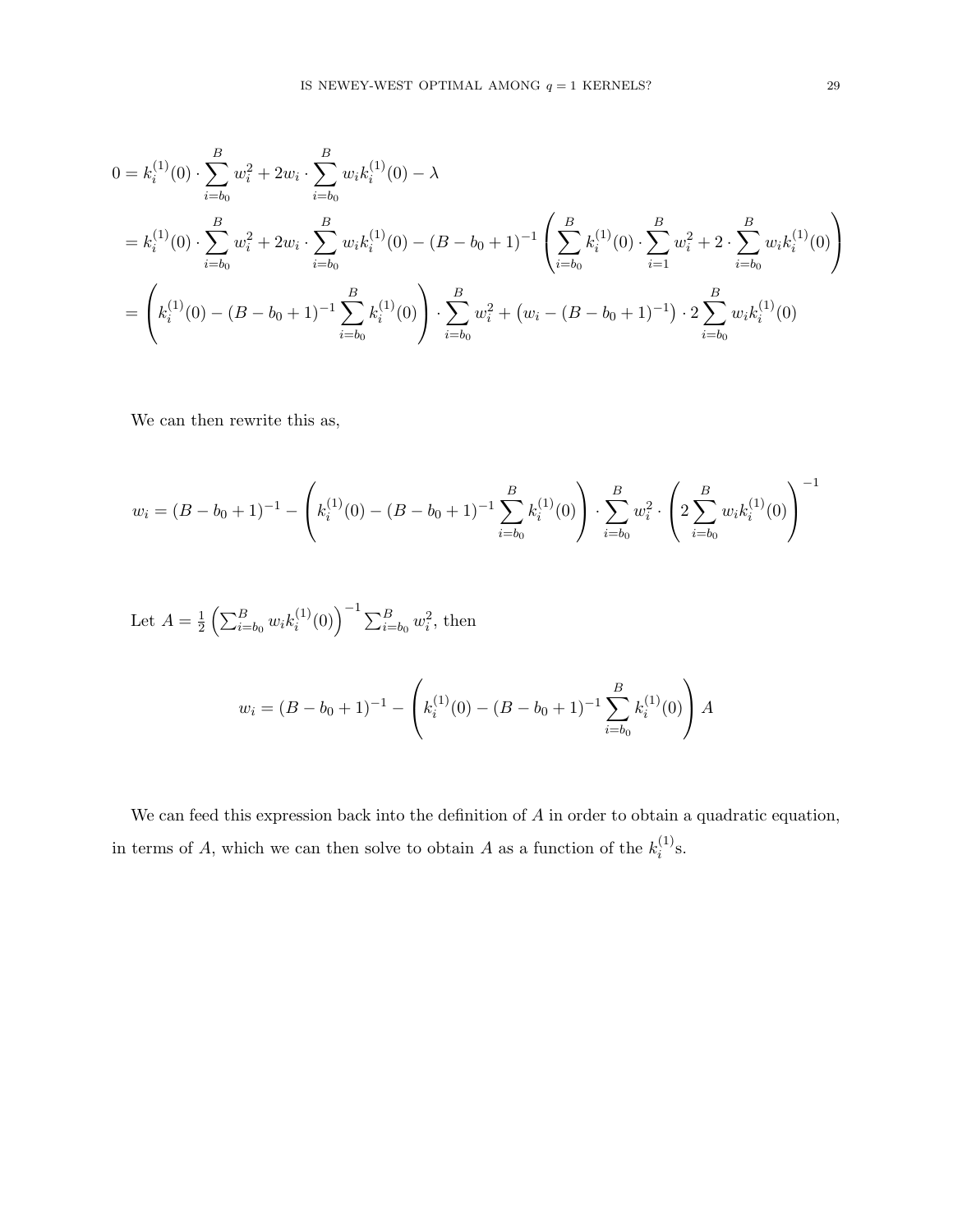$$
\begin{aligned}
0 &= k_i^{(1)}(0) \cdot \sum_{i=b_0}^{B} w_i^2 + 2w_i \cdot \sum_{i=b_0}^{B} w_i k_i^{(1)}(0) - \lambda \\
&= k_i^{(1)}(0) \cdot \sum_{i=b_0}^{B} w_i^2 + 2w_i \cdot \sum_{i=b_0}^{B} w_i k_i^{(1)}(0) - (B - b_0 + 1)^{-1} \left( \sum_{i=b_0}^{B} k_i^{(1)}(0) \cdot \sum_{i=1}^{B} w_i^2 + 2 \cdot \sum_{i=b_0}^{B} w_i k_i^{(1)}(0) \right) \\
&= \left( k_i^{(1)}(0) - (B - b_0 + 1)^{-1} \sum_{i=b_0}^{B} k_i^{(1)}(0) \right) \cdot \sum_{i=b_0}^{B} w_i^2 + \left( w_i - (B - b_0 + 1)^{-1} \right) \cdot 2 \sum_{i=b_0}^{B} w_i k_i^{(1)}(0)
\end{aligned}
$$

We can then rewrite this as,

$$
w_i = (B - b_0 + 1)^{-1} - \left( k_i^{(1)}(0) - (B - b_0 + 1)^{-1} \sum_{i=b_0}^{B} k_i^{(1)}(0) \right) \cdot \sum_{i=b_0}^{B} w_i^2 \cdot \left( 2 \sum_{i=b_0}^{B} w_i k_i^{(1)}(0) \right)^{-1}
$$

Let $A = \frac{1}{2} \left( \sum_{i=b_0}^{B} w_i k_i^{(1)}(0) \right)^{-1} \sum_{i=b_0}^{B} w_i^2$, then

$$
w_i = (B - b_0 + 1)^{-1} - \left( k_i^{(1)}(0) - (B - b_0 + 1)^{-1} \sum_{i=b_0}^{B} k_i^{(1)}(0) \right) A
$$

We can feed this expression back into the definition of $A$ in order to obtain a quadratic equation, in terms of $A$, which we can then solve to obtain $A$ as a function of the $k_i^{(1)}$s.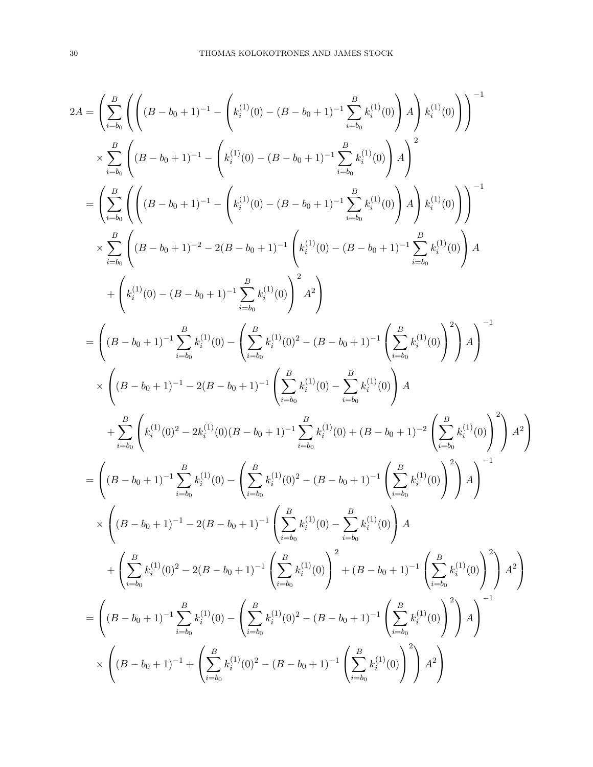$$
\begin{aligned}
2A &= \left( \sum_{i=b_0}^{B} \left( \left( (B-b_0+1)^{-1} - \left( k_i^{(1)}(0) - (B-b_0+1)^{-1} \sum_{i=b_0}^{B} k_i^{(1)}(0) \right) A \right) k_i^{(1)}(0) \right) \right)^{-1} \\
&\quad \times \sum_{i=b_0}^{B} \left( (B-b_0+1)^{-1} - \left( k_i^{(1)}(0) - (B-b_0+1)^{-1} \sum_{i=b_0}^{B} k_i^{(1)}(0) \right) A \right)^2 \\
&= \left( \sum_{i=b_0}^{B} \left( \left( (B-b_0+1)^{-1} - \left( k_i^{(1)}(0) - (B-b_0+1)^{-1} \sum_{i=b_0}^{B} k_i^{(1)}(0) \right) A \right) k_i^{(1)}(0) \right) \right)^{-1} \\
&\quad \times \sum_{i=b_0}^{B} \left( (B-b_0+1)^{-2} - 2(B-b_0+1)^{-1} \left( k_i^{(1)}(0) - (B-b_0+1)^{-1} \sum_{i=b_0}^{B} k_i^{(1)}(0) \right) A \right. \\
&\qquad \left. + \left( k_i^{(1)}(0) - (B-b_0+1)^{-1} \sum_{i=b_0}^{B} k_i^{(1)}(0) \right)^2 A^2 \right) \\
&= \left( (B-b_0+1)^{-1} \sum_{i=b_0}^{B} k_i^{(1)}(0) - \left( \sum_{i=b_0}^{B} k_i^{(1)}(0)^2 - (B-b_0+1)^{-1} \left( \sum_{i=b_0}^{B} k_i^{(1)}(0) \right)^2 \right) A \right)^{-1} \\
&\quad \times \left( (B-b_0+1)^{-1} - 2(B-b_0+1)^{-1} \left( \sum_{i=b_0}^{B} k_i^{(1)}(0) - \sum_{i=b_0}^{B} k_i^{(1)}(0) \right) A \right. \\
&\qquad \left. + \sum_{i=b_0}^{B} \left( k_i^{(1)}(0)^2 - 2k_i^{(1)}(0)(B-b_0+1)^{-1} \sum_{i=b_0}^{B} k_i^{(1)}(0) + (B-b_0+1)^{-2} \left( \sum_{i=b_0}^{B} k_i^{(1)}(0) \right)^2 \right) A^2 \right) \\
&= \left( (B-b_0+1)^{-1} \sum_{i=b_0}^{B} k_i^{(1)}(0) - \left( \sum_{i=b_0}^{B} k_i^{(1)}(0)^2 - (B-b_0+1)^{-1} \left( \sum_{i=b_0}^{B} k_i^{(1)}(0) \right)^2 \right) A \right)^{-1} \\
&\quad \times \left( (B-b_0+1)^{-1} - 2(B-b_0+1)^{-1} \left( \sum_{i=b_0}^{B} k_i^{(1)}(0) - \sum_{i=b_0}^{B} k_i^{(1)}(0) \right) A \right. \\
&\qquad \left. + \left( \sum_{i=b_0}^{B} k_i^{(1)}(0)^2 - 2(B-b_0+1)^{-1} \left( \sum_{i=b_0}^{B} k_i^{(1)}(0) \right)^2 + (B-b_0+1)^{-1} \left( \sum_{i=b_0}^{B} k_i^{(1)}(0) \right)^2 \right) A^2 \right) \\
&= \left( (B-b_0+1)^{-1} \sum_{i=b_0}^{B} k_i^{(1)}(0) - \left( \sum_{i=b_0}^{B} k_i^{(1)}(0)^2 - (B-b_0+1)^{-1} \left( \sum_{i=b_0}^{B} k_i^{(1)}(0) \right)^2 \right) A \right)^{-1} \\
&\quad \times \left( (B-b_0+1)^{-1} + \left( \sum_{i=b_0}^{B} k_i^{(1)}(0)^2 - (B-b_0+1)^{-1} \left( \sum_{i=b_0}^{B} k_i^{(1)}(0) \right)^2 \right) A^2 \right)
\end{aligned}
$$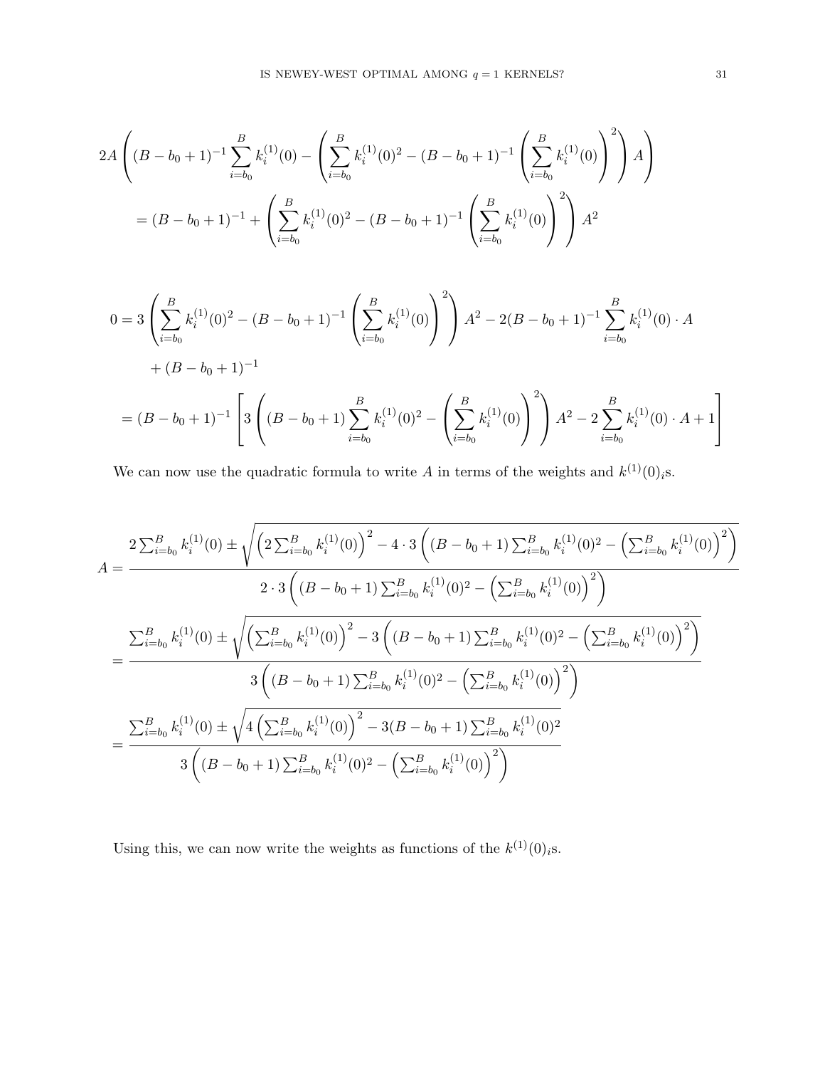$$2A\left((B-b_0+1)^{-1}\sum_{i=b_0}^{B}k_i^{(1)}(0)-\left(\sum_{i=b_0}^{B}k_i^{(1)}(0)^2-(B-b_0+1)^{-1}\left(\sum_{i=b_0}^{B}k_i^{(1)}(0)\right)^2\right)A\right)$$

$$=(B-b_0+1)^{-1}+\left(\sum_{i=b_0}^{B}k_i^{(1)}(0)^2-(B-b_0+1)^{-1}\left(\sum_{i=b_0}^{B}k_i^{(1)}(0)\right)^2\right)A^2$$

$$\begin{aligned}
0 &= 3\left(\sum_{i=b_0}^{B}k_i^{(1)}(0)^2-(B-b_0+1)^{-1}\left(\sum_{i=b_0}^{B}k_i^{(1)}(0)\right)^2\right)A^2-2(B-b_0+1)^{-1}\sum_{i=b_0}^{B}k_i^{(1)}(0)\cdot A \\
&\quad +(B-b_0+1)^{-1} \\
&= (B-b_0+1)^{-1}\left[3\left((B-b_0+1)\sum_{i=b_0}^{B}k_i^{(1)}(0)^2-\left(\sum_{i=b_0}^{B}k_i^{(1)}(0)\right)^2\right)A^2-2\sum_{i=b_0}^{B}k_i^{(1)}(0)\cdot A+1\right]
\end{aligned}$$

We can now use the quadratic formula to write $A$ in terms of the weights and $k^{(1)}(0)_i$s.

$$\begin{aligned}
A &= \frac{2\sum_{i=b_0}^{B}k_i^{(1)}(0)\pm\sqrt{\left(2\sum_{i=b_0}^{B}k_i^{(1)}(0)\right)^2-4\cdot 3\left((B-b_0+1)\sum_{i=b_0}^{B}k_i^{(1)}(0)^2-\left(\sum_{i=b_0}^{B}k_i^{(1)}(0)\right)^2\right)}}{2\cdot 3\left((B-b_0+1)\sum_{i=b_0}^{B}k_i^{(1)}(0)^2-\left(\sum_{i=b_0}^{B}k_i^{(1)}(0)\right)^2\right)} \\
&= \frac{\sum_{i=b_0}^{B}k_i^{(1)}(0)\pm\sqrt{\left(\sum_{i=b_0}^{B}k_i^{(1)}(0)\right)^2-3\left((B-b_0+1)\sum_{i=b_0}^{B}k_i^{(1)}(0)^2-\left(\sum_{i=b_0}^{B}k_i^{(1)}(0)\right)^2\right)}}{3\left((B-b_0+1)\sum_{i=b_0}^{B}k_i^{(1)}(0)^2-\left(\sum_{i=b_0}^{B}k_i^{(1)}(0)\right)^2\right)} \\
&= \frac{\sum_{i=b_0}^{B}k_i^{(1)}(0)\pm\sqrt{4\left(\sum_{i=b_0}^{B}k_i^{(1)}(0)\right)^2-3(B-b_0+1)\sum_{i=b_0}^{B}k_i^{(1)}(0)^2}}{3\left((B-b_0+1)\sum_{i=b_0}^{B}k_i^{(1)}(0)^2-\left(\sum_{i=b_0}^{B}k_i^{(1)}(0)\right)^2\right)}
\end{aligned}$$

Using this, we can now write the weights as functions of the $k^{(1)}(0)_i$s.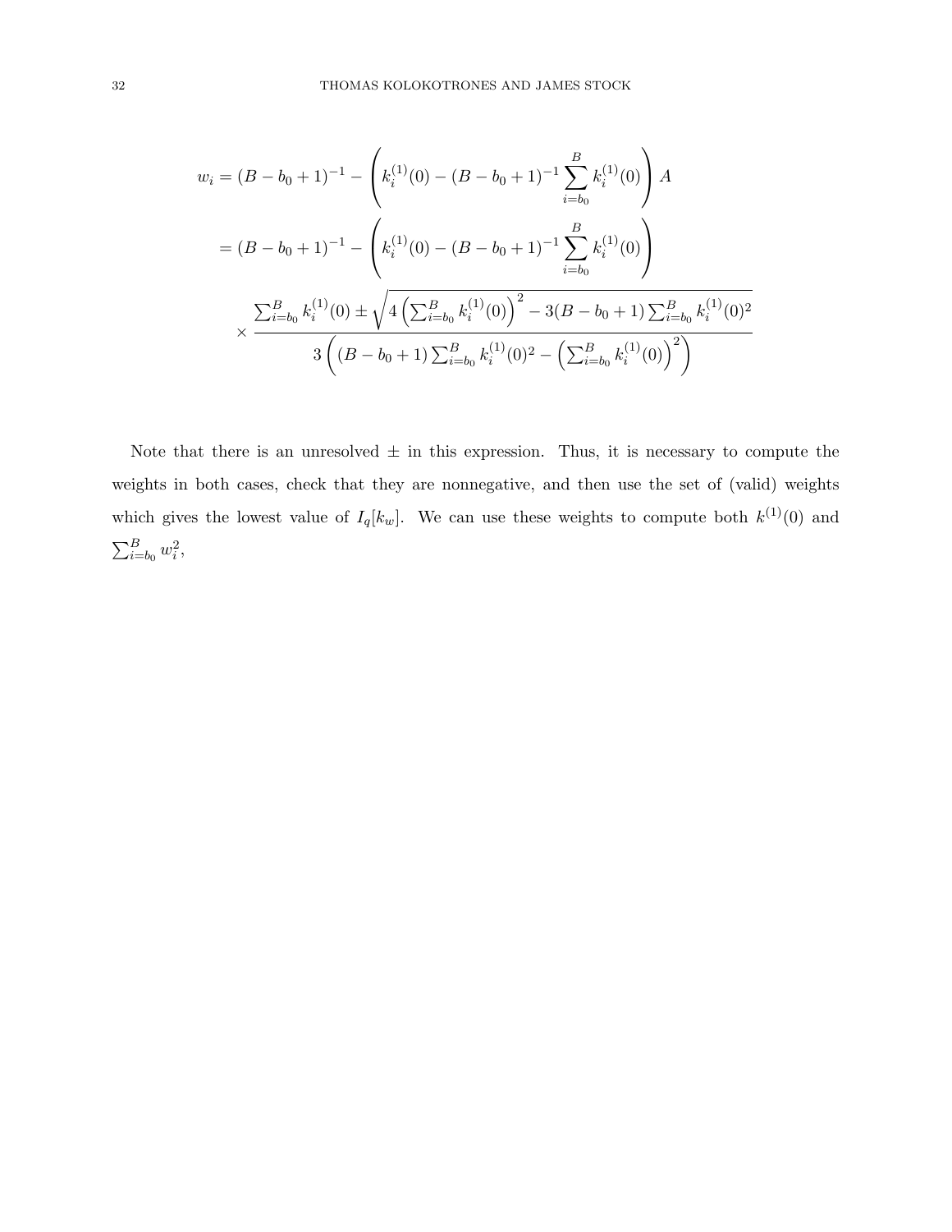$$
\begin{aligned}
w_i &= (B - b_0 + 1)^{-1} - \left( k_i^{(1)}(0) - (B - b_0 + 1)^{-1} \sum_{i=b_0}^{B} k_i^{(1)}(0) \right) A \\
&= (B - b_0 + 1)^{-1} - \left( k_i^{(1)}(0) - (B - b_0 + 1)^{-1} \sum_{i=b_0}^{B} k_i^{(1)}(0) \right) \\
&\quad \times \frac{\sum_{i=b_0}^{B} k_i^{(1)}(0) \pm \sqrt{4 \left( \sum_{i=b_0}^{B} k_i^{(1)}(0) \right)^2 - 3(B - b_0 + 1) \sum_{i=b_0}^{B} k_i^{(1)}(0)^2}}{3 \left( (B - b_0 + 1) \sum_{i=b_0}^{B} k_i^{(1)}(0)^2 - \left( \sum_{i=b_0}^{B} k_i^{(1)}(0) \right)^2 \right)}
\end{aligned}
$$

Note that there is an unresolved $\pm$ in this expression. Thus, it is necessary to compute the weights in both cases, check that they are nonnegative, and then use the set of (valid) weights which gives the lowest value of $I_q[k_w]$. We can use these weights to compute both $k^{(1)}(0)$ and $\sum_{i=b_0}^{B} w_i^2$,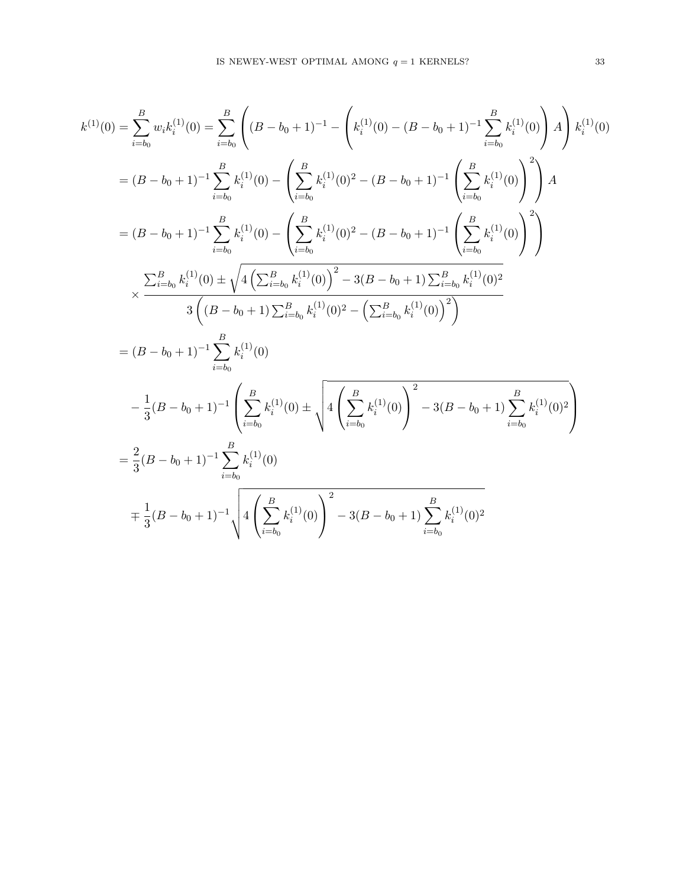$$
\begin{aligned}
k^{(1)}(0) &= \sum_{i=b_0}^{B} w_i k_i^{(1)}(0) = \sum_{i=b_0}^{B} \left( (B-b_0+1)^{-1} - \left( k_i^{(1)}(0) - (B-b_0+1)^{-1} \sum_{i=b_0}^{B} k_i^{(1)}(0) \right) A \right) k_i^{(1)}(0) \\
&= (B-b_0+1)^{-1} \sum_{i=b_0}^{B} k_i^{(1)}(0) - \left( \sum_{i=b_0}^{B} k_i^{(1)}(0)^2 - (B-b_0+1)^{-1} \left( \sum_{i=b_0}^{B} k_i^{(1)}(0) \right)^2 \right) A \\
&= (B-b_0+1)^{-1} \sum_{i=b_0}^{B} k_i^{(1)}(0) - \left( \sum_{i=b_0}^{B} k_i^{(1)}(0)^2 - (B-b_0+1)^{-1} \left( \sum_{i=b_0}^{B} k_i^{(1)}(0) \right)^2 \right) \\
&\quad \times \frac{\sum_{i=b_0}^{B} k_i^{(1)}(0) \pm \sqrt{4 \left( \sum_{i=b_0}^{B} k_i^{(1)}(0) \right)^2 - 3(B-b_0+1) \sum_{i=b_0}^{B} k_i^{(1)}(0)^2}}{3 \left( (B-b_0+1) \sum_{i=b_0}^{B} k_i^{(1)}(0)^2 - \left( \sum_{i=b_0}^{B} k_i^{(1)}(0) \right)^2 \right)} \\
&= (B-b_0+1)^{-1} \sum_{i=b_0}^{B} k_i^{(1)}(0) \\
&\quad - \frac{1}{3}(B-b_0+1)^{-1} \left( \sum_{i=b_0}^{B} k_i^{(1)}(0) \pm \sqrt{4 \left( \sum_{i=b_0}^{B} k_i^{(1)}(0) \right)^2 - 3(B-b_0+1) \sum_{i=b_0}^{B} k_i^{(1)}(0)^2} \right) \\
&= \frac{2}{3}(B-b_0+1)^{-1} \sum_{i=b_0}^{B} k_i^{(1)}(0) \\
&\quad \mp \frac{1}{3}(B-b_0+1)^{-1} \sqrt{4 \left( \sum_{i=b_0}^{B} k_i^{(1)}(0) \right)^2 - 3(B-b_0+1) \sum_{i=b_0}^{B} k_i^{(1)}(0)^2}
\end{aligned}
$$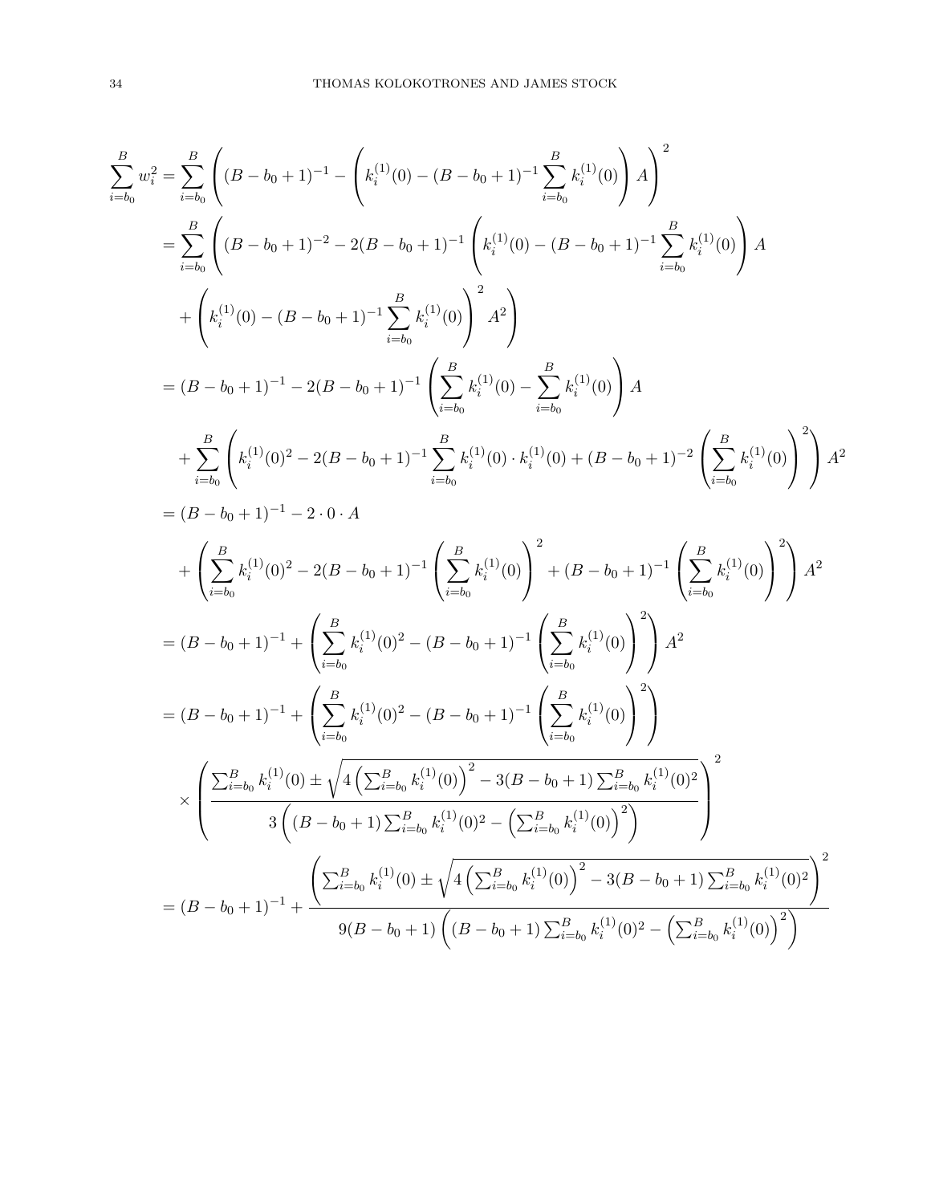$$
\begin{aligned}
\sum_{i=b_0}^{B} w_i^2 &= \sum_{i=b_0}^{B} \left( (B-b_0+1)^{-1} - \left( k_i^{(1)}(0) - (B-b_0+1)^{-1} \sum_{i=b_0}^{B} k_i^{(1)}(0) \right) A \right)^2 \\
&= \sum_{i=b_0}^{B} \left( (B-b_0+1)^{-2} - 2(B-b_0+1)^{-1} \left( k_i^{(1)}(0) - (B-b_0+1)^{-1} \sum_{i=b_0}^{B} k_i^{(1)}(0) \right) A \right. \\
&\quad \left. + \left( k_i^{(1)}(0) - (B-b_0+1)^{-1} \sum_{i=b_0}^{B} k_i^{(1)}(0) \right)^2 A^2 \right) \\
&= (B-b_0+1)^{-1} - 2(B-b_0+1)^{-1} \left( \sum_{i=b_0}^{B} k_i^{(1)}(0) - \sum_{i=b_0}^{B} k_i^{(1)}(0) \right) A \\
&\quad + \sum_{i=b_0}^{B} \left( k_i^{(1)}(0)^2 - 2(B-b_0+1)^{-1} \sum_{i=b_0}^{B} k_i^{(1)}(0) \cdot k_i^{(1)}(0) + (B-b_0+1)^{-2} \left( \sum_{i=b_0}^{B} k_i^{(1)}(0) \right)^2 \right) A^2 \\
&= (B-b_0+1)^{-1} - 2 \cdot 0 \cdot A \\
&\quad + \left( \sum_{i=b_0}^{B} k_i^{(1)}(0)^2 - 2(B-b_0+1)^{-1} \left( \sum_{i=b_0}^{B} k_i^{(1)}(0) \right)^2 + (B-b_0+1)^{-1} \left( \sum_{i=b_0}^{B} k_i^{(1)}(0) \right)^2 \right) A^2 \\
&= (B-b_0+1)^{-1} + \left( \sum_{i=b_0}^{B} k_i^{(1)}(0)^2 - (B-b_0+1)^{-1} \left( \sum_{i=b_0}^{B} k_i^{(1)}(0) \right)^2 \right) A^2 \\
&= (B-b_0+1)^{-1} + \left( \sum_{i=b_0}^{B} k_i^{(1)}(0)^2 - (B-b_0+1)^{-1} \left( \sum_{i=b_0}^{B} k_i^{(1)}(0) \right)^2 \right) \\
&\quad \times \left( \frac{\sum_{i=b_0}^{B} k_i^{(1)}(0) \pm \sqrt{4 \left( \sum_{i=b_0}^{B} k_i^{(1)}(0) \right)^2 - 3(B-b_0+1) \sum_{i=b_0}^{B} k_i^{(1)}(0)^2}}{3 \left( (B-b_0+1) \sum_{i=b_0}^{B} k_i^{(1)}(0)^2 - \left( \sum_{i=b_0}^{B} k_i^{(1)}(0) \right)^2 \right)} \right)^2 \\
&= (B-b_0+1)^{-1} + \frac{\left( \sum_{i=b_0}^{B} k_i^{(1)}(0) \pm \sqrt{4 \left( \sum_{i=b_0}^{B} k_i^{(1)}(0) \right)^2 - 3(B-b_0+1) \sum_{i=b_0}^{B} k_i^{(1)}(0)^2} \right)^2}{9(B-b_0+1) \left( (B-b_0+1) \sum_{i=b_0}^{B} k_i^{(1)}(0)^2 - \left( \sum_{i=b_0}^{B} k_i^{(1)}(0) \right)^2 \right)}
\end{aligned}
$$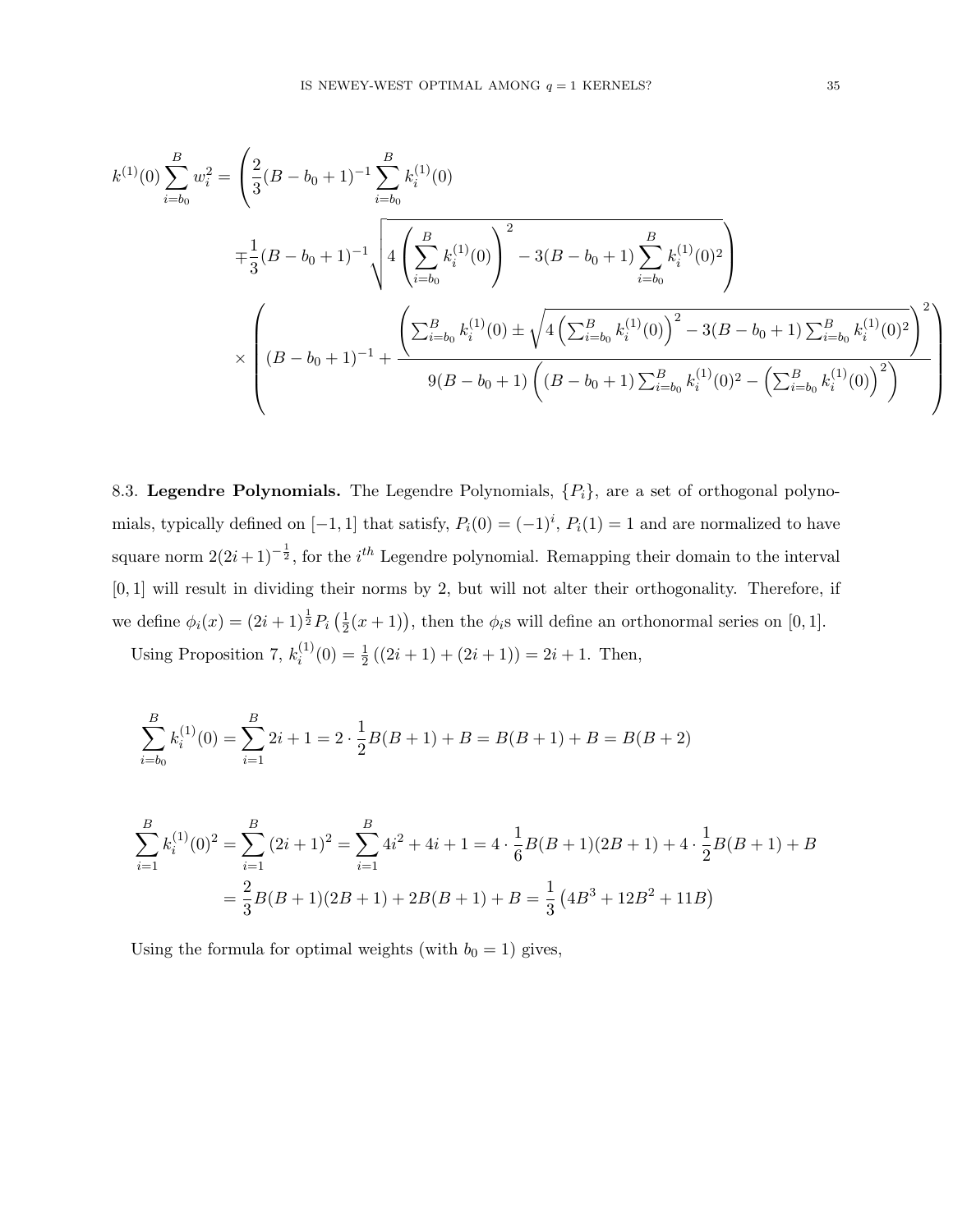$$
\begin{aligned}
k^{(1)}(0) \sum_{i=b_0}^{B} w_i^2 = &\Bigg( \frac{2}{3}(B - b_0 + 1)^{-1} \sum_{i=b_0}^{B} k_i^{(1)}(0) \\
&\mp \frac{1}{3}(B - b_0 + 1)^{-1} \sqrt{4 \left( \sum_{i=b_0}^{B} k_i^{(1)}(0) \right)^2 - 3(B - b_0 + 1) \sum_{i=b_0}^{B} k_i^{(1)}(0)^2} \Bigg) \\
&\times \left( (B - b_0 + 1)^{-1} + \frac{\left( \sum_{i=b_0}^{B} k_i^{(1)}(0) \pm \sqrt{4 \left( \sum_{i=b_0}^{B} k_i^{(1)}(0) \right)^2 - 3(B - b_0 + 1) \sum_{i=b_0}^{B} k_i^{(1)}(0)^2} \right)^2}{9(B - b_0 + 1) \left( (B - b_0 + 1) \sum_{i=b_0}^{B} k_i^{(1)}(0)^2 - \left( \sum_{i=b_0}^{B} k_i^{(1)}(0) \right)^2 \right)} \right)
\end{aligned}
$$

8.3. **Legendre Polynomials.** The Legendre Polynomials, $\{P_i\}$, are a set of orthogonal polynomials, typically defined on $[-1, 1]$ that satisfy, $P_i(0) = (-1)^i$, $P_i(1) = 1$ and are normalized to have square norm $2(2i+1)^{-\frac{1}{2}}$, for the $i^{th}$ Legendre polynomial. Remapping their domain to the interval $[0, 1]$ will result in dividing their norms by 2, but will not alter their orthogonality. Therefore, if we define $\phi_i(x) = (2i+1)^{\frac{1}{2}} P_i\left(\frac{1}{2}(x+1)\right)$, then the $\phi_i$s will define an orthonormal series on $[0, 1]$.

Using Proposition 7, $k_i^{(1)}(0) = \frac{1}{2}\left((2i+1) + (2i+1)\right) = 2i + 1$. Then,

$$
\sum_{i=b_0}^{B} k_i^{(1)}(0) = \sum_{i=1}^{B} 2i + 1 = 2 \cdot \frac{1}{2} B(B+1) + B = B(B+1) + B = B(B+2)
$$

$$
\begin{aligned}
\sum_{i=1}^{B} k_i^{(1)}(0)^2 = \sum_{i=1}^{B} (2i+1)^2 = \sum_{i=1}^{B} 4i^2 + 4i + 1 &= 4 \cdot \frac{1}{6} B(B+1)(2B+1) + 4 \cdot \frac{1}{2} B(B+1) + B \\
&= \frac{2}{3} B(B+1)(2B+1) + 2B(B+1) + B = \frac{1}{3}\left(4B^3 + 12B^2 + 11B\right)
\end{aligned}
$$

Using the formula for optimal weights (with $b_0 = 1$) gives,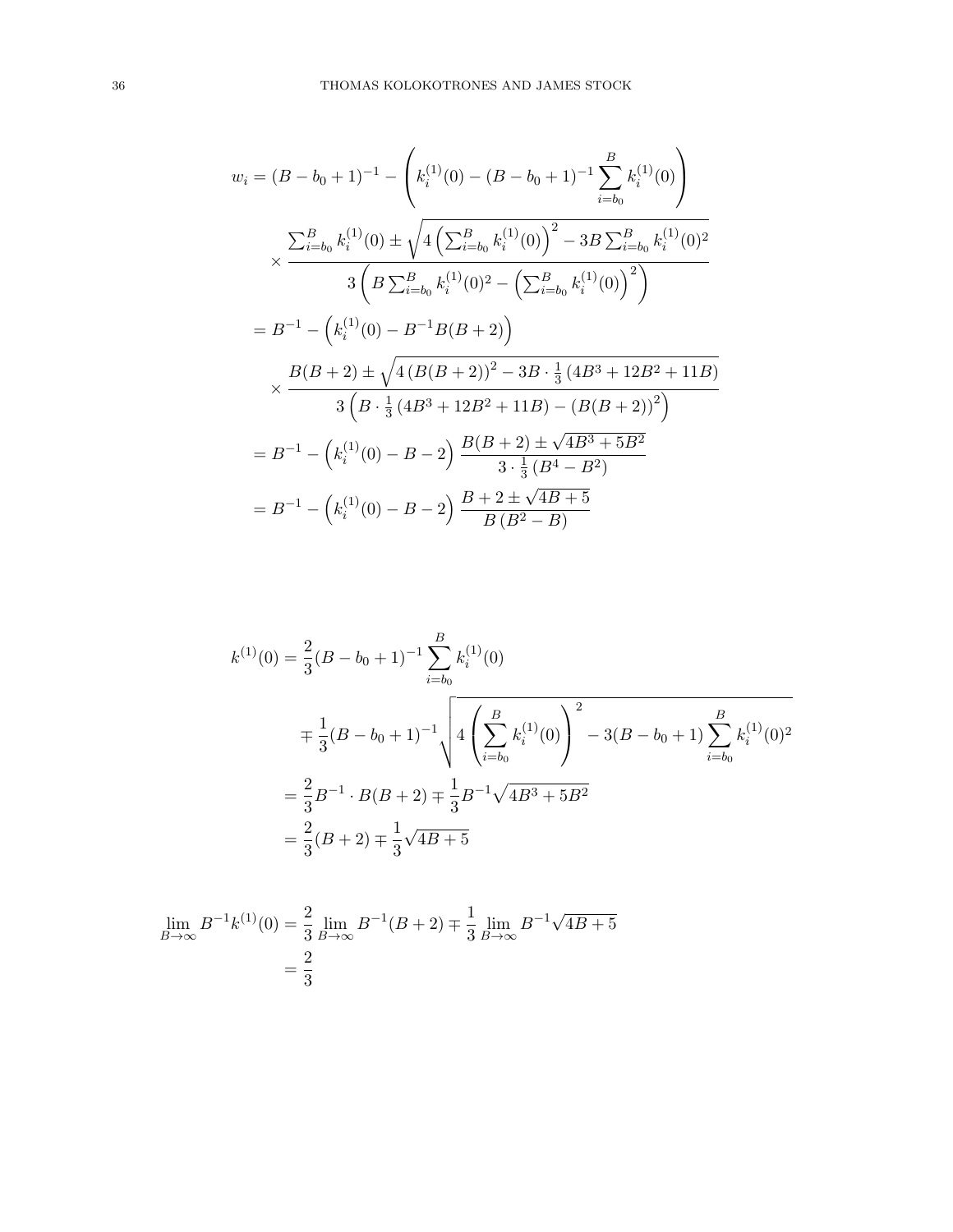$$
\begin{aligned}
w_i &= (B - b_0 + 1)^{-1} - \left( k_i^{(1)}(0) - (B - b_0 + 1)^{-1} \sum_{i=b_0}^{B} k_i^{(1)}(0) \right) \\
&\quad \times \frac{\sum_{i=b_0}^{B} k_i^{(1)}(0) \pm \sqrt{4 \left( \sum_{i=b_0}^{B} k_i^{(1)}(0) \right)^2 - 3B \sum_{i=b_0}^{B} k_i^{(1)}(0)^2}}{3 \left( B \sum_{i=b_0}^{B} k_i^{(1)}(0)^2 - \left( \sum_{i=b_0}^{B} k_i^{(1)}(0) \right)^2 \right)} \\
&= B^{-1} - \left( k_i^{(1)}(0) - B^{-1} B(B+2) \right) \\
&\quad \times \frac{B(B+2) \pm \sqrt{4 \left( B(B+2) \right)^2 - 3B \cdot \frac{1}{3} \left( 4B^3 + 12B^2 + 11B \right)}}{3 \left( B \cdot \frac{1}{3} \left( 4B^3 + 12B^2 + 11B \right) - \left( B(B+2) \right)^2 \right)} \\
&= B^{-1} - \left( k_i^{(1)}(0) - B - 2 \right) \frac{B(B+2) \pm \sqrt{4B^3 + 5B^2}}{3 \cdot \frac{1}{3} \left( B^4 - B^2 \right)} \\
&= B^{-1} - \left( k_i^{(1)}(0) - B - 2 \right) \frac{B + 2 \pm \sqrt{4B + 5}}{B \left( B^2 - B \right)}
\end{aligned}
$$

$$
\begin{aligned}
k^{(1)}(0) &= \frac{2}{3} (B - b_0 + 1)^{-1} \sum_{i=b_0}^{B} k_i^{(1)}(0) \\
&\quad \mp \frac{1}{3} (B - b_0 + 1)^{-1} \sqrt{4 \left( \sum_{i=b_0}^{B} k_i^{(1)}(0) \right)^2 - 3(B - b_0 + 1) \sum_{i=b_0}^{B} k_i^{(1)}(0)^2} \\
&= \frac{2}{3} B^{-1} \cdot B(B+2) \mp \frac{1}{3} B^{-1} \sqrt{4B^3 + 5B^2} \\
&= \frac{2}{3} (B+2) \mp \frac{1}{3} \sqrt{4B + 5}
\end{aligned}
$$

$$
\begin{aligned}
\lim_{B \to \infty} B^{-1} k^{(1)}(0) &= \frac{2}{3} \lim_{B \to \infty} B^{-1} (B+2) \mp \frac{1}{3} \lim_{B \to \infty} B^{-1} \sqrt{4B + 5} \\
&= \frac{2}{3}
\end{aligned}
$$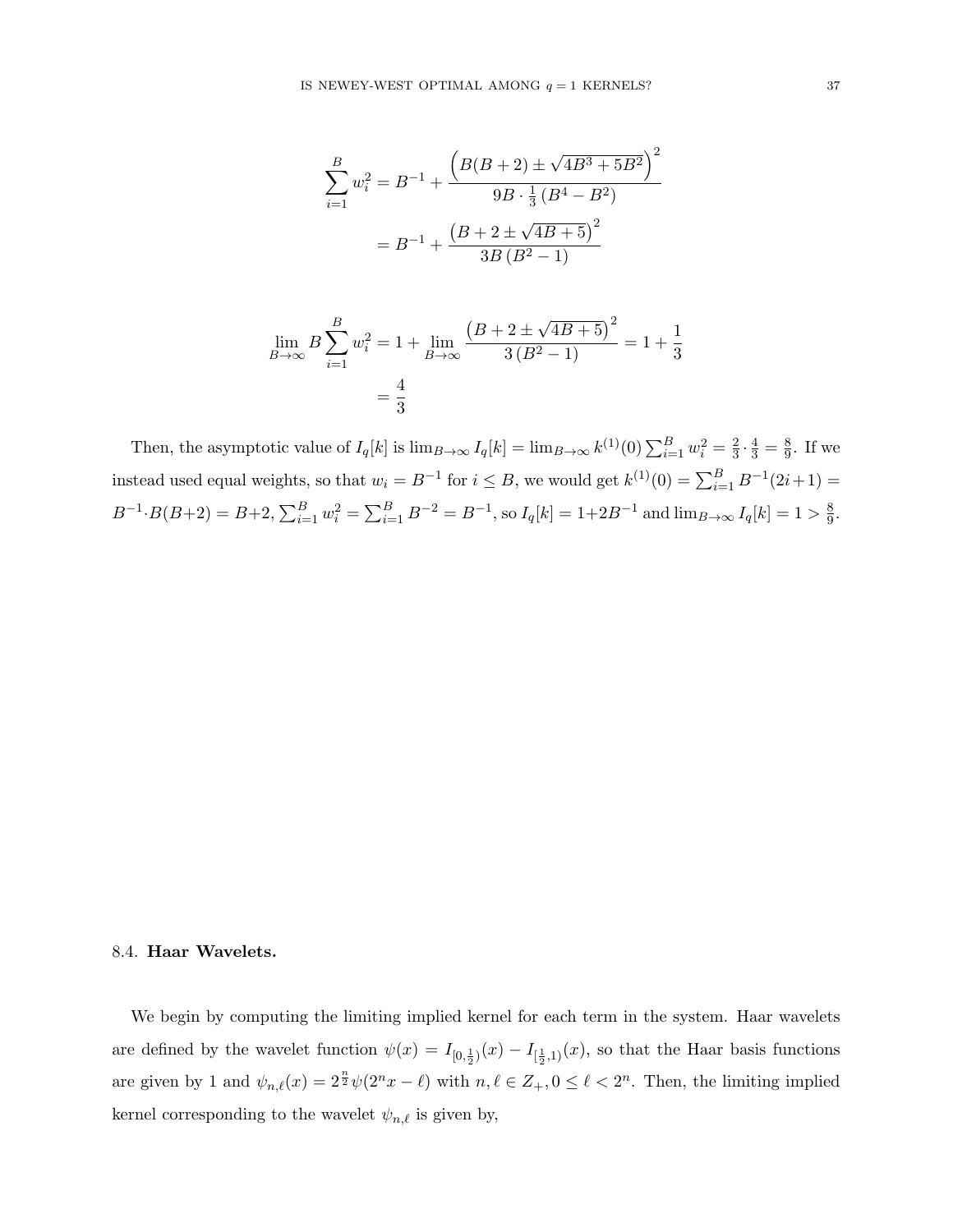$$
\begin{aligned}
\sum_{i=1}^{B} w_i^2 &= B^{-1} + \frac{\left(B(B+2) \pm \sqrt{4B^3+5B^2}\right)^2}{9B \cdot \frac{1}{3}\left(B^4 - B^2\right)} \\
&= B^{-1} + \frac{\left(B+2 \pm \sqrt{4B+5}\right)^2}{3B\left(B^2-1\right)}
\end{aligned}
$$

$$
\begin{aligned}
\lim_{B\to\infty} B \sum_{i=1}^{B} w_i^2 &= 1 + \lim_{B\to\infty} \frac{\left(B+2 \pm \sqrt{4B+5}\right)^2}{3\left(B^2-1\right)} = 1 + \frac{1}{3} \\
&= \frac{4}{3}
\end{aligned}
$$

Then, the asymptotic value of $I_q[k]$ is $\lim_{B\to\infty} I_q[k] = \lim_{B\to\infty} k^{(1)}(0) \sum_{i=1}^{B} w_i^2 = \frac{2}{3} \cdot \frac{4}{3} = \frac{8}{9}$. If we instead used equal weights, so that $w_i = B^{-1}$ for $i \leq B$, we would get $k^{(1)}(0) = \sum_{i=1}^{B} B^{-1}(2i+1) = B^{-1} \cdot B(B+2) = B+2$, $\sum_{i=1}^{B} w_i^2 = \sum_{i=1}^{B} B^{-2} = B^{-1}$, so $I_q[k] = 1+2B^{-1}$ and $\lim_{B\to\infty} I_q[k] = 1 > \frac{8}{9}$.

### 8.4. **Haar Wavelets.**

We begin by computing the limiting implied kernel for each term in the system. Haar wavelets are defined by the wavelet function $\psi(x) = I_{[0,\frac{1}{2})}(x) - I_{[\frac{1}{2},1)}(x)$, so that the Haar basis functions are given by 1 and $\psi_{n,\ell}(x) = 2^{\frac{n}{2}} \psi(2^n x - \ell)$ with $n, \ell \in Z_+, 0 \leq \ell < 2^n$. Then, the limiting implied kernel corresponding to the wavelet $\psi_{n,\ell}$ is given by,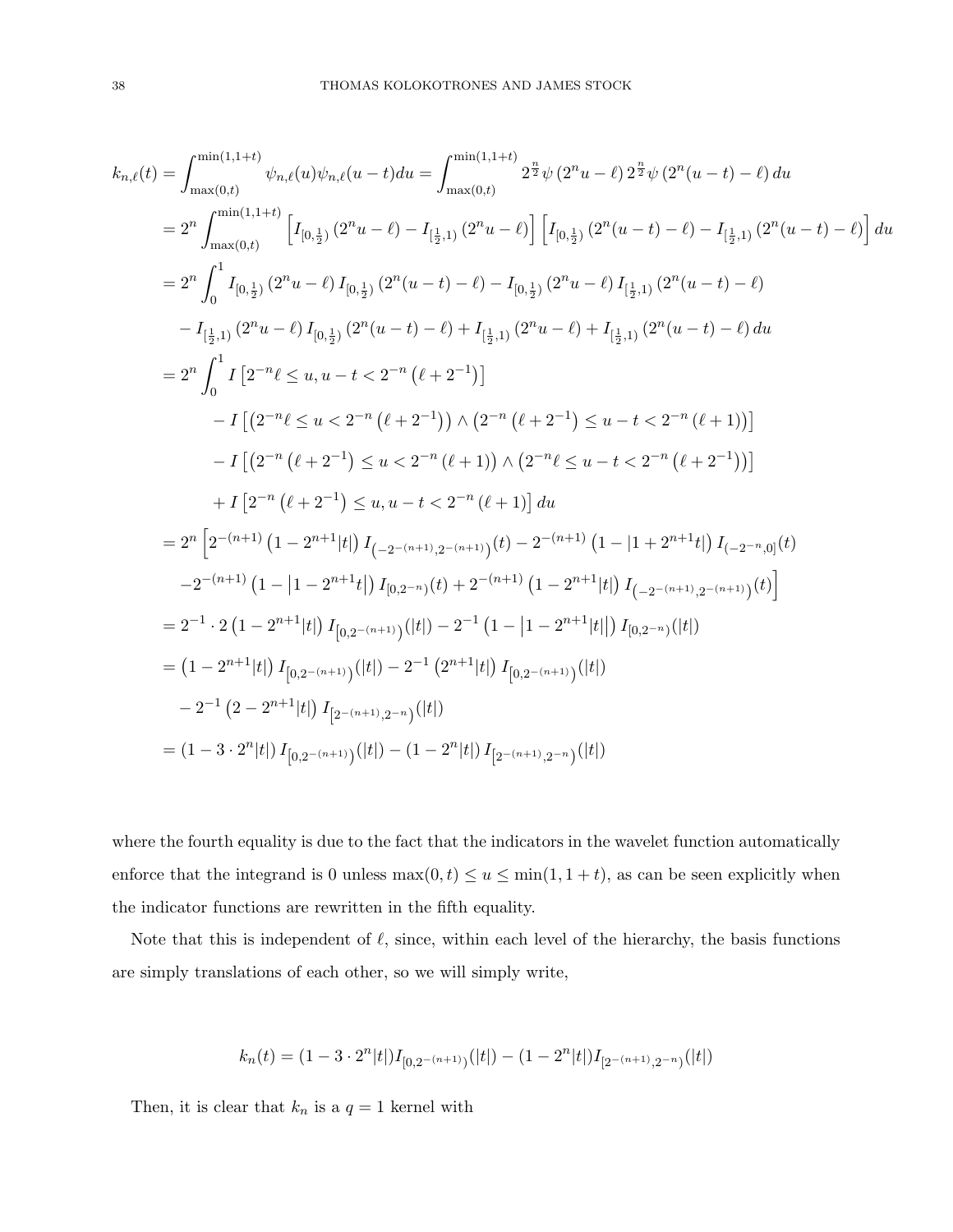$$
\begin{aligned}
k_{n,\ell}(t) &= \int_{\max(0,t)}^{\min(1,1+t)} \psi_{n,\ell}(u)\psi_{n,\ell}(u-t)du = \int_{\max(0,t)}^{\min(1,1+t)} 2^{\frac{n}{2}}\psi\left(2^n u - \ell\right) 2^{\frac{n}{2}}\psi\left(2^n(u-t) - \ell\right) du \\
&= 2^n \int_{\max(0,t)}^{\min(1,1+t)} \left[ I_{[0,\frac{1}{2})}\left(2^n u - \ell\right) - I_{[\frac{1}{2},1)}\left(2^n u - \ell\right)\right] \left[ I_{[0,\frac{1}{2})}\left(2^n(u-t) - \ell\right) - I_{[\frac{1}{2},1)}\left(2^n(u-t) - \ell\right)\right] du \\
&= 2^n \int_0^1 I_{[0,\frac{1}{2})}\left(2^n u - \ell\right) I_{[0,\frac{1}{2})}\left(2^n(u-t) - \ell\right) - I_{[0,\frac{1}{2})}\left(2^n u - \ell\right) I_{[\frac{1}{2},1)}\left(2^n(u-t) - \ell\right) \\
&\quad - I_{[\frac{1}{2},1)}\left(2^n u - \ell\right) I_{[0,\frac{1}{2})}\left(2^n(u-t) - \ell\right) + I_{[\frac{1}{2},1)}\left(2^n u - \ell\right) + I_{[\frac{1}{2},1)}\left(2^n(u-t) - \ell\right) du \\
&= 2^n \int_0^1 I\left[2^{-n}\ell \le u, u-t < 2^{-n}\left(\ell + 2^{-1}\right)\right] \\
&\qquad - I\left[\left(2^{-n}\ell \le u < 2^{-n}\left(\ell + 2^{-1}\right)\right) \wedge \left(2^{-n}\left(\ell + 2^{-1}\right) \le u - t < 2^{-n}\left(\ell+1\right)\right)\right] \\
&\qquad - I\left[\left(2^{-n}\left(\ell + 2^{-1}\right) \le u < 2^{-n}\left(\ell+1\right)\right) \wedge \left(2^{-n}\ell \le u-t < 2^{-n}\left(\ell + 2^{-1}\right)\right)\right] \\
&\qquad + I\left[2^{-n}\left(\ell + 2^{-1}\right) \le u, u-t < 2^{-n}\left(\ell+1\right)\right] du \\
&= 2^n \Big[ 2^{-(n+1)}\left(1 - 2^{n+1}|t|\right) I_{\left(-2^{-(n+1)},2^{-(n+1)}\right)}(t) - 2^{-(n+1)}\left(1 - \left|1 + 2^{n+1}t\right|\right) I_{(-2^{-n},0]}(t) \\
&\quad -2^{-(n+1)}\left(1 - \left|1 - 2^{n+1}t\right|\right) I_{[0,2^{-n})}(t) + 2^{-(n+1)}\left(1 - 2^{n+1}|t|\right) I_{\left(-2^{-(n+1)},2^{-(n+1)}\right)}(t)\Big] \\
&= 2^{-1}\cdot 2\left(1 - 2^{n+1}|t|\right) I_{\left[0,2^{-(n+1)}\right)}(|t|) - 2^{-1}\left(1 - \left|1 - 2^{n+1}|t|\right|\right) I_{[0,2^{-n})}(|t|) \\
&= \left(1 - 2^{n+1}|t|\right) I_{\left[0,2^{-(n+1)}\right)}(|t|) - 2^{-1}\left(2^{n+1}|t|\right) I_{\left[0,2^{-(n+1)}\right)}(|t|) \\
&\quad - 2^{-1}\left(2 - 2^{n+1}|t|\right) I_{\left[2^{-(n+1)},2^{-n}\right)}(|t|) \\
&= \left(1 - 3\cdot 2^n|t|\right) I_{\left[0,2^{-(n+1)}\right)}(|t|) - \left(1 - 2^n|t|\right) I_{\left[2^{-(n+1)},2^{-n}\right)}(|t|)
\end{aligned}
$$

where the fourth equality is due to the fact that the indicators in the wavelet function automatically enforce that the integrand is 0 unless $\max(0,t) \le u \le \min(1, 1+t)$, as can be seen explicitly when the indicator functions are rewritten in the fifth equality.

Note that this is independent of $\ell$, since, within each level of the hierarchy, the basis functions are simply translations of each other, so we will simply write,

$$
k_n(t) = (1 - 3\cdot 2^n|t|) I_{[0,2^{-(n+1)})}(|t|) - (1 - 2^n|t|) I_{[2^{-(n+1)},2^{-n})}(|t|)
$$

Then, it is clear that $k_n$ is a $q = 1$ kernel with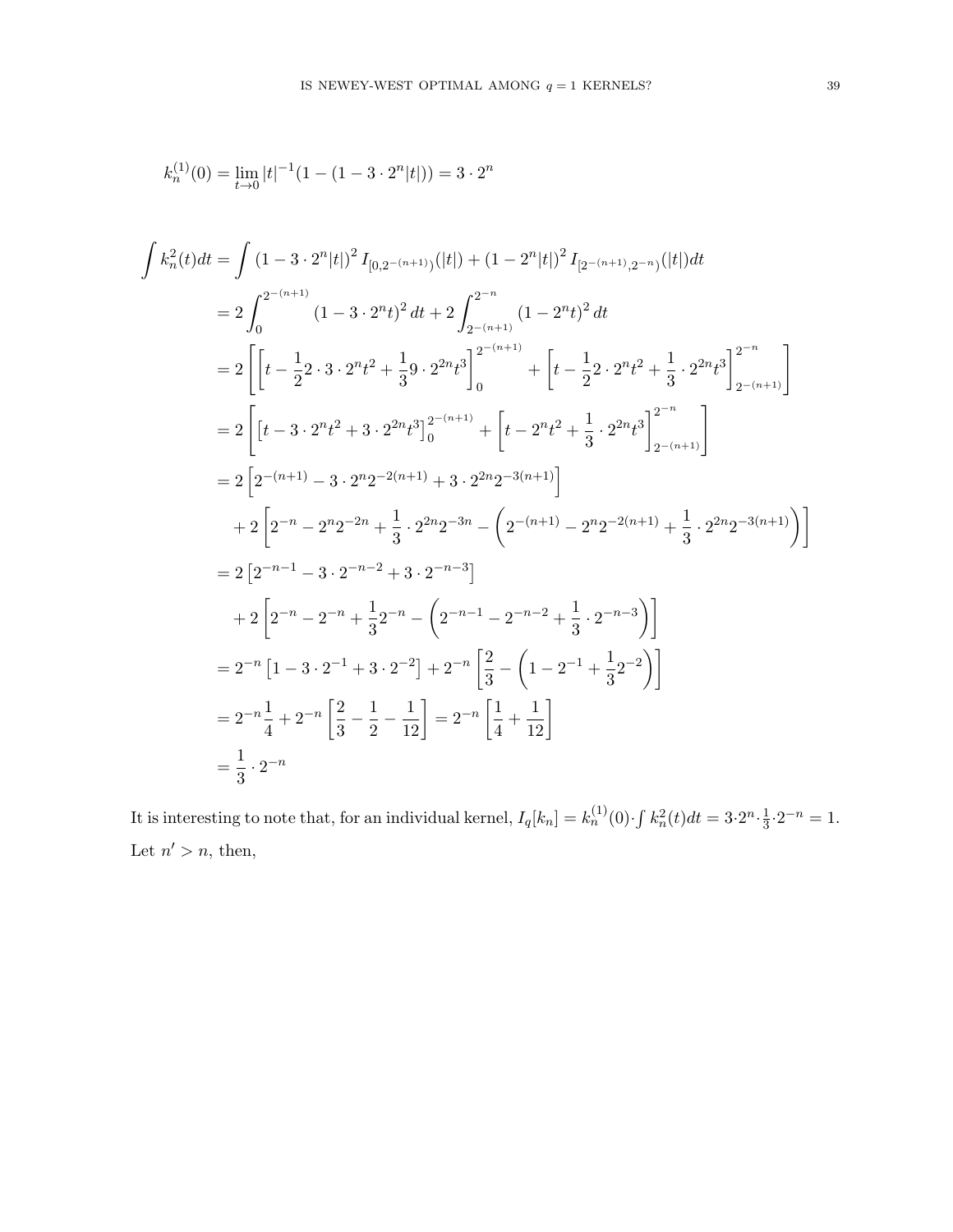$$k_n^{(1)}(0) = \lim_{t\to 0} |t|^{-1}(1 - (1 - 3 \cdot 2^n|t|)) = 3 \cdot 2^n$$

$$\begin{aligned}
\int k_n^2(t)dt &= \int (1 - 3 \cdot 2^n|t|)^2 I_{[0,2^{-(n+1)})}(|t|) + (1 - 2^n|t|)^2 I_{[2^{-(n+1)},2^{-n})}(|t|)dt \\
&= 2\int_0^{2^{-(n+1)}} (1 - 3 \cdot 2^n t)^2 dt + 2\int_{2^{-(n+1)}}^{2^{-n}} (1 - 2^n t)^2 dt \\
&= 2\left[\left[t - \frac{1}{2}2 \cdot 3 \cdot 2^n t^2 + \frac{1}{3}9 \cdot 2^{2n}t^3\right]_0^{2^{-(n+1)}} + \left[t - \frac{1}{2}2 \cdot 2^n t^2 + \frac{1}{3} \cdot 2^{2n}t^3\right]_{2^{-(n+1)}}^{2^{-n}}\right] \\
&= 2\left[\left[t - 3 \cdot 2^n t^2 + 3 \cdot 2^{2n}t^3\right]_0^{2^{-(n+1)}} + \left[t - 2^n t^2 + \frac{1}{3} \cdot 2^{2n}t^3\right]_{2^{-(n+1)}}^{2^{-n}}\right] \\
&= 2\left[2^{-(n+1)} - 3 \cdot 2^n 2^{-2(n+1)} + 3 \cdot 2^{2n}2^{-3(n+1)}\right] \\
&\quad + 2\left[2^{-n} - 2^n 2^{-2n} + \frac{1}{3} \cdot 2^{2n}2^{-3n} - \left(2^{-(n+1)} - 2^n 2^{-2(n+1)} + \frac{1}{3} \cdot 2^{2n}2^{-3(n+1)}\right)\right] \\
&= 2\left[2^{-n-1} - 3 \cdot 2^{-n-2} + 3 \cdot 2^{-n-3}\right] \\
&\quad + 2\left[2^{-n} - 2^{-n} + \frac{1}{3}2^{-n} - \left(2^{-n-1} - 2^{-n-2} + \frac{1}{3} \cdot 2^{-n-3}\right)\right] \\
&= 2^{-n}\left[1 - 3 \cdot 2^{-1} + 3 \cdot 2^{-2}\right] + 2^{-n}\left[\frac{2}{3} - \left(1 - 2^{-1} + \frac{1}{3}2^{-2}\right)\right] \\
&= 2^{-n}\frac{1}{4} + 2^{-n}\left[\frac{2}{3} - \frac{1}{2} - \frac{1}{12}\right] = 2^{-n}\left[\frac{1}{4} + \frac{1}{12}\right] \\
&= \frac{1}{3} \cdot 2^{-n}
\end{aligned}$$

It is interesting to note that, for an individual kernel, $I_q[k_n] = k_n^{(1)}(0) \cdot \int k_n^2(t)dt = 3 \cdot 2^n \cdot \frac{1}{3} \cdot 2^{-n} = 1$. Let $n' > n$, then,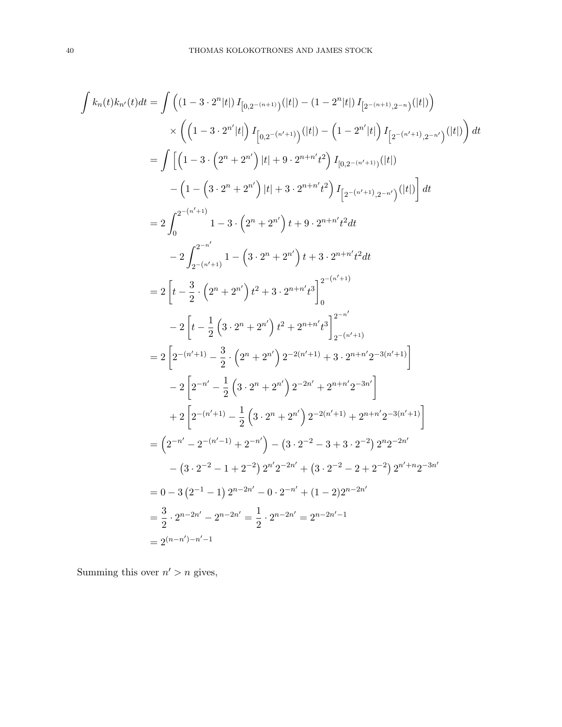$$
\begin{aligned}
\int k_n(t) k_{n'}(t) dt &= \int \left( \left(1 - 3 \cdot 2^n |t|\right) I_{\left[0, 2^{-(n+1)}\right)}(|t|) - \left(1 - 2^n |t|\right) I_{\left[2^{-(n+1)}, 2^{-n}\right)}(|t|) \right) \\
&\quad \times \left( \left(1 - 3 \cdot 2^{n'} |t|\right) I_{\left[0, 2^{-(n'+1)}\right)}(|t|) - \left(1 - 2^{n'} |t|\right) I_{\left[2^{-(n'+1)}, 2^{-n'}\right)}(|t|) \right) dt \\
&= \int \left[ \left(1 - 3 \cdot \left(2^n + 2^{n'}\right) |t| + 9 \cdot 2^{n+n'} t^2 \right) I_{[0, 2^{-(n'+1)})}(|t|) \right. \\
&\quad \left. - \left(1 - \left(3 \cdot 2^n + 2^{n'}\right) |t| + 3 \cdot 2^{n+n'} t^2 \right) I_{\left[2^{-(n'+1)}, 2^{-n'}\right)}(|t|) \right] dt \\
&= 2 \int_0^{2^{-(n'+1)}} 1 - 3 \cdot \left(2^n + 2^{n'}\right) t + 9 \cdot 2^{n+n'} t^2 dt \\
&\quad - 2 \int_{2^{-(n'+1)}}^{2^{-n'}} 1 - \left(3 \cdot 2^n + 2^{n'}\right) t + 3 \cdot 2^{n+n'} t^2 dt \\
&= 2 \left[ t - \frac{3}{2} \cdot \left(2^n + 2^{n'}\right) t^2 + 3 \cdot 2^{n+n'} t^3 \right]_0^{2^{-(n'+1)}} \\
&\quad - 2 \left[ t - \frac{1}{2} \left(3 \cdot 2^n + 2^{n'}\right) t^2 + 2^{n+n'} t^3 \right]_{2^{-(n'+1)}}^{2^{-n'}} \\
&= 2 \left[ 2^{-(n'+1)} - \frac{3}{2} \cdot \left(2^n + 2^{n'}\right) 2^{-2(n'+1)} + 3 \cdot 2^{n+n'} 2^{-3(n'+1)} \right] \\
&\quad - 2 \left[ 2^{-n'} - \frac{1}{2} \left(3 \cdot 2^n + 2^{n'}\right) 2^{-2n'} + 2^{n+n'} 2^{-3n'} \right] \\
&\quad + 2 \left[ 2^{-(n'+1)} - \frac{1}{2} \left(3 \cdot 2^n + 2^{n'}\right) 2^{-2(n'+1)} + 2^{n+n'} 2^{-3(n'+1)} \right] \\
&= \left(2^{-n'} - 2^{-(n'-1)} + 2^{-n'}\right) - \left(3 \cdot 2^{-2} - 3 + 3 \cdot 2^{-2}\right) 2^n 2^{-2n'} \\
&\quad - \left(3 \cdot 2^{-2} - 1 + 2^{-2}\right) 2^{n'} 2^{-2n'} + \left(3 \cdot 2^{-2} - 2 + 2^{-2}\right) 2^{n'+n} 2^{-3n'} \\
&= 0 - 3\left(2^{-1} - 1\right) 2^{n-2n'} - 0 \cdot 2^{-n'} + (1-2) 2^{n-2n'} \\
&= \frac{3}{2} \cdot 2^{n-2n'} - 2^{n-2n'} = \frac{1}{2} \cdot 2^{n-2n'} = 2^{n-2n'-1} \\
&= 2^{(n-n')-n'-1}
\end{aligned}
$$

Summing this over $n' > n$ gives,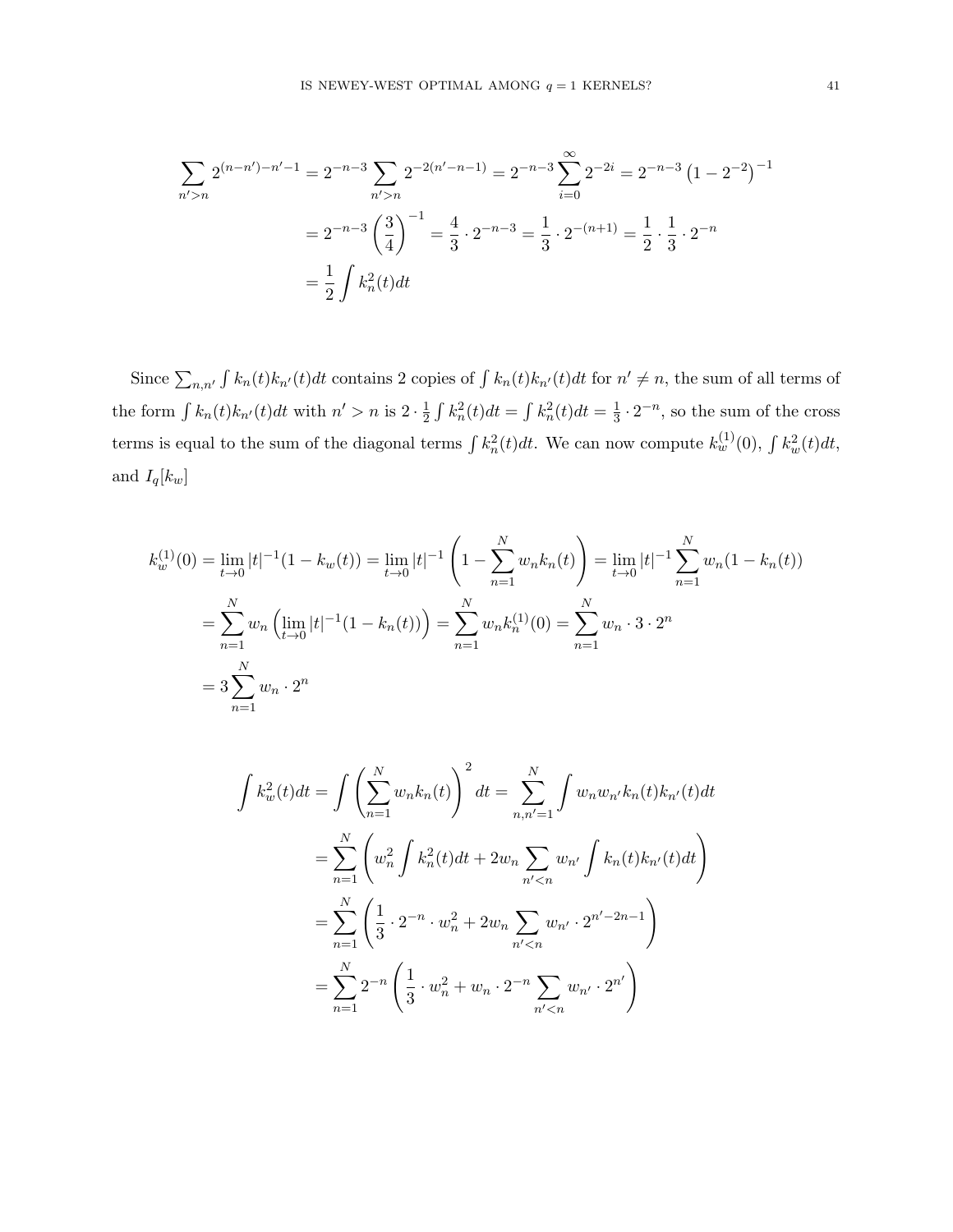$$
\begin{aligned}
\sum_{n'>n} 2^{(n-n')-n'-1} &= 2^{-n-3} \sum_{n'>n} 2^{-2(n'-n-1)} = 2^{-n-3} \sum_{i=0}^{\infty} 2^{-2i} = 2^{-n-3}\left(1-2^{-2}\right)^{-1} \\
&= 2^{-n-3}\left(\frac{3}{4}\right)^{-1} = \frac{4}{3} \cdot 2^{-n-3} = \frac{1}{3} \cdot 2^{-(n+1)} = \frac{1}{2} \cdot \frac{1}{3} \cdot 2^{-n} \\
&= \frac{1}{2} \int k_n^2(t)dt
\end{aligned}
$$

Since $\sum_{n,n'} \int k_n(t)k_{n'}(t)dt$ contains 2 copies of $\int k_n(t)k_{n'}(t)dt$ for $n' \neq n$, the sum of all terms of the form $\int k_n(t)k_{n'}(t)dt$ with $n' > n$ is $2 \cdot \frac{1}{2} \int k_n^2(t)dt = \int k_n^2(t)dt = \frac{1}{3} \cdot 2^{-n}$, so the sum of the cross terms is equal to the sum of the diagonal terms $\int k_n^2(t)dt$. We can now compute $k_w^{(1)}(0)$, $\int k_w^2(t)dt$, and $I_q[k_w]$

$$
\begin{aligned}
k_w^{(1)}(0) &= \lim_{t\to 0} |t|^{-1}(1-k_w(t)) = \lim_{t\to 0} |t|^{-1}\left(1-\sum_{n=1}^{N} w_n k_n(t)\right) = \lim_{t\to 0} |t|^{-1} \sum_{n=1}^{N} w_n(1-k_n(t)) \\
&= \sum_{n=1}^{N} w_n \left(\lim_{t\to 0} |t|^{-1}(1-k_n(t))\right) = \sum_{n=1}^{N} w_n k_n^{(1)}(0) = \sum_{n=1}^{N} w_n \cdot 3 \cdot 2^n \\
&= 3 \sum_{n=1}^{N} w_n \cdot 2^n
\end{aligned}
$$

$$
\begin{aligned}
\int k_w^2(t)dt &= \int \left(\sum_{n=1}^{N} w_n k_n(t)\right)^2 dt = \sum_{n,n'=1}^{N} \int w_n w_{n'} k_n(t) k_{n'}(t) dt \\
&= \sum_{n=1}^{N} \left(w_n^2 \int k_n^2(t)dt + 2w_n \sum_{n'<n} w_{n'} \int k_n(t)k_{n'}(t)dt\right) \\
&= \sum_{n=1}^{N} \left(\frac{1}{3} \cdot 2^{-n} \cdot w_n^2 + 2w_n \sum_{n'<n} w_{n'} \cdot 2^{n'-2n-1}\right) \\
&= \sum_{n=1}^{N} 2^{-n} \left(\frac{1}{3} \cdot w_n^2 + w_n \cdot 2^{-n} \sum_{n'<n} w_{n'} \cdot 2^{n'}\right)
\end{aligned}
$$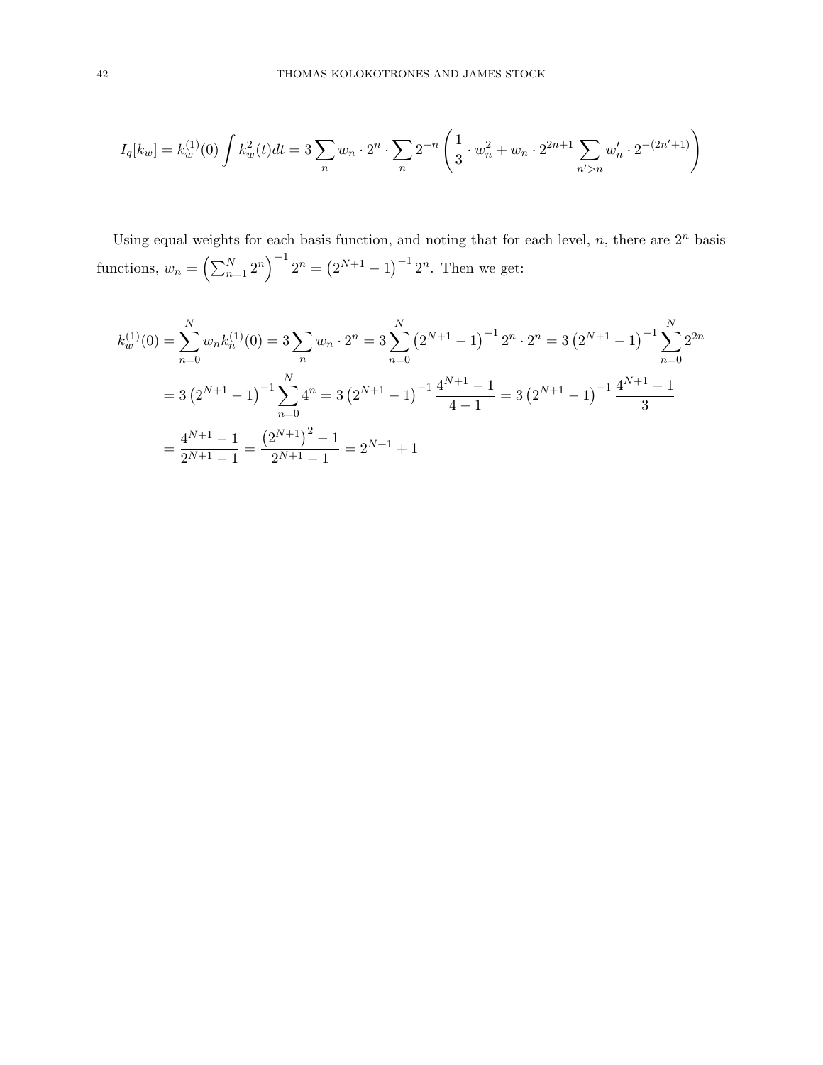$$I_q[k_w] = k_w^{(1)}(0) \int k_w^2(t)dt = 3\sum_n w_n \cdot 2^n \cdot \sum_n 2^{-n}\left(\frac{1}{3} \cdot w_n^2 + w_n \cdot 2^{2n+1} \sum_{n'>n} w_n' \cdot 2^{-(2n'+1)}\right)$$

Using equal weights for each basis function, and noting that for each level, $n$, there are $2^n$ basis functions, $w_n = \left(\sum_{n=1}^{N} 2^n\right)^{-1} 2^n = \left(2^{N+1}-1\right)^{-1} 2^n$. Then we get:

$$\begin{aligned}
k_w^{(1)}(0) &= \sum_{n=0}^{N} w_n k_n^{(1)}(0) = 3\sum_n w_n \cdot 2^n = 3\sum_{n=0}^{N}\left(2^{N+1}-1\right)^{-1} 2^n \cdot 2^n = 3\left(2^{N+1}-1\right)^{-1}\sum_{n=0}^{N} 2^{2n} \\
&= 3\left(2^{N+1}-1\right)^{-1}\sum_{n=0}^{N} 4^n = 3\left(2^{N+1}-1\right)^{-1}\frac{4^{N+1}-1}{4-1} = 3\left(2^{N+1}-1\right)^{-1}\frac{4^{N+1}-1}{3} \\
&= \frac{4^{N+1}-1}{2^{N+1}-1} = \frac{\left(2^{N+1}\right)^2-1}{2^{N+1}-1} = 2^{N+1}+1
\end{aligned}$$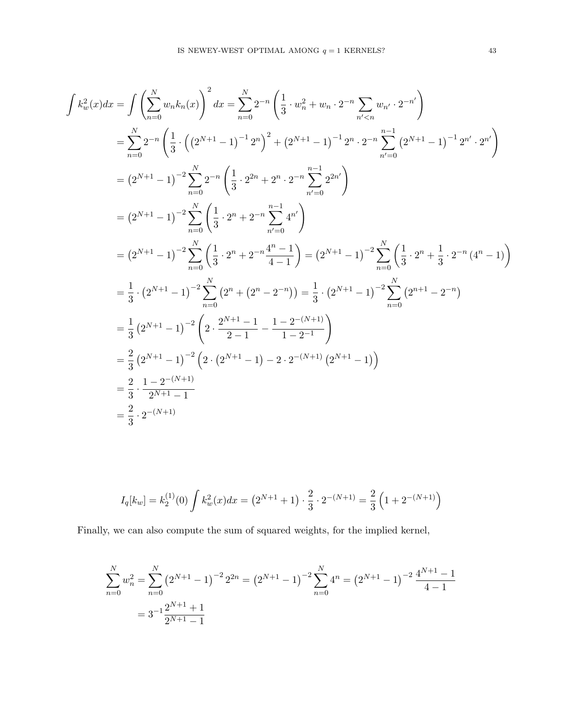$$
\begin{aligned}
\int k_w^2(x)dx &= \int \left(\sum_{n=0}^{N} w_n k_n(x)\right)^2 dx = \sum_{n=0}^{N} 2^{-n}\left(\frac{1}{3}\cdot w_n^2 + w_n \cdot 2^{-n}\sum_{n'<n} w_{n'}\cdot 2^{-n'}\right) \\
&= \sum_{n=0}^{N} 2^{-n}\left(\frac{1}{3}\cdot\left(\left(2^{N+1}-1\right)^{-1}2^n\right)^2 + \left(2^{N+1}-1\right)^{-1}2^n\cdot 2^{-n}\sum_{n'=0}^{n-1}\left(2^{N+1}-1\right)^{-1}2^{n'}\cdot 2^{n'}\right) \\
&= \left(2^{N+1}-1\right)^{-2}\sum_{n=0}^{N} 2^{-n}\left(\frac{1}{3}\cdot 2^{2n} + 2^n\cdot 2^{-n}\sum_{n'=0}^{n-1}2^{2n'}\right) \\
&= \left(2^{N+1}-1\right)^{-2}\sum_{n=0}^{N}\left(\frac{1}{3}\cdot 2^n + 2^{-n}\sum_{n'=0}^{n-1}4^{n'}\right) \\
&= \left(2^{N+1}-1\right)^{-2}\sum_{n=0}^{N}\left(\frac{1}{3}\cdot 2^n + 2^{-n}\frac{4^n-1}{4-1}\right) = \left(2^{N+1}-1\right)^{-2}\sum_{n=0}^{N}\left(\frac{1}{3}\cdot 2^n + \frac{1}{3}\cdot 2^{-n}\left(4^n-1\right)\right) \\
&= \frac{1}{3}\cdot\left(2^{N+1}-1\right)^{-2}\sum_{n=0}^{N}\left(2^n + \left(2^n - 2^{-n}\right)\right) = \frac{1}{3}\cdot\left(2^{N+1}-1\right)^{-2}\sum_{n=0}^{N}\left(2^{n+1}-2^{-n}\right) \\
&= \frac{1}{3}\left(2^{N+1}-1\right)^{-2}\left(2\cdot\frac{2^{N+1}-1}{2-1} - \frac{1-2^{-(N+1)}}{1-2^{-1}}\right) \\
&= \frac{2}{3}\left(2^{N+1}-1\right)^{-2}\left(2\cdot\left(2^{N+1}-1\right) - 2\cdot 2^{-(N+1)}\left(2^{N+1}-1\right)\right) \\
&= \frac{2}{3}\cdot\frac{1-2^{-(N+1)}}{2^{N+1}-1} \\
&= \frac{2}{3}\cdot 2^{-(N+1)}
\end{aligned}
$$

$$
I_q[k_w] = k_2^{(1)}(0)\int k_w^2(x)dx = \left(2^{N+1}+1\right)\cdot\frac{2}{3}\cdot 2^{-(N+1)} = \frac{2}{3}\left(1+2^{-(N+1)}\right)
$$

Finally, we can also compute the sum of squared weights, for the implied kernel,

$$
\begin{aligned}
\sum_{n=0}^{N} w_n^2 &= \sum_{n=0}^{N}\left(2^{N+1}-1\right)^{-2}2^{2n} = \left(2^{N+1}-1\right)^{-2}\sum_{n=0}^{N}4^n = \left(2^{N+1}-1\right)^{-2}\frac{4^{N+1}-1}{4-1} \\
&= 3^{-1}\frac{2^{N+1}+1}{2^{N+1}-1}
\end{aligned}
$$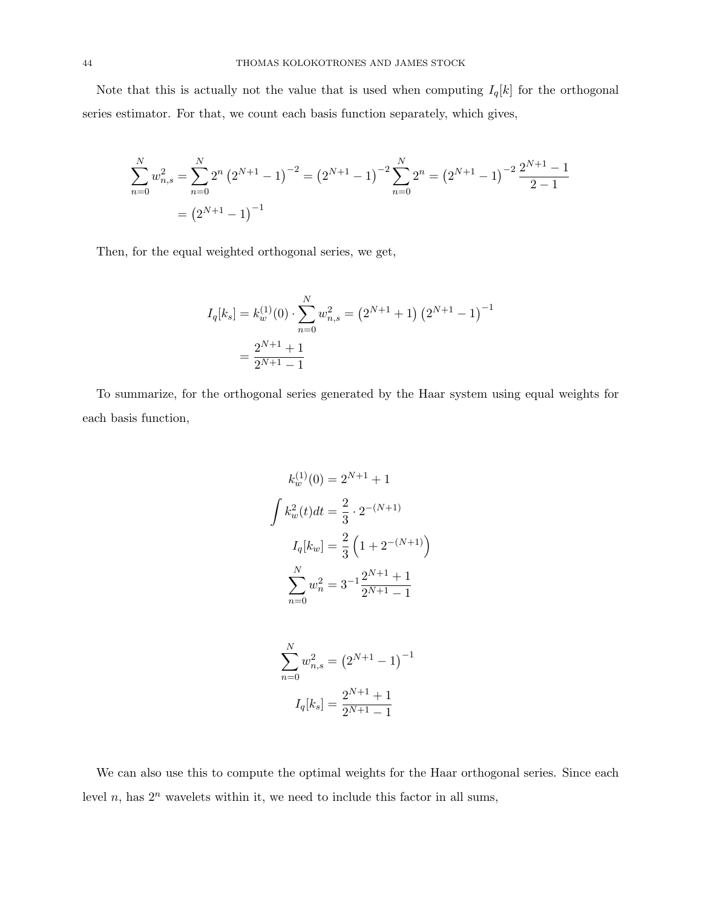Note that this is actually not the value that is used when computing $I_q[k]$ for the orthogonal series estimator. For that, we count each basis function separately, which gives,

$$
\begin{aligned}
\sum_{n=0}^{N} w_{n,s}^2 &= \sum_{n=0}^{N} 2^n \left(2^{N+1}-1\right)^{-2} = \left(2^{N+1}-1\right)^{-2} \sum_{n=0}^{N} 2^n = \left(2^{N+1}-1\right)^{-2} \frac{2^{N+1}-1}{2-1} \\
&= \left(2^{N+1}-1\right)^{-1}
\end{aligned}
$$

Then, for the equal weighted orthogonal series, we get,

$$
\begin{aligned}
I_q[k_s] &= k_w^{(1)}(0) \cdot \sum_{n=0}^{N} w_{n,s}^2 = \left(2^{N+1}+1\right)\left(2^{N+1}-1\right)^{-1} \\
&= \frac{2^{N+1}+1}{2^{N+1}-1}
\end{aligned}
$$

To summarize, for the orthogonal series generated by the Haar system using equal weights for each basis function,

$$
\begin{aligned}
k_w^{(1)}(0) &= 2^{N+1}+1 \\
\int k_w^2(t)dt &= \frac{2}{3} \cdot 2^{-(N+1)} \\
I_q[k_w] &= \frac{2}{3}\left(1+2^{-(N+1)}\right) \\
\sum_{n=0}^{N} w_n^2 &= 3^{-1} \frac{2^{N+1}+1}{2^{N+1}-1}
\end{aligned}
$$

$$
\begin{aligned}
\sum_{n=0}^{N} w_{n,s}^2 &= \left(2^{N+1}-1\right)^{-1} \\
I_q[k_s] &= \frac{2^{N+1}+1}{2^{N+1}-1}
\end{aligned}
$$

We can also use this to compute the optimal weights for the Haar orthogonal series. Since each level $n$, has $2^n$ wavelets within it, we need to include this factor in all sums,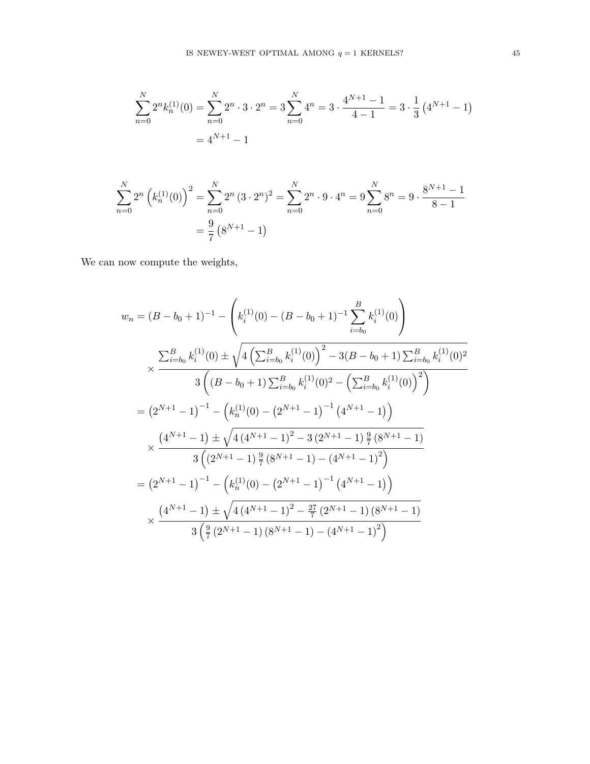$$
\sum_{n=0}^{N} 2^n k_n^{(1)}(0) = \sum_{n=0}^{N} 2^n \cdot 3 \cdot 2^n = 3 \sum_{n=0}^{N} 4^n = 3 \cdot \frac{4^{N+1} - 1}{4 - 1} = 3 \cdot \frac{1}{3}\left(4^{N+1} - 1\right)
$$
$$
= 4^{N+1} - 1
$$

$$
\sum_{n=0}^{N} 2^n \left(k_n^{(1)}(0)\right)^2 = \sum_{n=0}^{N} 2^n \left(3 \cdot 2^n\right)^2 = \sum_{n=0}^{N} 2^n \cdot 9 \cdot 4^n = 9 \sum_{n=0}^{N} 8^n = 9 \cdot \frac{8^{N+1} - 1}{8 - 1}
$$
$$
= \frac{9}{7}\left(8^{N+1} - 1\right)
$$

We can now compute the weights,

$$
\begin{aligned}
w_n &= (B - b_0 + 1)^{-1} - \left(k_i^{(1)}(0) - (B - b_0 + 1)^{-1} \sum_{i=b_0}^{B} k_i^{(1)}(0)\right) \\
&\quad \times \frac{\sum_{i=b_0}^{B} k_i^{(1)}(0) \pm \sqrt{4\left(\sum_{i=b_0}^{B} k_i^{(1)}(0)\right)^2 - 3(B - b_0 + 1)\sum_{i=b_0}^{B} k_i^{(1)}(0)^2}}{3\left((B - b_0 + 1)\sum_{i=b_0}^{B} k_i^{(1)}(0)^2 - \left(\sum_{i=b_0}^{B} k_i^{(1)}(0)\right)^2\right)} \\
&= \left(2^{N+1} - 1\right)^{-1} - \left(k_n^{(1)}(0) - \left(2^{N+1} - 1\right)^{-1}\left(4^{N+1} - 1\right)\right) \\
&\quad \times \frac{\left(4^{N+1} - 1\right) \pm \sqrt{4\left(4^{N+1} - 1\right)^2 - 3\left(2^{N+1} - 1\right)\frac{9}{7}\left(8^{N+1} - 1\right)}}{3\left(\left(2^{N+1} - 1\right)\frac{9}{7}\left(8^{N+1} - 1\right) - \left(4^{N+1} - 1\right)^2\right)} \\
&= \left(2^{N+1} - 1\right)^{-1} - \left(k_n^{(1)}(0) - \left(2^{N+1} - 1\right)^{-1}\left(4^{N+1} - 1\right)\right) \\
&\quad \times \frac{\left(4^{N+1} - 1\right) \pm \sqrt{4\left(4^{N+1} - 1\right)^2 - \frac{27}{7}\left(2^{N+1} - 1\right)\left(8^{N+1} - 1\right)}}{3\left(\frac{9}{7}\left(2^{N+1} - 1\right)\left(8^{N+1} - 1\right) - \left(4^{N+1} - 1\right)^2\right)}
\end{aligned}
$$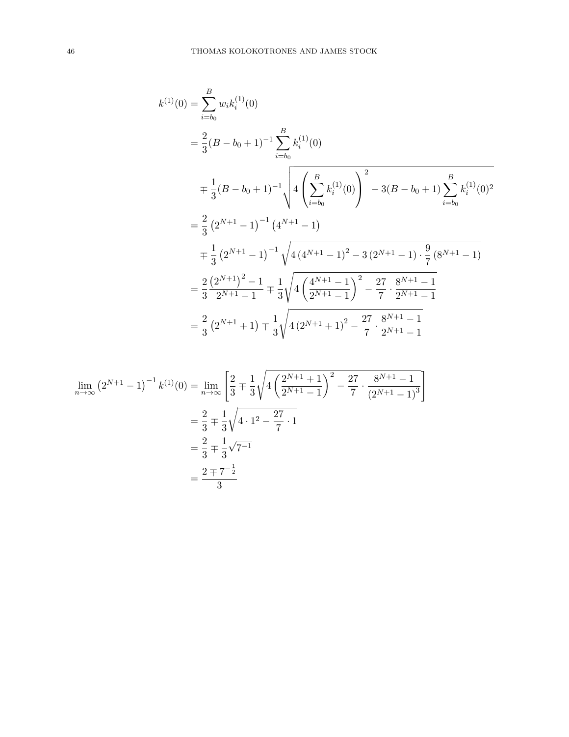$$
\begin{aligned}
k^{(1)}(0) &= \sum_{i=b_0}^{B} w_i k_i^{(1)}(0) \\
&= \frac{2}{3}(B - b_0 + 1)^{-1} \sum_{i=b_0}^{B} k_i^{(1)}(0) \\
&\quad \mp \frac{1}{3}(B - b_0 + 1)^{-1} \sqrt{4 \left( \sum_{i=b_0}^{B} k_i^{(1)}(0) \right)^2 - 3(B - b_0 + 1) \sum_{i=b_0}^{B} k_i^{(1)}(0)^2} \\
&= \frac{2}{3} \left(2^{N+1} - 1\right)^{-1} \left(4^{N+1} - 1\right) \\
&\quad \mp \frac{1}{3} \left(2^{N+1} - 1\right)^{-1} \sqrt{4 \left(4^{N+1} - 1\right)^2 - 3 \left(2^{N+1} - 1\right) \cdot \frac{9}{7} \left(8^{N+1} - 1\right)} \\
&= \frac{2}{3} \frac{\left(2^{N+1}\right)^2 - 1}{2^{N+1} - 1} \mp \frac{1}{3} \sqrt{4 \left( \frac{4^{N+1} - 1}{2^{N+1} - 1} \right)^2 - \frac{27}{7} \cdot \frac{8^{N+1} - 1}{2^{N+1} - 1}} \\
&= \frac{2}{3} \left(2^{N+1} + 1\right) \mp \frac{1}{3} \sqrt{4 \left(2^{N+1} + 1\right)^2 - \frac{27}{7} \cdot \frac{8^{N+1} - 1}{2^{N+1} - 1}}
\end{aligned}
$$

$$
\begin{aligned}
\lim_{n \to \infty} \left(2^{N+1} - 1\right)^{-1} k^{(1)}(0) &= \lim_{n \to \infty} \left[ \frac{2}{3} \mp \frac{1}{3} \sqrt{4 \left( \frac{2^{N+1} + 1}{2^{N+1} - 1} \right)^2 - \frac{27}{7} \cdot \frac{8^{N+1} - 1}{\left(2^{N+1} - 1\right)^3}} \right] \\
&= \frac{2}{3} \mp \frac{1}{3} \sqrt{4 \cdot 1^2 - \frac{27}{7} \cdot 1} \\
&= \frac{2}{3} \mp \frac{1}{3} \sqrt{7^{-1}} \\
&= \frac{2 \mp 7^{-\frac{1}{2}}}{3}
\end{aligned}
$$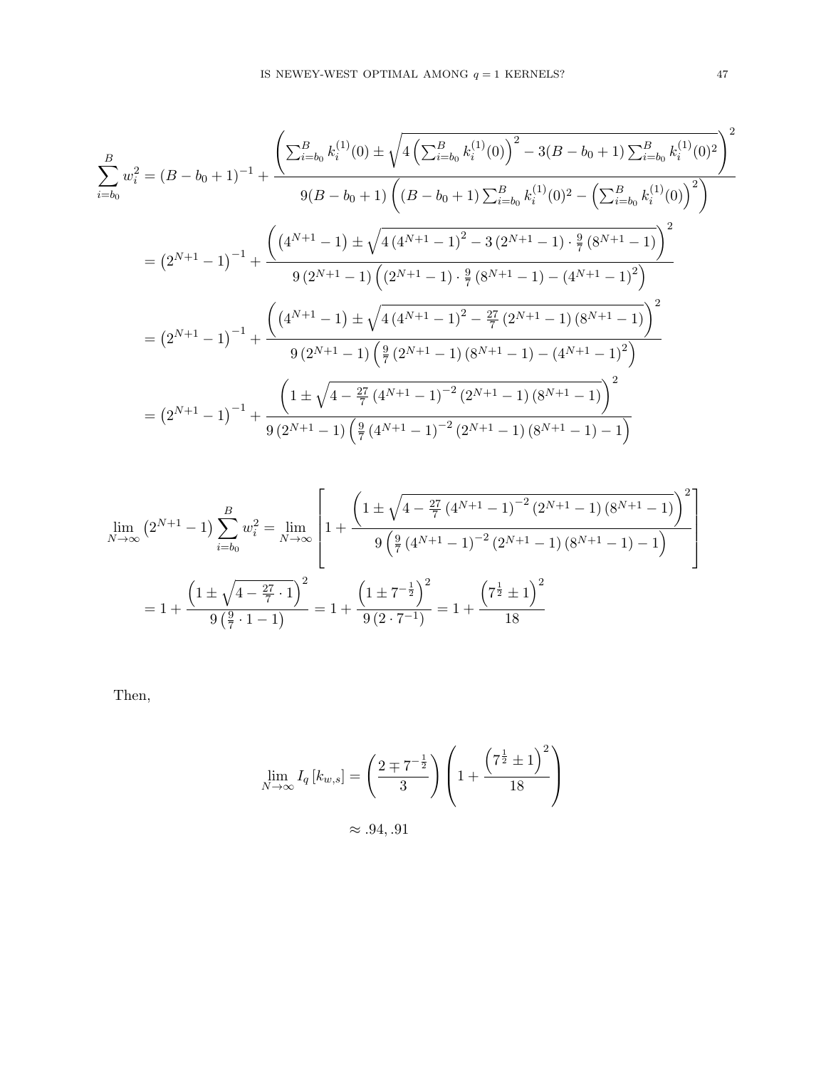$$
\begin{aligned}
\sum_{i=b_0}^{B} w_i^2 &= (B-b_0+1)^{-1} + \frac{\left(\sum_{i=b_0}^{B} k_i^{(1)}(0) \pm \sqrt{4\left(\sum_{i=b_0}^{B} k_i^{(1)}(0)\right)^2 - 3(B-b_0+1)\sum_{i=b_0}^{B} k_i^{(1)}(0)^2}\right)^2}{9(B-b_0+1)\left((B-b_0+1)\sum_{i=b_0}^{B} k_i^{(1)}(0)^2 - \left(\sum_{i=b_0}^{B} k_i^{(1)}(0)\right)^2\right)} \\
&= \left(2^{N+1}-1\right)^{-1} + \frac{\left(\left(4^{N+1}-1\right) \pm \sqrt{4\left(4^{N+1}-1\right)^2 - 3\left(2^{N+1}-1\right)\cdot \frac{9}{7}\left(8^{N+1}-1\right)}\right)^2}{9\left(2^{N+1}-1\right)\left(\left(2^{N+1}-1\right)\cdot\frac{9}{7}\left(8^{N+1}-1\right) - \left(4^{N+1}-1\right)^2\right)} \\
&= \left(2^{N+1}-1\right)^{-1} + \frac{\left(\left(4^{N+1}-1\right) \pm \sqrt{4\left(4^{N+1}-1\right)^2 - \frac{27}{7}\left(2^{N+1}-1\right)\left(8^{N+1}-1\right)}\right)^2}{9\left(2^{N+1}-1\right)\left(\frac{9}{7}\left(2^{N+1}-1\right)\left(8^{N+1}-1\right) - \left(4^{N+1}-1\right)^2\right)} \\
&= \left(2^{N+1}-1\right)^{-1} + \frac{\left(1 \pm \sqrt{4 - \frac{27}{7}\left(4^{N+1}-1\right)^{-2}\left(2^{N+1}-1\right)\left(8^{N+1}-1\right)}\right)^2}{9\left(2^{N+1}-1\right)\left(\frac{9}{7}\left(4^{N+1}-1\right)^{-2}\left(2^{N+1}-1\right)\left(8^{N+1}-1\right) - 1\right)}
\end{aligned}
$$

$$
\begin{aligned}
\lim_{N\to\infty}\left(2^{N+1}-1\right)\sum_{i=b_0}^{B} w_i^2 &= \lim_{N\to\infty}\left[1 + \frac{\left(1 \pm \sqrt{4 - \frac{27}{7}\left(4^{N+1}-1\right)^{-2}\left(2^{N+1}-1\right)\left(8^{N+1}-1\right)}\right)^2}{9\left(\frac{9}{7}\left(4^{N+1}-1\right)^{-2}\left(2^{N+1}-1\right)\left(8^{N+1}-1\right) - 1\right)}\right] \\
&= 1 + \frac{\left(1 \pm \sqrt{4 - \frac{27}{7}\cdot 1}\right)^2}{9\left(\frac{9}{7}\cdot 1 - 1\right)} = 1 + \frac{\left(1 \pm 7^{-\frac{1}{2}}\right)^2}{9\left(2\cdot 7^{-1}\right)} = 1 + \frac{\left(7^{\frac{1}{2}} \pm 1\right)^2}{18}
\end{aligned}
$$

Then,

$$
\begin{aligned}
\lim_{N\to\infty} I_q\left[k_{w,s}\right] &= \left(\frac{2 \mp 7^{-\frac{1}{2}}}{3}\right)\left(1 + \frac{\left(7^{\frac{1}{2}} \pm 1\right)^2}{18}\right) \\
&\approx .94, .91
\end{aligned}
$$